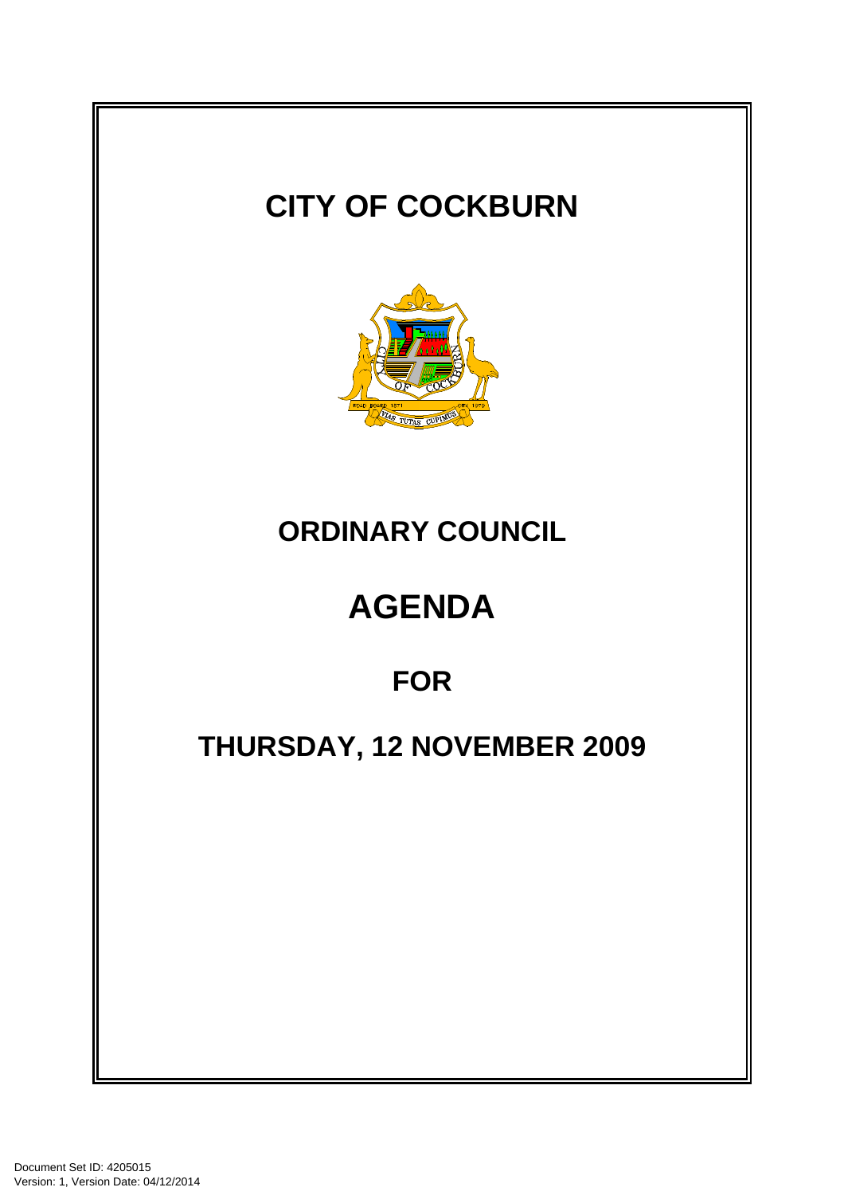# CITY OF COCKBURN

# ORDINARY COUNCIL

# AGENDA

## FOR

## THURSDAY, 12 NOVEMBER 2009

Document Set ID: 4205015
Version: 1, Version Date: 04/12/2014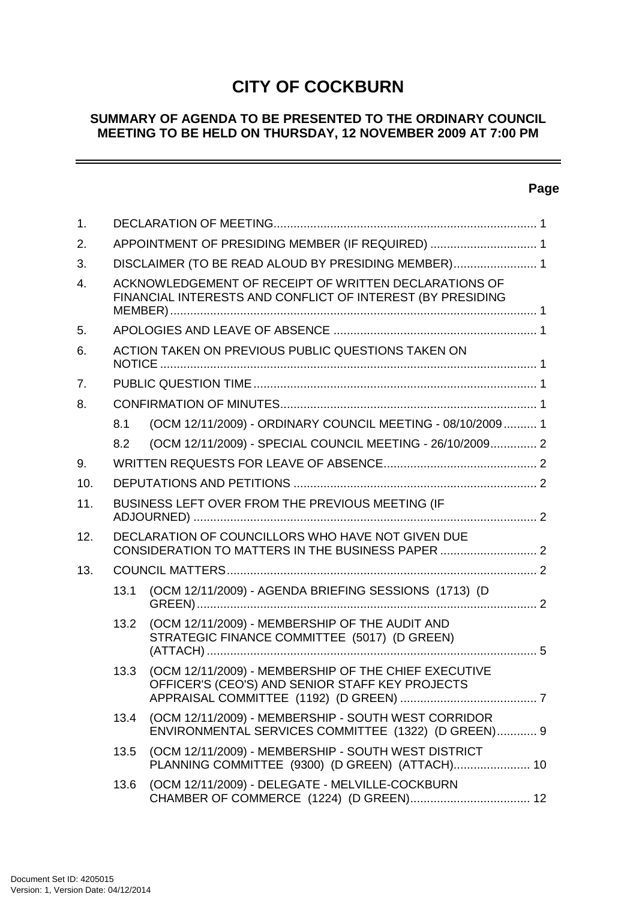# CITY OF COCKBURN

## SUMMARY OF AGENDA TO BE PRESENTED TO THE ORDINARY COUNCIL MEETING TO BE HELD ON THURSDAY, 12 NOVEMBER 2009 AT 7:00 PM

---

**Page**

1. DECLARATION OF MEETING ............................................................................... 1
2. APPOINTMENT OF PRESIDING MEMBER (IF REQUIRED) ................................ 1
3. DISCLAIMER (TO BE READ ALOUD BY PRESIDING MEMBER) ......................... 1
4. ACKNOWLEDGEMENT OF RECEIPT OF WRITTEN DECLARATIONS OF FINANCIAL INTERESTS AND CONFLICT OF INTEREST (BY PRESIDING MEMBER) ............................................................................................................ 1
5. APOLOGIES AND LEAVE OF ABSENCE ............................................................ 1
6. ACTION TAKEN ON PREVIOUS PUBLIC QUESTIONS TAKEN ON NOTICE ............................................................................................................... 1
7. PUBLIC QUESTION TIME .................................................................................... 1
8. CONFIRMATION OF MINUTES ............................................................................ 1
   - 8.1 (OCM 12/11/2009) - ORDINARY COUNCIL MEETING - 08/10/2009 .......... 1
   - 8.2 (OCM 12/11/2009) - SPECIAL COUNCIL MEETING - 26/10/2009 ............. 2
9. WRITTEN REQUESTS FOR LEAVE OF ABSENCE .............................................. 2
10. DEPUTATIONS AND PETITIONS ......................................................................... 2
11. BUSINESS LEFT OVER FROM THE PREVIOUS MEETING (IF ADJOURNED) ...................................................................................................... 2
12. DECLARATION OF COUNCILLORS WHO HAVE NOT GIVEN DUE CONSIDERATION TO MATTERS IN THE BUSINESS PAPER ............................. 2
13. COUNCIL MATTERS ............................................................................................. 2
    - 13.1 (OCM 12/11/2009) - AGENDA BRIEFING SESSIONS (1713) (D GREEN) ..................................................................................................... 2
    - 13.2 (OCM 12/11/2009) - MEMBERSHIP OF THE AUDIT AND STRATEGIC FINANCE COMMITTEE (5017) (D GREEN) (ATTACH) .................................................................................................. 5
    - 13.3 (OCM 12/11/2009) - MEMBERSHIP OF THE CHIEF EXECUTIVE OFFICER'S (CEO'S) AND SENIOR STAFF KEY PROJECTS APPRAISAL COMMITTEE (1192) (D GREEN) ......................................... 7
    - 13.4 (OCM 12/11/2009) - MEMBERSHIP - SOUTH WEST CORRIDOR ENVIRONMENTAL SERVICES COMMITTEE (1322) (D GREEN) ............ 9
    - 13.5 (OCM 12/11/2009) - MEMBERSHIP - SOUTH WEST DISTRICT PLANNING COMMITTEE (9300) (D GREEN) (ATTACH) ....................... 10
    - 13.6 (OCM 12/11/2009) - DELEGATE - MELVILLE-COCKBURN CHAMBER OF COMMERCE (1224) (D GREEN) .................................... 12

Document Set ID: 4205015
Version: 1, Version Date: 04/12/2014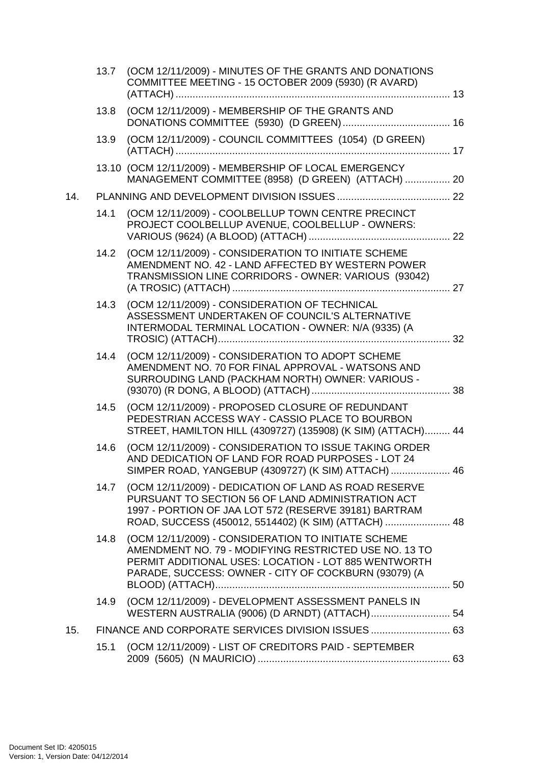13.7 (OCM 12/11/2009) - MINUTES OF THE GRANTS AND DONATIONS COMMITTEE MEETING - 15 OCTOBER 2009 (5930) (R AVARD) (ATTACH) ........................................................................................ 13

13.8 (OCM 12/11/2009) - MEMBERSHIP OF THE GRANTS AND DONATIONS COMMITTEE (5930) (D GREEN) ...................................... 16

13.9 (OCM 12/11/2009) - COUNCIL COMMITTEES (1054) (D GREEN) (ATTACH) ........................................................................................ 17

13.10 (OCM 12/11/2009) - MEMBERSHIP OF LOCAL EMERGENCY MANAGEMENT COMMITTEE (8958) (D GREEN) (ATTACH) ................ 20

14. PLANNING AND DEVELOPMENT DIVISION ISSUES ........................................ 22

14.1 (OCM 12/11/2009) - COOLBELLUP TOWN CENTRE PRECINCT PROJECT COOLBELLUP AVENUE, COOLBELLUP - OWNERS: VARIOUS (9624) (A BLOOD) (ATTACH) .................................................. 22

14.2 (OCM 12/11/2009) - CONSIDERATION TO INITIATE SCHEME AMENDMENT NO. 42 - LAND AFFECTED BY WESTERN POWER TRANSMISSION LINE CORRIDORS - OWNER: VARIOUS (93042) (A TROSIC) (ATTACH) ............................................................................. 27

14.3 (OCM 12/11/2009) - CONSIDERATION OF TECHNICAL ASSESSMENT UNDERTAKEN OF COUNCIL'S ALTERNATIVE INTERMODAL TERMINAL LOCATION - OWNER: N/A (9335) (A TROSIC) (ATTACH)................................................................................... 32

14.4 (OCM 12/11/2009) - CONSIDERATION TO ADOPT SCHEME AMENDMENT NO. 70 FOR FINAL APPROVAL - WATSONS AND SURROUDING LAND (PACKHAM NORTH) OWNER: VARIOUS - (93070) (R DONG, A BLOOD) (ATTACH) ................................................. 38

14.5 (OCM 12/11/2009) - PROPOSED CLOSURE OF REDUNDANT PEDESTRIAN ACCESS WAY - CASSIO PLACE TO BOURBON STREET, HAMILTON HILL (4309727) (135908) (K SIM) (ATTACH)......... 44

14.6 (OCM 12/11/2009) - CONSIDERATION TO ISSUE TAKING ORDER AND DEDICATION OF LAND FOR ROAD PURPOSES - LOT 24 SIMPER ROAD, YANGEBUP (4309727) (K SIM) ATTACH) ..................... 46

14.7 (OCM 12/11/2009) - DEDICATION OF LAND AS ROAD RESERVE PURSUANT TO SECTION 56 OF LAND ADMINISTRATION ACT 1997 - PORTION OF JAA LOT 572 (RESERVE 39181) BARTRAM ROAD, SUCCESS (450012, 5514402) (K SIM) (ATTACH) ....................... 48

14.8 (OCM 12/11/2009) - CONSIDERATION TO INITIATE SCHEME AMENDMENT NO. 79 - MODIFYING RESTRICTED USE NO. 13 TO PERMIT ADDITIONAL USES: LOCATION - LOT 885 WENTWORTH PARADE, SUCCESS: OWNER - CITY OF COCKBURN (93079) (A BLOOD) (ATTACH)................................................................................... 50

14.9 (OCM 12/11/2009) - DEVELOPMENT ASSESSMENT PANELS IN WESTERN AUSTRALIA (9006) (D ARNDT) (ATTACH)............................ 54

15. FINANCE AND CORPORATE SERVICES DIVISION ISSUES ............................ 63

15.1 (OCM 12/11/2009) - LIST OF CREDITORS PAID - SEPTEMBER 2009 (5605) (N MAURICIO) .................................................................... 63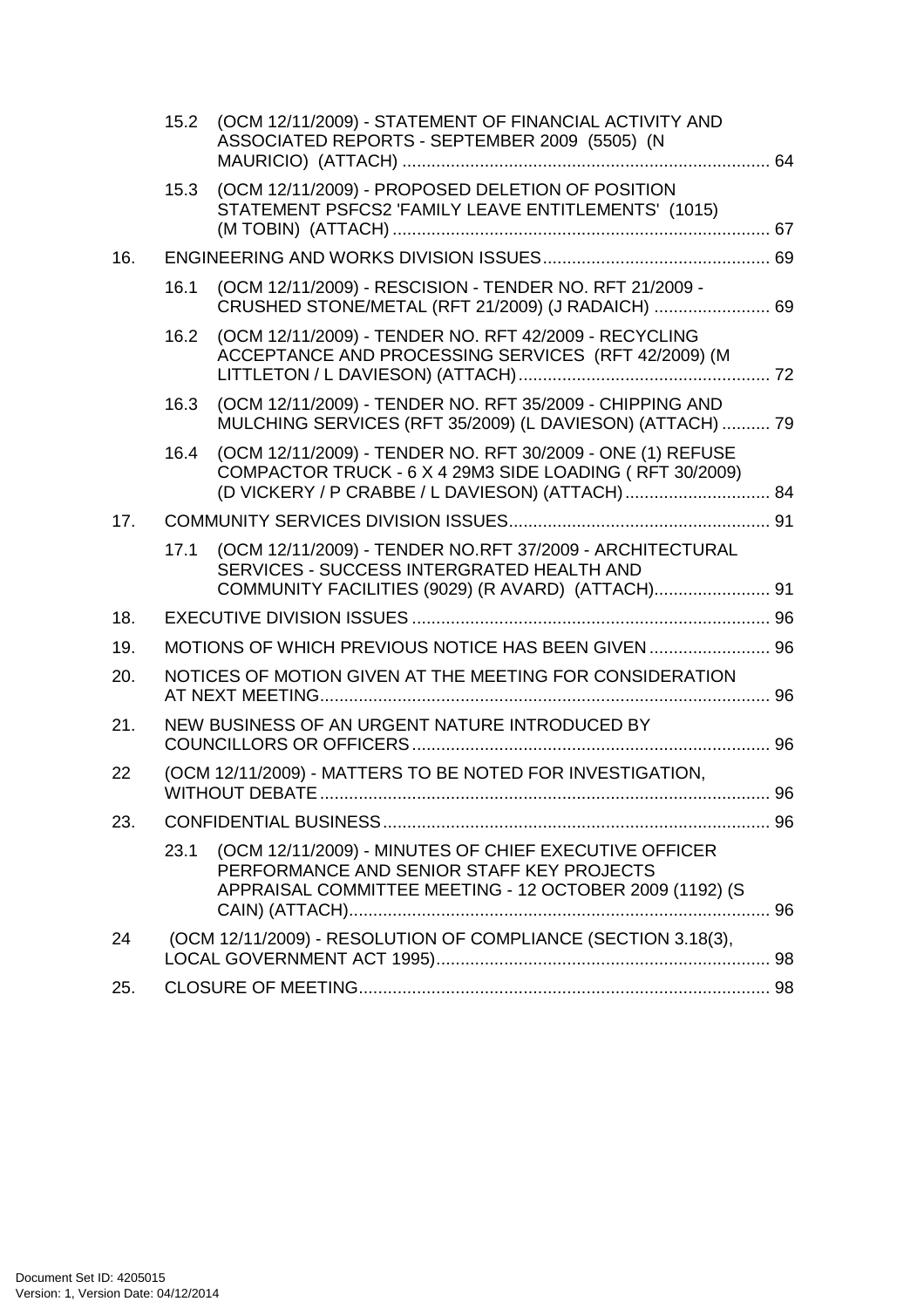15.2 (OCM 12/11/2009) - STATEMENT OF FINANCIAL ACTIVITY AND ASSOCIATED REPORTS - SEPTEMBER 2009 (5505) (N MAURICIO) (ATTACH) ........................................................................... 64

15.3 (OCM 12/11/2009) - PROPOSED DELETION OF POSITION STATEMENT PSFCS2 'FAMILY LEAVE ENTITLEMENTS' (1015) (M TOBIN) (ATTACH) ............................................................................ 67

16. ENGINEERING AND WORKS DIVISION ISSUES .............................................. 69

16.1 (OCM 12/11/2009) - RESCISION - TENDER NO. RFT 21/2009 - CRUSHED STONE/METAL (RFT 21/2009) (J RADAICH) ........................ 69

16.2 (OCM 12/11/2009) - TENDER NO. RFT 42/2009 - RECYCLING ACCEPTANCE AND PROCESSING SERVICES (RFT 42/2009) (M LITTLETON / L DAVIESON) (ATTACH) .................................................... 72

16.3 (OCM 12/11/2009) - TENDER NO. RFT 35/2009 - CHIPPING AND MULCHING SERVICES (RFT 35/2009) (L DAVIESON) (ATTACH) .......... 79

16.4 (OCM 12/11/2009) - TENDER NO. RFT 30/2009 - ONE (1) REFUSE COMPACTOR TRUCK - 6 X 4 29M3 SIDE LOADING ( RFT 30/2009) (D VICKERY / P CRABBE / L DAVIESON) (ATTACH) .............................. 84

17. COMMUNITY SERVICES DIVISION ISSUES ..................................................... 91

17.1 (OCM 12/11/2009) - TENDER NO.RFT 37/2009 - ARCHITECTURAL SERVICES - SUCCESS INTERGRATED HEALTH AND COMMUNITY FACILITIES (9029) (R AVARD) (ATTACH) ........................ 91

18. EXECUTIVE DIVISION ISSUES .......................................................................... 96

19. MOTIONS OF WHICH PREVIOUS NOTICE HAS BEEN GIVEN ......................... 96

20. NOTICES OF MOTION GIVEN AT THE MEETING FOR CONSIDERATION AT NEXT MEETING ............................................................................................ 96

21. NEW BUSINESS OF AN URGENT NATURE INTRODUCED BY COUNCILLORS OR OFFICERS .......................................................................... 96

22 (OCM 12/11/2009) - MATTERS TO BE NOTED FOR INVESTIGATION, WITHOUT DEBATE ............................................................................................ 96

23. CONFIDENTIAL BUSINESS ................................................................................ 96

23.1 (OCM 12/11/2009) - MINUTES OF CHIEF EXECUTIVE OFFICER PERFORMANCE AND SENIOR STAFF KEY PROJECTS APPRAISAL COMMITTEE MEETING - 12 OCTOBER 2009 (1192) (S CAIN) (ATTACH) ....................................................................................... 96

24 (OCM 12/11/2009) - RESOLUTION OF COMPLIANCE (SECTION 3.18(3), LOCAL GOVERNMENT ACT 1995) ..................................................................... 98

25. CLOSURE OF MEETING ..................................................................................... 98

Document Set ID: 4205015
Version: 1, Version Date: 04/12/2014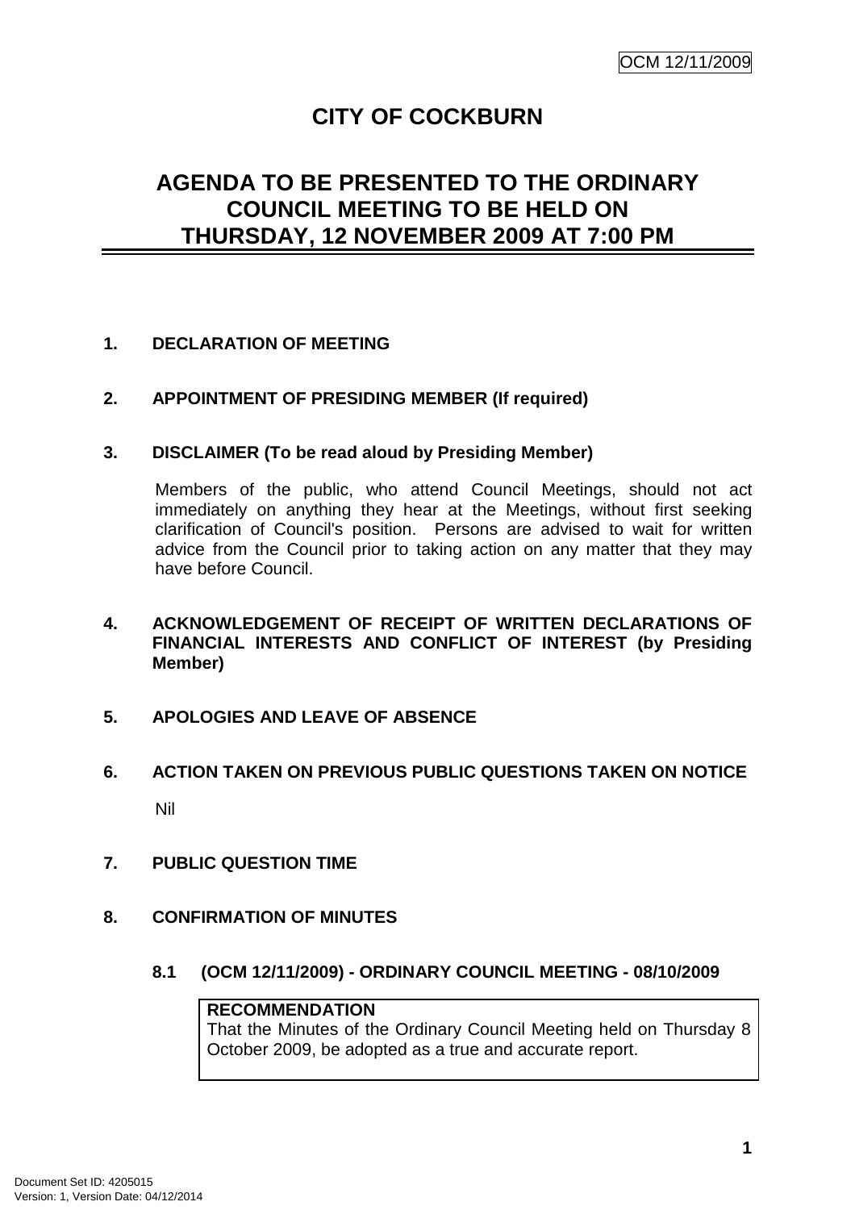# CITY OF COCKBURN

## AGENDA TO BE PRESENTED TO THE ORDINARY COUNCIL MEETING TO BE HELD ON THURSDAY, 12 NOVEMBER 2009 AT 7:00 PM

### 1. DECLARATION OF MEETING

### 2. APPOINTMENT OF PRESIDING MEMBER (If required)

### 3. DISCLAIMER (To be read aloud by Presiding Member)

Members of the public, who attend Council Meetings, should not act immediately on anything they hear at the Meetings, without first seeking clarification of Council's position. Persons are advised to wait for written advice from the Council prior to taking action on any matter that they may have before Council.

### 4. ACKNOWLEDGEMENT OF RECEIPT OF WRITTEN DECLARATIONS OF FINANCIAL INTERESTS AND CONFLICT OF INTEREST (by Presiding Member)

### 5. APOLOGIES AND LEAVE OF ABSENCE

### 6. ACTION TAKEN ON PREVIOUS PUBLIC QUESTIONS TAKEN ON NOTICE

Nil

### 7. PUBLIC QUESTION TIME

### 8. CONFIRMATION OF MINUTES

#### 8.1 (OCM 12/11/2009) - ORDINARY COUNCIL MEETING - 08/10/2009

**RECOMMENDATION**
That the Minutes of the Ordinary Council Meeting held on Thursday 8 October 2009, be adopted as a true and accurate report.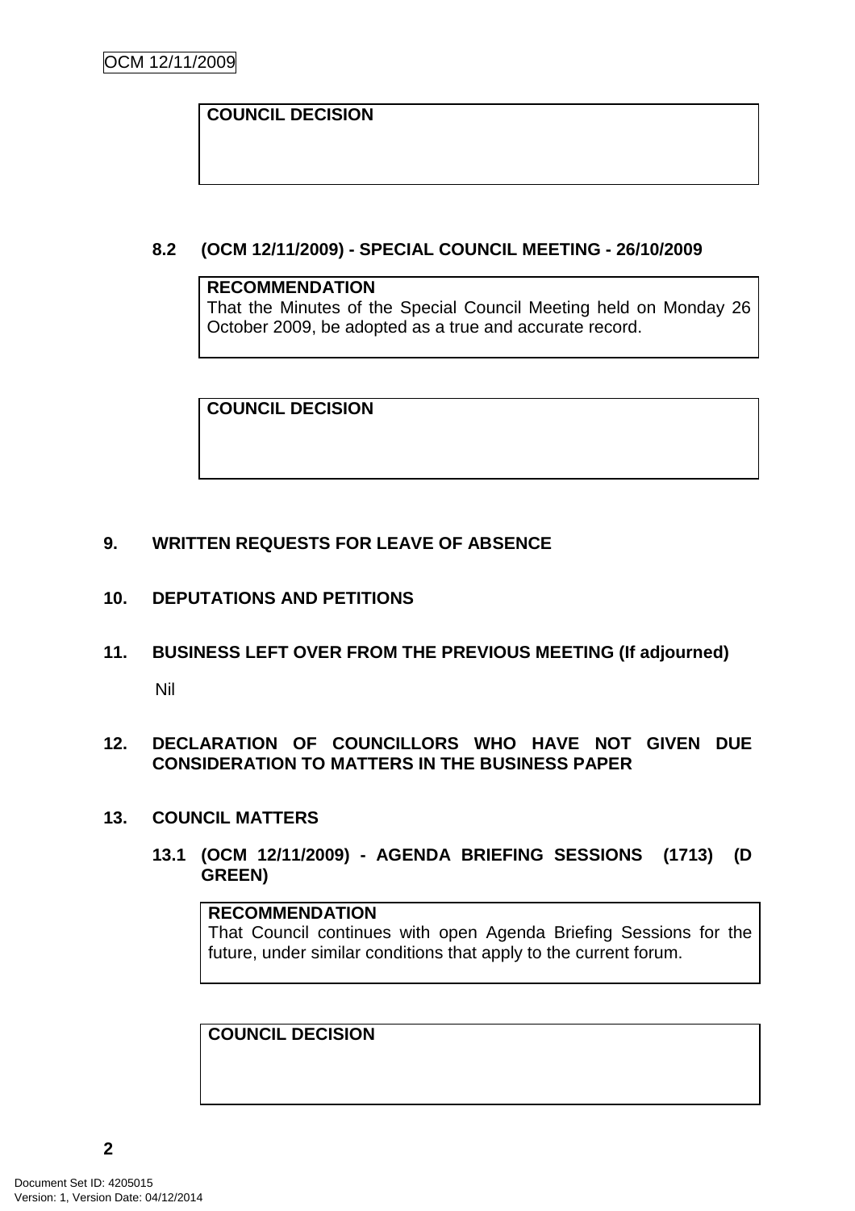**COUNCIL DECISION**

### 8.2 (OCM 12/11/2009) - SPECIAL COUNCIL MEETING - 26/10/2009

**RECOMMENDATION**
That the Minutes of the Special Council Meeting held on Monday 26 October 2009, be adopted as a true and accurate record.

**COUNCIL DECISION**

## 9. WRITTEN REQUESTS FOR LEAVE OF ABSENCE

## 10. DEPUTATIONS AND PETITIONS

## 11. BUSINESS LEFT OVER FROM THE PREVIOUS MEETING (If adjourned)

Nil

## 12. DECLARATION OF COUNCILLORS WHO HAVE NOT GIVEN DUE CONSIDERATION TO MATTERS IN THE BUSINESS PAPER

## 13. COUNCIL MATTERS

### 13.1 (OCM 12/11/2009) - AGENDA BRIEFING SESSIONS (1713) (D GREEN)

**RECOMMENDATION**
That Council continues with open Agenda Briefing Sessions for the future, under similar conditions that apply to the current forum.

**COUNCIL DECISION**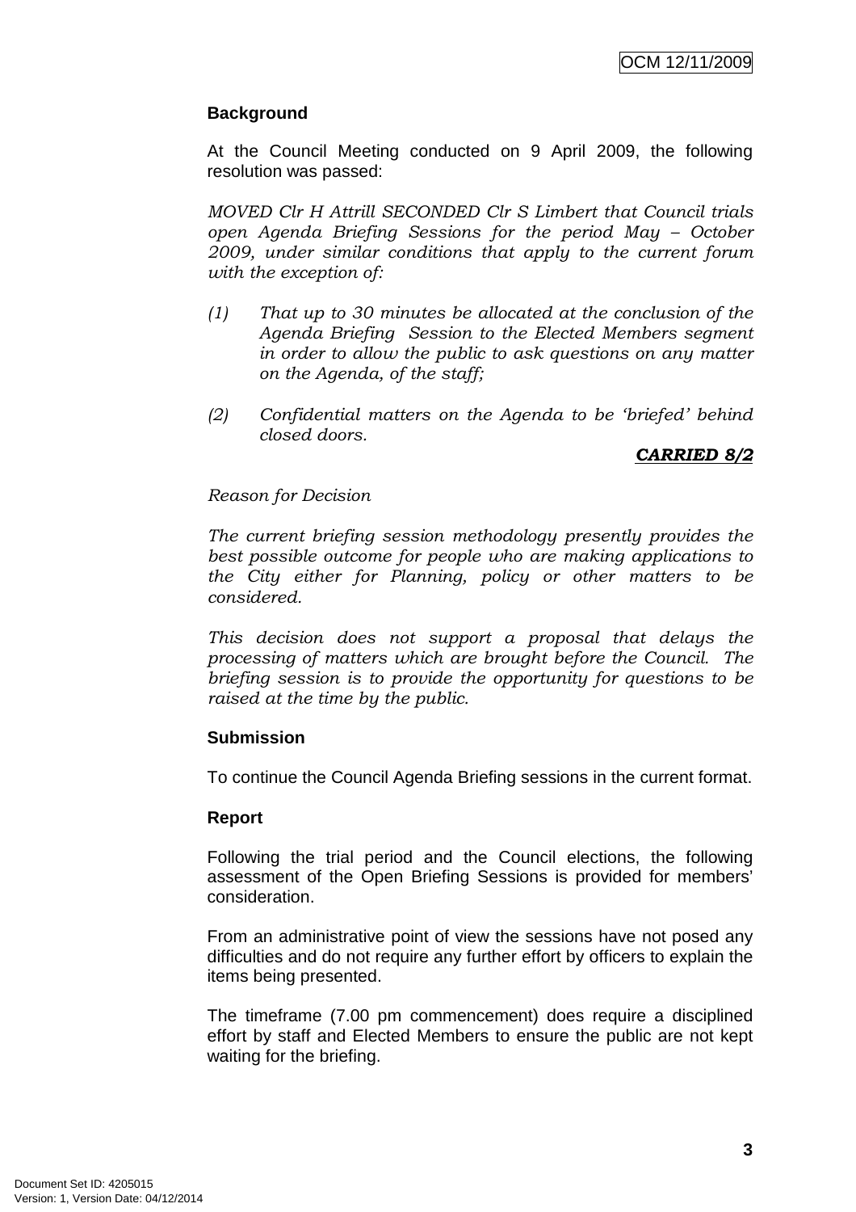**Background**

At the Council Meeting conducted on 9 April 2009, the following resolution was passed:

*MOVED Clr H Attrill SECONDED Clr S Limbert that Council trials open Agenda Briefing Sessions for the period May – October 2009, under similar conditions that apply to the current forum with the exception of:*

*(1) That up to 30 minutes be allocated at the conclusion of the Agenda Briefing Session to the Elected Members segment in order to allow the public to ask questions on any matter on the Agenda, of the staff;*

*(2) Confidential matters on the Agenda to be 'briefed' behind closed doors.*

***CARRIED 8/2***

*Reason for Decision*

*The current briefing session methodology presently provides the best possible outcome for people who are making applications to the City either for Planning, policy or other matters to be considered.*

*This decision does not support a proposal that delays the processing of matters which are brought before the Council. The briefing session is to provide the opportunity for questions to be raised at the time by the public.*

**Submission**

To continue the Council Agenda Briefing sessions in the current format.

**Report**

Following the trial period and the Council elections, the following assessment of the Open Briefing Sessions is provided for members' consideration.

From an administrative point of view the sessions have not posed any difficulties and do not require any further effort by officers to explain the items being presented.

The timeframe (7.00 pm commencement) does require a disciplined effort by staff and Elected Members to ensure the public are not kept waiting for the briefing.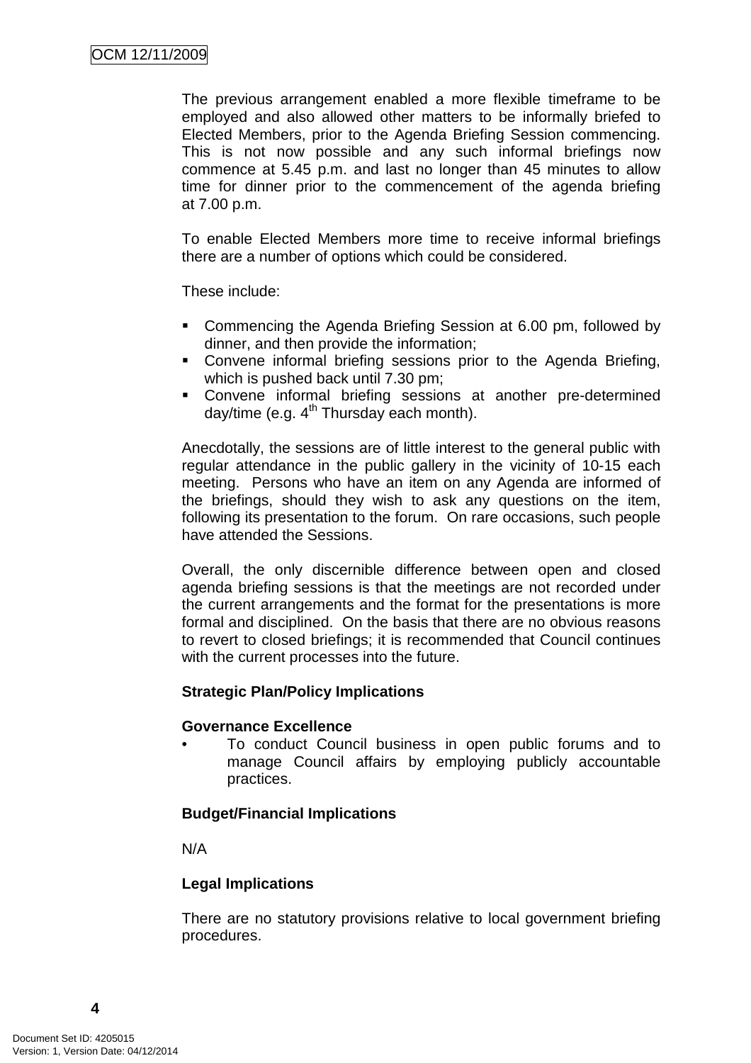The previous arrangement enabled a more flexible timeframe to be employed and also allowed other matters to be informally briefed to Elected Members, prior to the Agenda Briefing Session commencing. This is not now possible and any such informal briefings now commence at 5.45 p.m. and last no longer than 45 minutes to allow time for dinner prior to the commencement of the agenda briefing at 7.00 p.m.

To enable Elected Members more time to receive informal briefings there are a number of options which could be considered.

These include:

- Commencing the Agenda Briefing Session at 6.00 pm, followed by dinner, and then provide the information;
- Convene informal briefing sessions prior to the Agenda Briefing, which is pushed back until 7.30 pm;
- Convene informal briefing sessions at another pre-determined day/time (e.g. 4th Thursday each month).

Anecdotally, the sessions are of little interest to the general public with regular attendance in the public gallery in the vicinity of 10-15 each meeting. Persons who have an item on any Agenda are informed of the briefings, should they wish to ask any questions on the item, following its presentation to the forum. On rare occasions, such people have attended the Sessions.

Overall, the only discernible difference between open and closed agenda briefing sessions is that the meetings are not recorded under the current arrangements and the format for the presentations is more formal and disciplined. On the basis that there are no obvious reasons to revert to closed briefings; it is recommended that Council continues with the current processes into the future.

**Strategic Plan/Policy Implications**

**Governance Excellence**

- To conduct Council business in open public forums and to manage Council affairs by employing publicly accountable practices.

**Budget/Financial Implications**

N/A

**Legal Implications**

There are no statutory provisions relative to local government briefing procedures.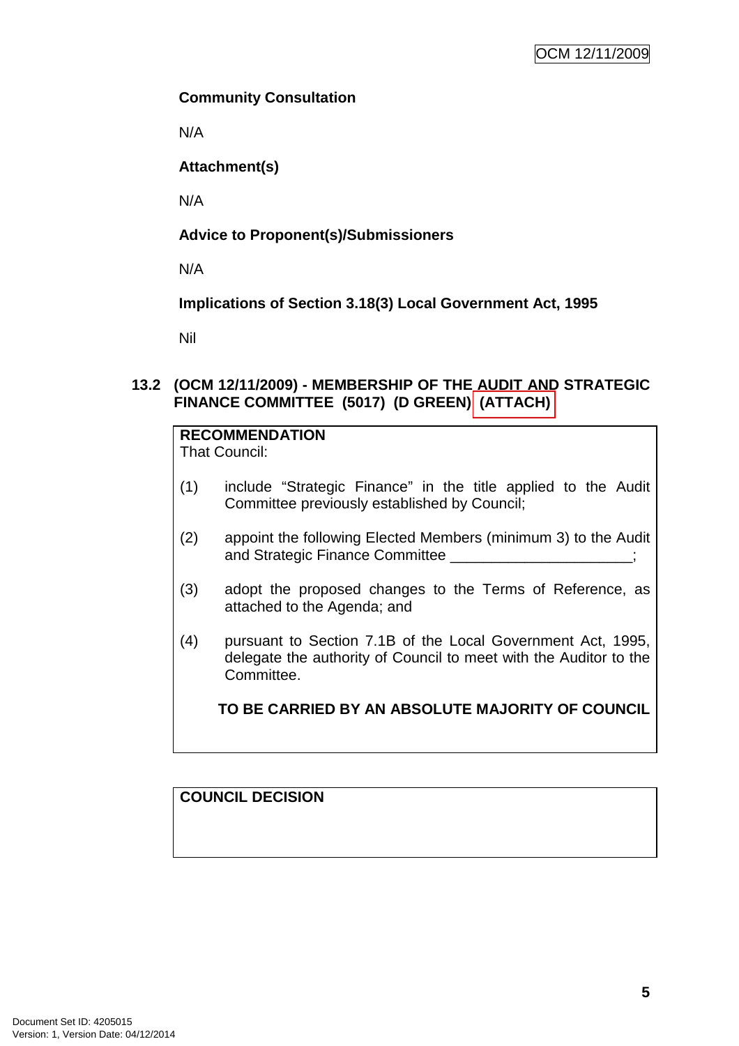**Community Consultation**

N/A

**Attachment(s)**

N/A

**Advice to Proponent(s)/Submissioners**

N/A

**Implications of Section 3.18(3) Local Government Act, 1995**

Nil

## 13.2 (OCM 12/11/2009) - MEMBERSHIP OF THE AUDIT AND STRATEGIC FINANCE COMMITTEE (5017) (D GREEN) (ATTACH)

**RECOMMENDATION**
That Council:

(1) include "Strategic Finance" in the title applied to the Audit Committee previously established by Council;

(2) appoint the following Elected Members (minimum 3) to the Audit and Strategic Finance Committee ______________________;

(3) adopt the proposed changes to the Terms of Reference, as attached to the Agenda; and

(4) pursuant to Section 7.1B of the Local Government Act, 1995, delegate the authority of Council to meet with the Auditor to the Committee.

**TO BE CARRIED BY AN ABSOLUTE MAJORITY OF COUNCIL**

**COUNCIL DECISION**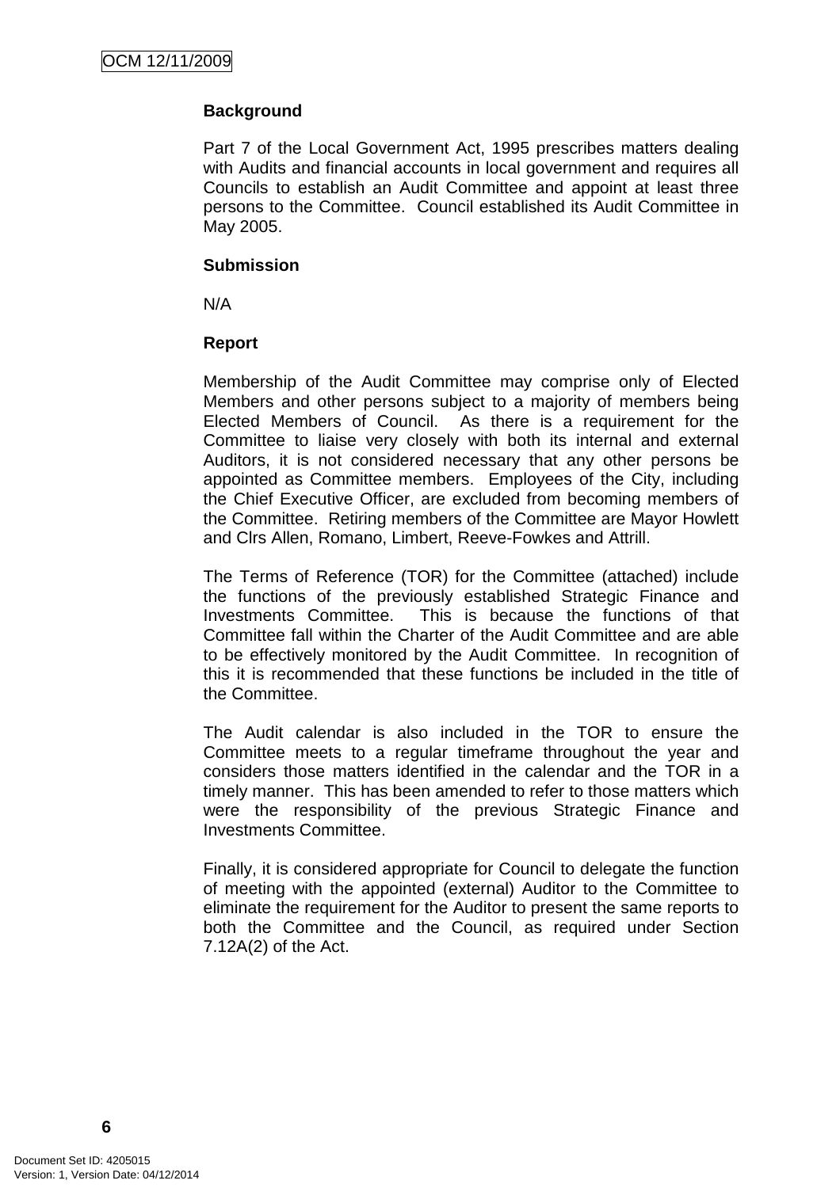**Background**

Part 7 of the Local Government Act, 1995 prescribes matters dealing with Audits and financial accounts in local government and requires all Councils to establish an Audit Committee and appoint at least three persons to the Committee. Council established its Audit Committee in May 2005.

**Submission**

N/A

**Report**

Membership of the Audit Committee may comprise only of Elected Members and other persons subject to a majority of members being Elected Members of Council. As there is a requirement for the Committee to liaise very closely with both its internal and external Auditors, it is not considered necessary that any other persons be appointed as Committee members. Employees of the City, including the Chief Executive Officer, are excluded from becoming members of the Committee. Retiring members of the Committee are Mayor Howlett and Clrs Allen, Romano, Limbert, Reeve-Fowkes and Attrill.

The Terms of Reference (TOR) for the Committee (attached) include the functions of the previously established Strategic Finance and Investments Committee. This is because the functions of that Committee fall within the Charter of the Audit Committee and are able to be effectively monitored by the Audit Committee. In recognition of this it is recommended that these functions be included in the title of the Committee.

The Audit calendar is also included in the TOR to ensure the Committee meets to a regular timeframe throughout the year and considers those matters identified in the calendar and the TOR in a timely manner. This has been amended to refer to those matters which were the responsibility of the previous Strategic Finance and Investments Committee.

Finally, it is considered appropriate for Council to delegate the function of meeting with the appointed (external) Auditor to the Committee to eliminate the requirement for the Auditor to present the same reports to both the Committee and the Council, as required under Section 7.12A(2) of the Act.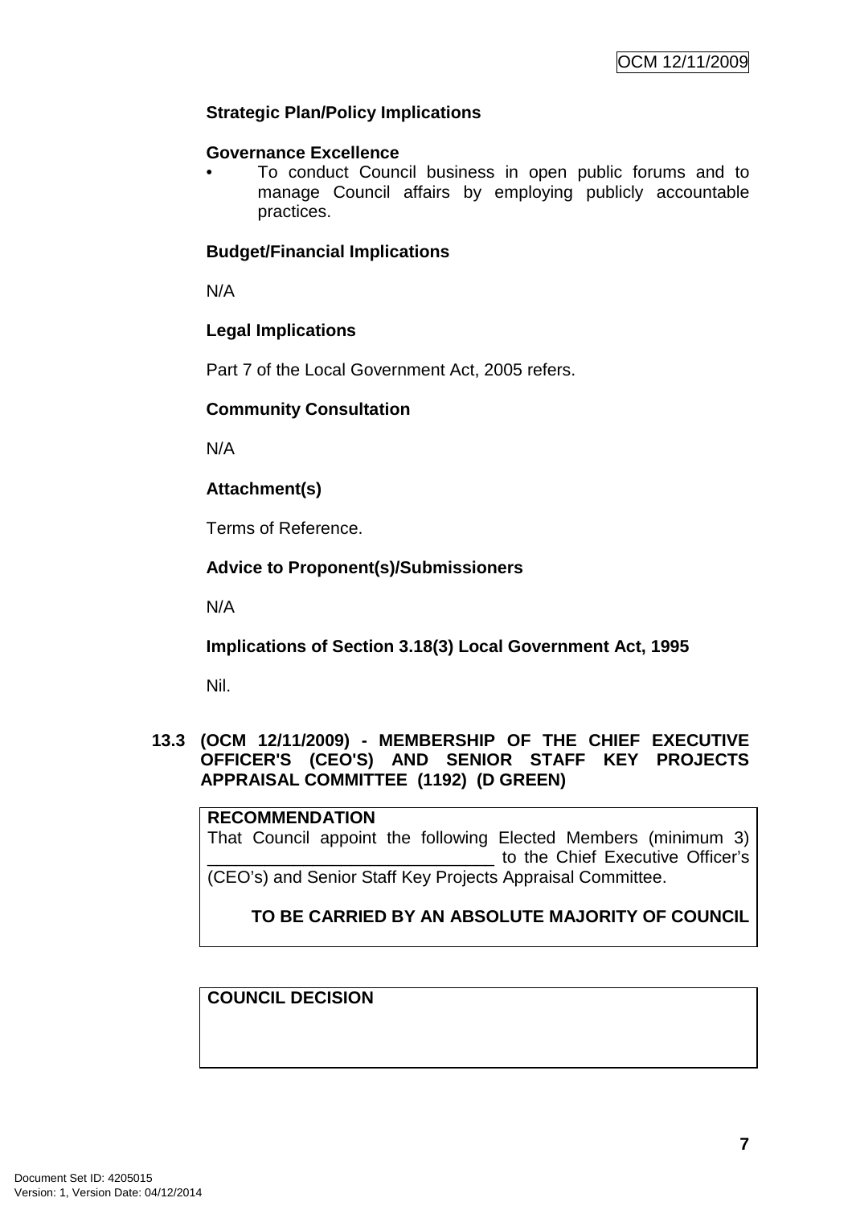**Strategic Plan/Policy Implications**

**Governance Excellence**

- To conduct Council business in open public forums and to manage Council affairs by employing publicly accountable practices.

**Budget/Financial Implications**

N/A

**Legal Implications**

Part 7 of the Local Government Act, 2005 refers.

**Community Consultation**

N/A

**Attachment(s)**

Terms of Reference.

**Advice to Proponent(s)/Submissioners**

N/A

**Implications of Section 3.18(3) Local Government Act, 1995**

Nil.

## 13.3 (OCM 12/11/2009) - MEMBERSHIP OF THE CHIEF EXECUTIVE OFFICER'S (CEO'S) AND SENIOR STAFF KEY PROJECTS APPRAISAL COMMITTEE (1192) (D GREEN)

**RECOMMENDATION**

That Council appoint the following Elected Members (minimum 3) ______________________________ to the Chief Executive Officer's (CEO's) and Senior Staff Key Projects Appraisal Committee.

**TO BE CARRIED BY AN ABSOLUTE MAJORITY OF COUNCIL**

**COUNCIL DECISION**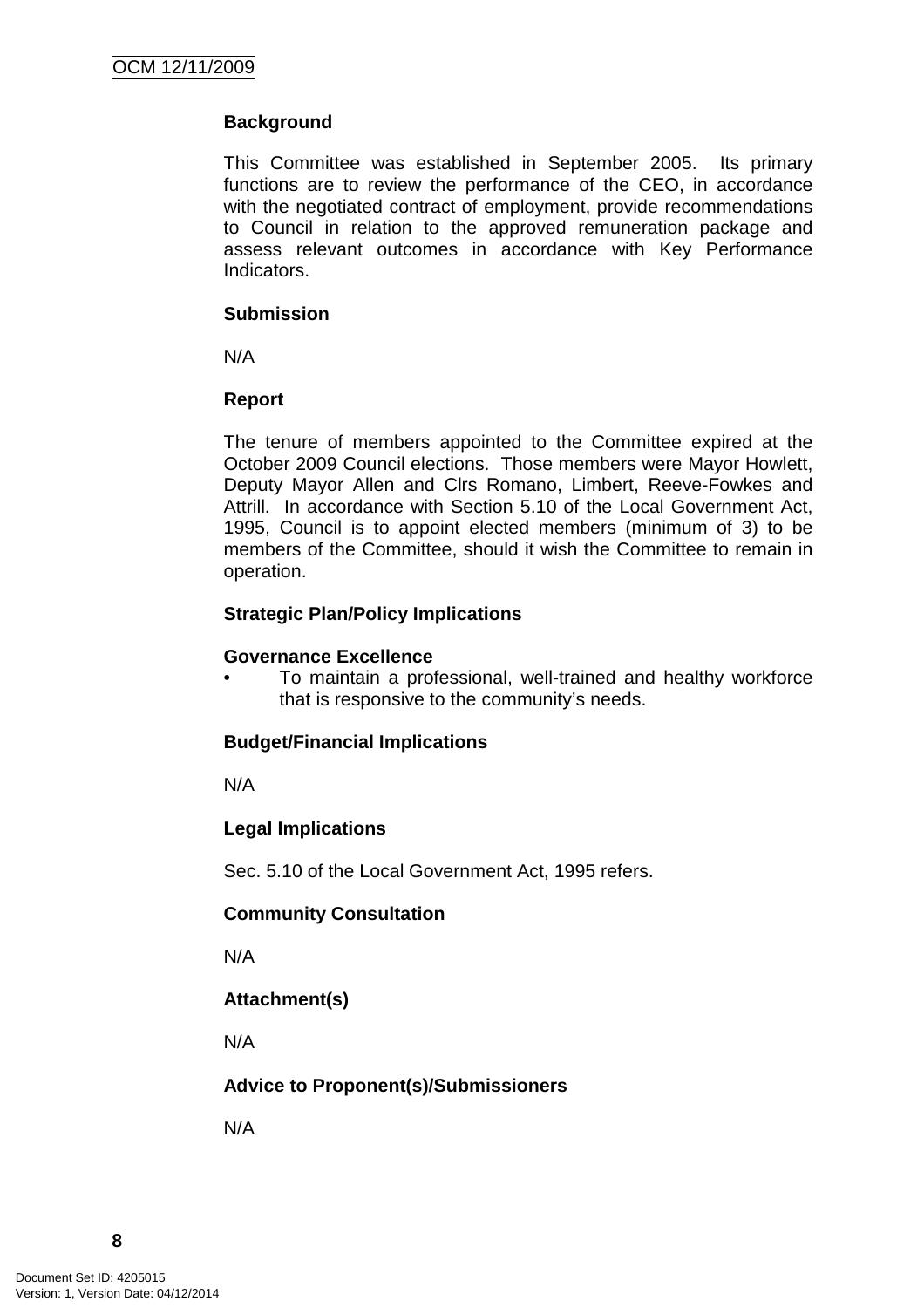**Background**

This Committee was established in September 2005. Its primary functions are to review the performance of the CEO, in accordance with the negotiated contract of employment, provide recommendations to Council in relation to the approved remuneration package and assess relevant outcomes in accordance with Key Performance Indicators.

**Submission**

N/A

**Report**

The tenure of members appointed to the Committee expired at the October 2009 Council elections. Those members were Mayor Howlett, Deputy Mayor Allen and Clrs Romano, Limbert, Reeve-Fowkes and Attrill. In accordance with Section 5.10 of the Local Government Act, 1995, Council is to appoint elected members (minimum of 3) to be members of the Committee, should it wish the Committee to remain in operation.

**Strategic Plan/Policy Implications**

**Governance Excellence**

- To maintain a professional, well-trained and healthy workforce that is responsive to the community's needs.

**Budget/Financial Implications**

N/A

**Legal Implications**

Sec. 5.10 of the Local Government Act, 1995 refers.

**Community Consultation**

N/A

**Attachment(s)**

N/A

**Advice to Proponent(s)/Submissioners**

N/A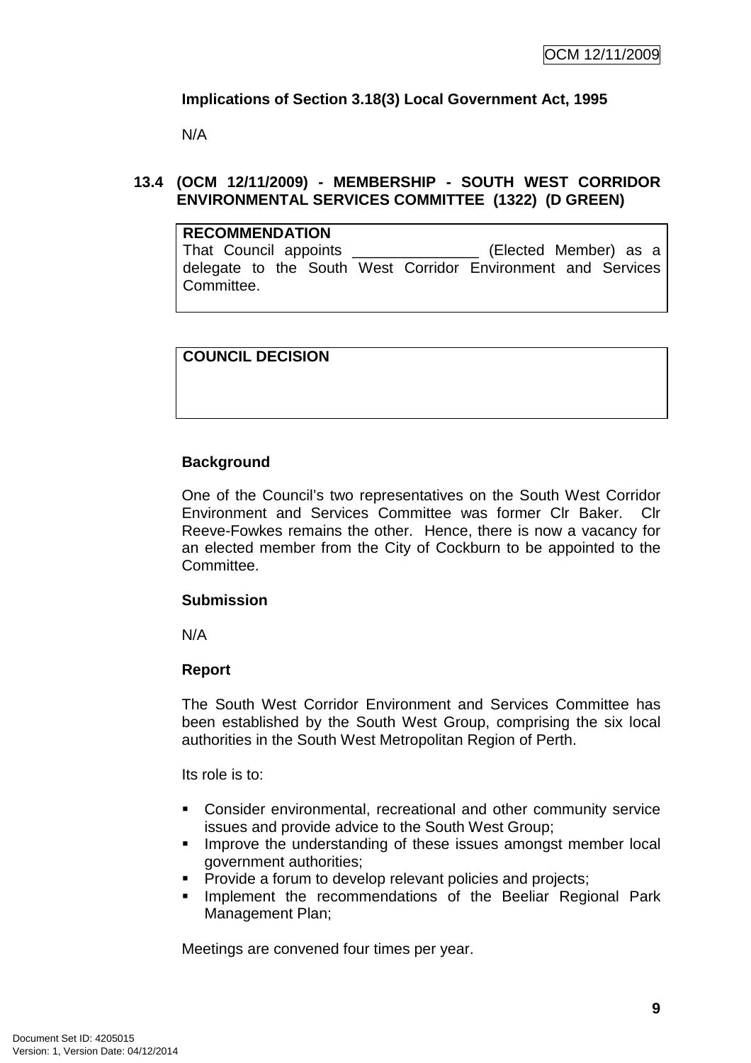**Implications of Section 3.18(3) Local Government Act, 1995**

N/A

### 13.4 (OCM 12/11/2009) - MEMBERSHIP - SOUTH WEST CORRIDOR ENVIRONMENTAL SERVICES COMMITTEE (1322) (D GREEN)

| **RECOMMENDATION** |
| --- |
| That Council appoints _______________ (Elected Member) as a delegate to the South West Corridor Environment and Services Committee. |

| **COUNCIL DECISION** |
| --- |
| |

**Background**

One of the Council's two representatives on the South West Corridor Environment and Services Committee was former Clr Baker. Clr Reeve-Fowkes remains the other. Hence, there is now a vacancy for an elected member from the City of Cockburn to be appointed to the Committee.

**Submission**

N/A

**Report**

The South West Corridor Environment and Services Committee has been established by the South West Group, comprising the six local authorities in the South West Metropolitan Region of Perth.

Its role is to:

- Consider environmental, recreational and other community service issues and provide advice to the South West Group;
- Improve the understanding of these issues amongst member local government authorities;
- Provide a forum to develop relevant policies and projects;
- Implement the recommendations of the Beeliar Regional Park Management Plan;

Meetings are convened four times per year.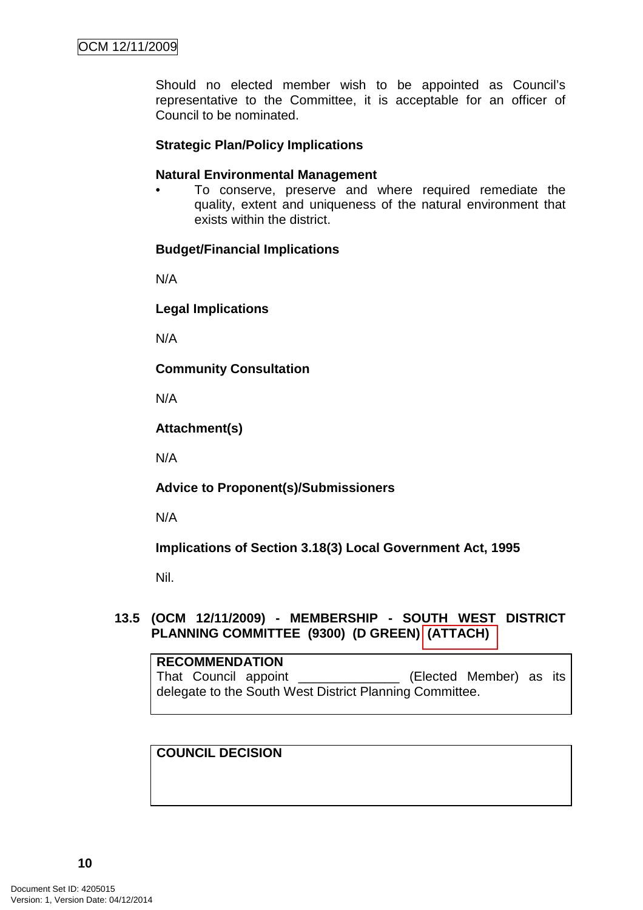Should no elected member wish to be appointed as Council's representative to the Committee, it is acceptable for an officer of Council to be nominated.

**Strategic Plan/Policy Implications**

**Natural Environmental Management**

- To conserve, preserve and where required remediate the quality, extent and uniqueness of the natural environment that exists within the district.

**Budget/Financial Implications**

N/A

**Legal Implications**

N/A

**Community Consultation**

N/A

**Attachment(s)**

N/A

**Advice to Proponent(s)/Submissioners**

N/A

**Implications of Section 3.18(3) Local Government Act, 1995**

Nil.

## 13.5 (OCM 12/11/2009) - MEMBERSHIP - SOUTH WEST DISTRICT PLANNING COMMITTEE (9300) (D GREEN) (ATTACH)

**RECOMMENDATION**

That Council appoint _____________ (Elected Member) as its delegate to the South West District Planning Committee.

**COUNCIL DECISION**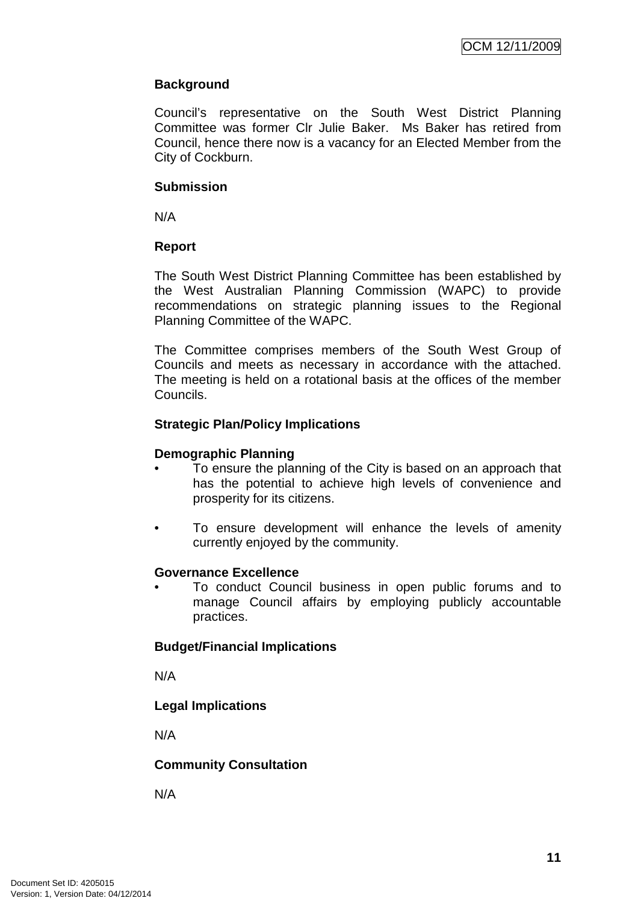**Background**

Council's representative on the South West District Planning Committee was former Clr Julie Baker. Ms Baker has retired from Council, hence there now is a vacancy for an Elected Member from the City of Cockburn.

**Submission**

N/A

**Report**

The South West District Planning Committee has been established by the West Australian Planning Commission (WAPC) to provide recommendations on strategic planning issues to the Regional Planning Committee of the WAPC.

The Committee comprises members of the South West Group of Councils and meets as necessary in accordance with the attached. The meeting is held on a rotational basis at the offices of the member Councils.

**Strategic Plan/Policy Implications**

**Demographic Planning**

- To ensure the planning of the City is based on an approach that has the potential to achieve high levels of convenience and prosperity for its citizens.

- To ensure development will enhance the levels of amenity currently enjoyed by the community.

**Governance Excellence**

- To conduct Council business in open public forums and to manage Council affairs by employing publicly accountable practices.

**Budget/Financial Implications**

N/A

**Legal Implications**

N/A

**Community Consultation**

N/A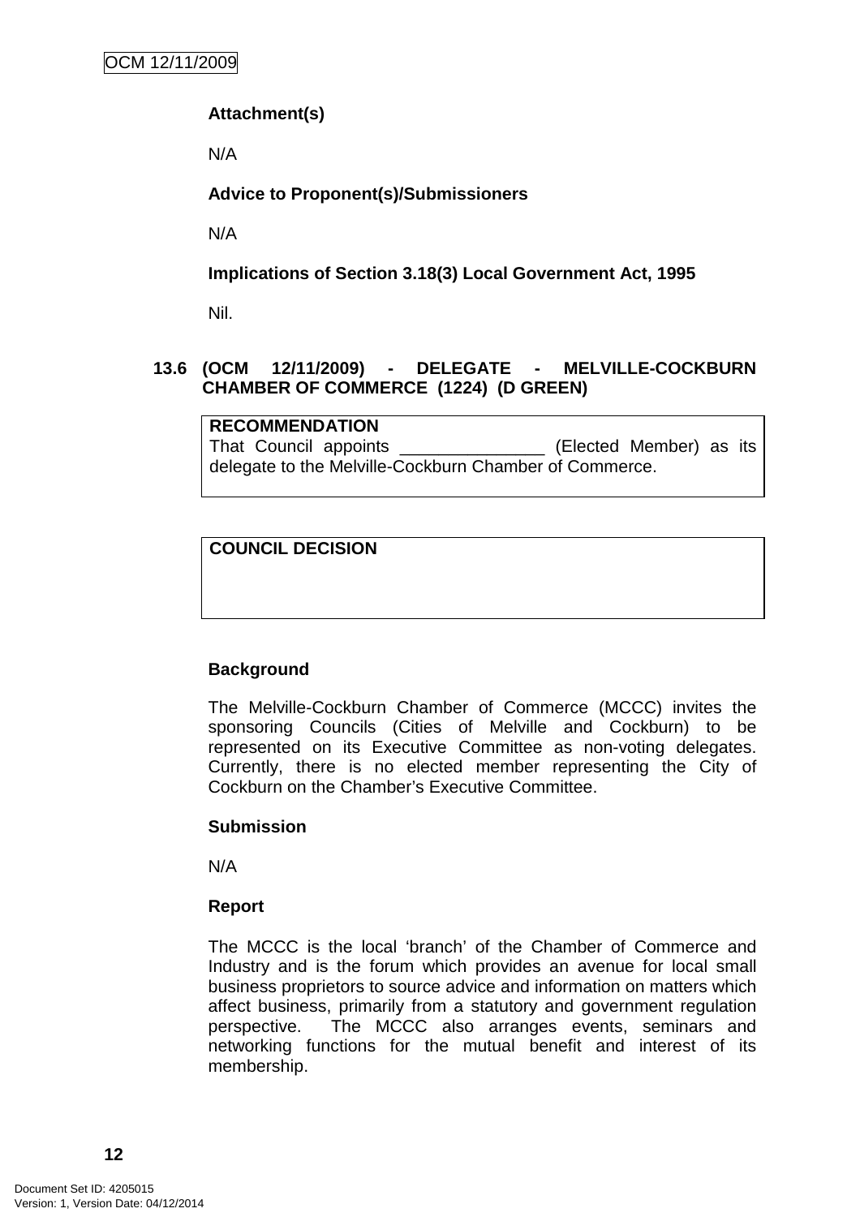**Attachment(s)**

N/A

**Advice to Proponent(s)/Submissioners**

N/A

**Implications of Section 3.18(3) Local Government Act, 1995**

Nil.

### 13.6 (OCM 12/11/2009) - DELEGATE - MELVILLE-COCKBURN CHAMBER OF COMMERCE (1224) (D GREEN)

| **RECOMMENDATION** |
|---|
| That Council appoints _______________ (Elected Member) as its delegate to the Melville-Cockburn Chamber of Commerce. |

| **COUNCIL DECISION** |
|---|
| |

**Background**

The Melville-Cockburn Chamber of Commerce (MCCC) invites the sponsoring Councils (Cities of Melville and Cockburn) to be represented on its Executive Committee as non-voting delegates. Currently, there is no elected member representing the City of Cockburn on the Chamber's Executive Committee.

**Submission**

N/A

**Report**

The MCCC is the local 'branch' of the Chamber of Commerce and Industry and is the forum which provides an avenue for local small business proprietors to source advice and information on matters which affect business, primarily from a statutory and government regulation perspective. The MCCC also arranges events, seminars and networking functions for the mutual benefit and interest of its membership.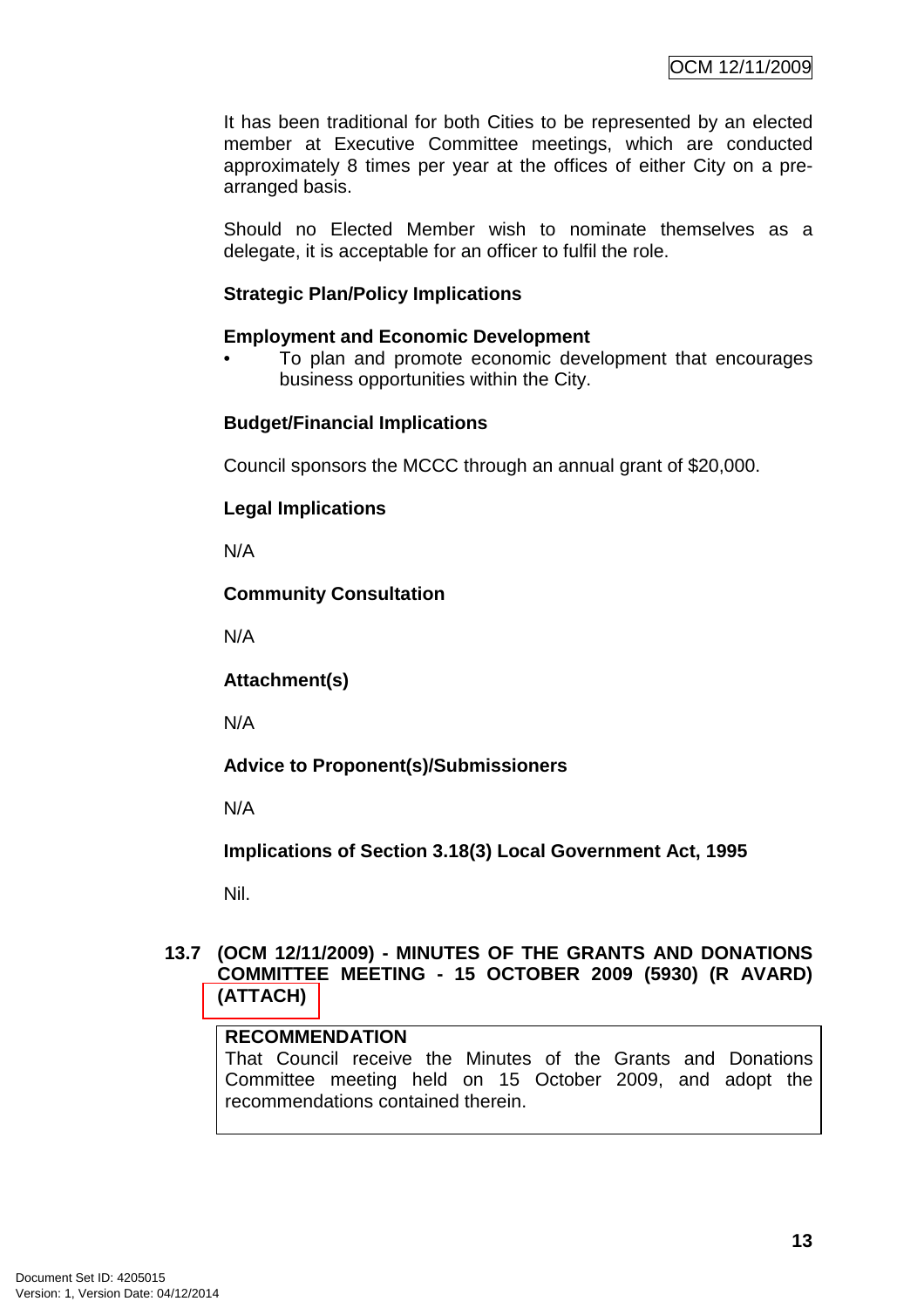It has been traditional for both Cities to be represented by an elected member at Executive Committee meetings, which are conducted approximately 8 times per year at the offices of either City on a pre-arranged basis.

Should no Elected Member wish to nominate themselves as a delegate, it is acceptable for an officer to fulfil the role.

**Strategic Plan/Policy Implications**

**Employment and Economic Development**

- To plan and promote economic development that encourages business opportunities within the City.

**Budget/Financial Implications**

Council sponsors the MCCC through an annual grant of $20,000.

**Legal Implications**

N/A

**Community Consultation**

N/A

**Attachment(s)**

N/A

**Advice to Proponent(s)/Submissioners**

N/A

**Implications of Section 3.18(3) Local Government Act, 1995**

Nil.

## 13.7 (OCM 12/11/2009) - MINUTES OF THE GRANTS AND DONATIONS COMMITTEE MEETING - 15 OCTOBER 2009 (5930) (R AVARD) (ATTACH)

**RECOMMENDATION**

That Council receive the Minutes of the Grants and Donations Committee meeting held on 15 October 2009, and adopt the recommendations contained therein.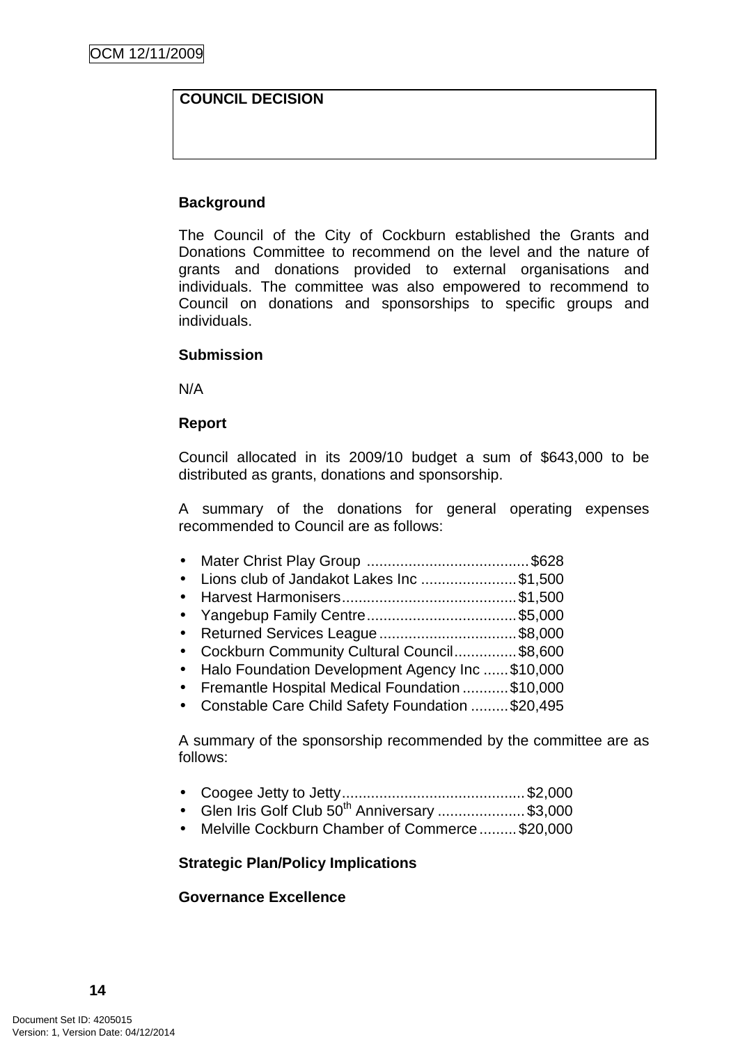**COUNCIL DECISION**

**Background**

The Council of the City of Cockburn established the Grants and Donations Committee to recommend on the level and the nature of grants and donations provided to external organisations and individuals. The committee was also empowered to recommend to Council on donations and sponsorships to specific groups and individuals.

**Submission**

N/A

**Report**

Council allocated in its 2009/10 budget a sum of $643,000 to be distributed as grants, donations and sponsorship.

A summary of the donations for general operating expenses recommended to Council are as follows:

- Mater Christ Play Group .......................................$628
- Lions club of Jandakot Lakes Inc .......................$1,500
- Harvest Harmonisers..........................................$1,500
- Yangebup Family Centre....................................$5,000
- Returned Services League .................................$8,000
- Cockburn Community Cultural Council...............$8,600
- Halo Foundation Development Agency Inc ......$10,000
- Fremantle Hospital Medical Foundation ...........$10,000
- Constable Care Child Safety Foundation .........$20,495

A summary of the sponsorship recommended by the committee are as follows:

- Coogee Jetty to Jetty...........................................$2,000
- Glen Iris Golf Club 50th Anniversary .....................$3,000
- Melville Cockburn Chamber of Commerce.........$20,000

**Strategic Plan/Policy Implications**

**Governance Excellence**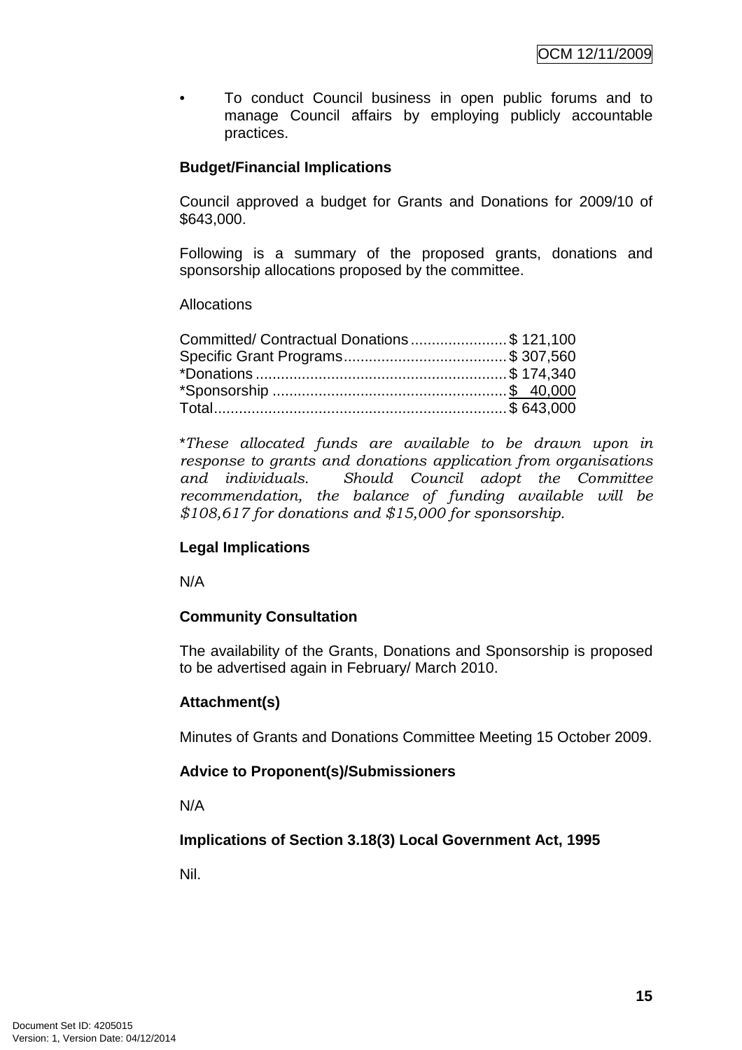- To conduct Council business in open public forums and to manage Council affairs by employing publicly accountable practices.

**Budget/Financial Implications**

Council approved a budget for Grants and Donations for 2009/10 of $643,000.

Following is a summary of the proposed grants, donations and sponsorship allocations proposed by the committee.

Allocations

| | |
|---|---|
| Committed/ Contractual Donations | $ 121,100 |
| Specific Grant Programs | $ 307,560 |
| *Donations | $ 174,340 |
| *Sponsorship | $ 40,000 |
| Total | $ 643,000 |

\**These allocated funds are available to be drawn upon in response to grants and donations application from organisations and individuals. Should Council adopt the Committee recommendation, the balance of funding available will be $108,617 for donations and $15,000 for sponsorship.*

**Legal Implications**

N/A

**Community Consultation**

The availability of the Grants, Donations and Sponsorship is proposed to be advertised again in February/ March 2010.

**Attachment(s)**

Minutes of Grants and Donations Committee Meeting 15 October 2009.

**Advice to Proponent(s)/Submissioners**

N/A

**Implications of Section 3.18(3) Local Government Act, 1995**

Nil.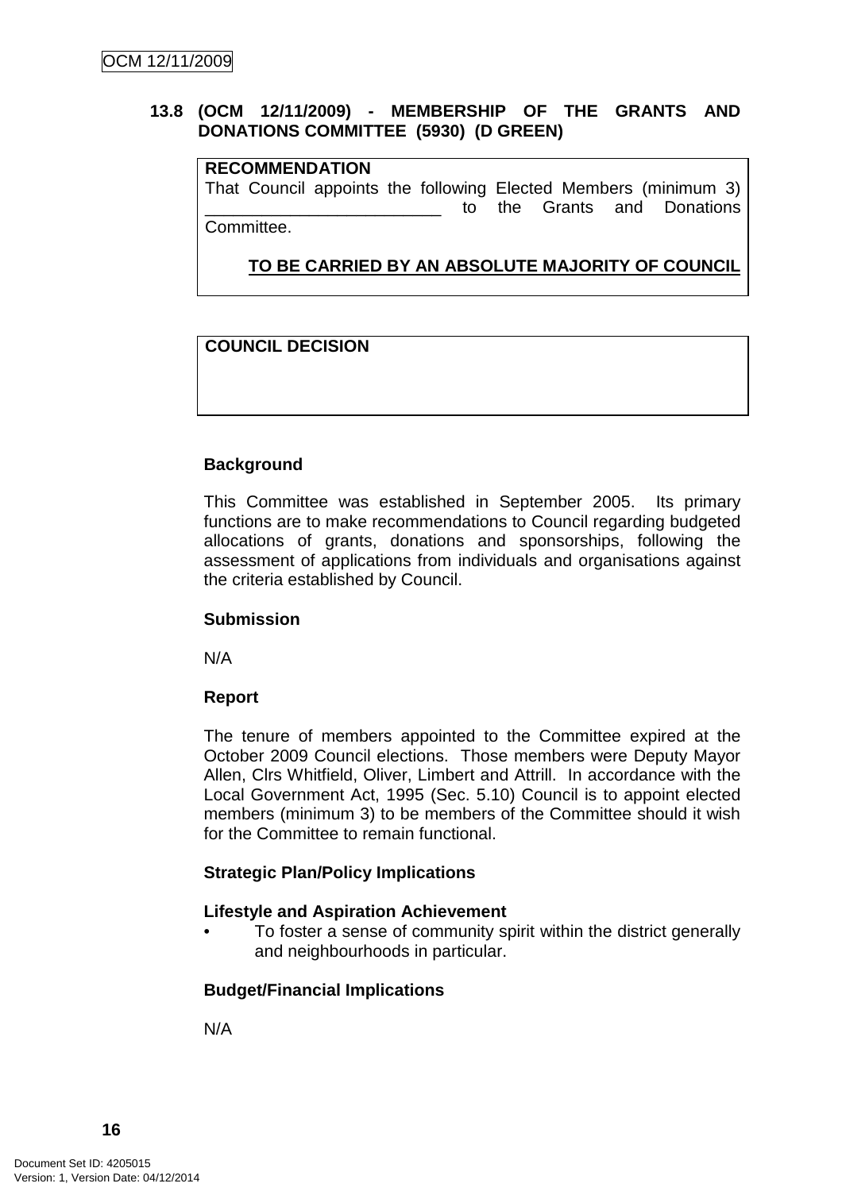## 13.8 (OCM 12/11/2009) - MEMBERSHIP OF THE GRANTS AND DONATIONS COMMITTEE (5930) (D GREEN)

**RECOMMENDATION**

That Council appoints the following Elected Members (minimum 3) ________________________ to the Grants and Donations Committee.

**TO BE CARRIED BY AN ABSOLUTE MAJORITY OF COUNCIL**

**COUNCIL DECISION**

**Background**

This Committee was established in September 2005. Its primary functions are to make recommendations to Council regarding budgeted allocations of grants, donations and sponsorships, following the assessment of applications from individuals and organisations against the criteria established by Council.

**Submission**

N/A

**Report**

The tenure of members appointed to the Committee expired at the October 2009 Council elections. Those members were Deputy Mayor Allen, Clrs Whitfield, Oliver, Limbert and Attrill. In accordance with the Local Government Act, 1995 (Sec. 5.10) Council is to appoint elected members (minimum 3) to be members of the Committee should it wish for the Committee to remain functional.

**Strategic Plan/Policy Implications**

**Lifestyle and Aspiration Achievement**

- To foster a sense of community spirit within the district generally and neighbourhoods in particular.

**Budget/Financial Implications**

N/A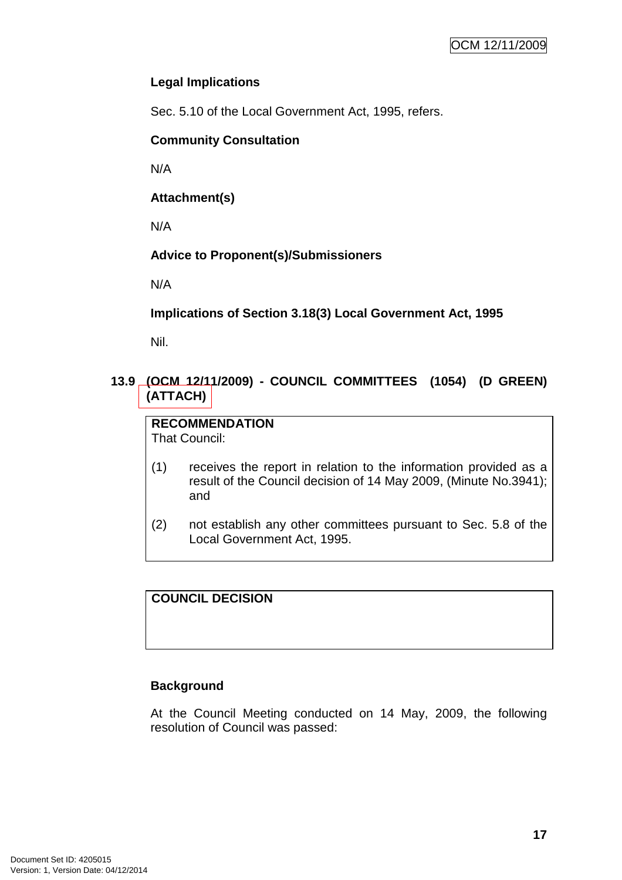**Legal Implications**

Sec. 5.10 of the Local Government Act, 1995, refers.

**Community Consultation**

N/A

**Attachment(s)**

N/A

**Advice to Proponent(s)/Submissioners**

N/A

**Implications of Section 3.18(3) Local Government Act, 1995**

Nil.

## 13.9 (OCM 12/11/2009) - COUNCIL COMMITTEES (1054) (D GREEN) (ATTACH)

**RECOMMENDATION**
That Council:

(1) receives the report in relation to the information provided as a result of the Council decision of 14 May 2009, (Minute No.3941); and

(2) not establish any other committees pursuant to Sec. 5.8 of the Local Government Act, 1995.

**COUNCIL DECISION**

**Background**

At the Council Meeting conducted on 14 May, 2009, the following resolution of Council was passed: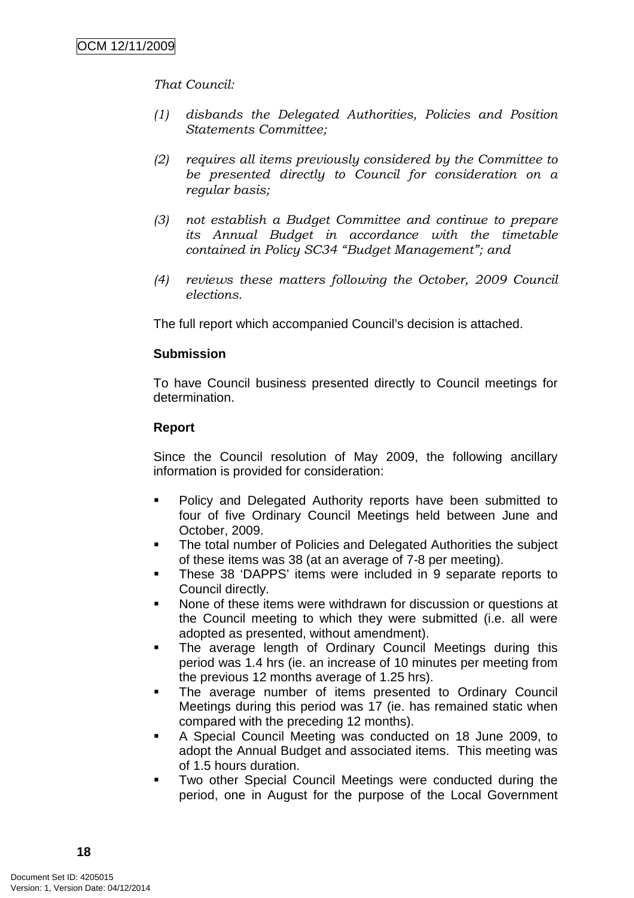*That Council:*

*(1) disbands the Delegated Authorities, Policies and Position Statements Committee;*

*(2) requires all items previously considered by the Committee to be presented directly to Council for consideration on a regular basis;*

*(3) not establish a Budget Committee and continue to prepare its Annual Budget in accordance with the timetable contained in Policy SC34 "Budget Management"; and*

*(4) reviews these matters following the October, 2009 Council elections.*

The full report which accompanied Council's decision is attached.

**Submission**

To have Council business presented directly to Council meetings for determination.

**Report**

Since the Council resolution of May 2009, the following ancillary information is provided for consideration:

- Policy and Delegated Authority reports have been submitted to four of five Ordinary Council Meetings held between June and October, 2009.
- The total number of Policies and Delegated Authorities the subject of these items was 38 (at an average of 7-8 per meeting).
- These 38 'DAPPS' items were included in 9 separate reports to Council directly.
- None of these items were withdrawn for discussion or questions at the Council meeting to which they were submitted (i.e. all were adopted as presented, without amendment).
- The average length of Ordinary Council Meetings during this period was 1.4 hrs (ie. an increase of 10 minutes per meeting from the previous 12 months average of 1.25 hrs).
- The average number of items presented to Ordinary Council Meetings during this period was 17 (ie. has remained static when compared with the preceding 12 months).
- A Special Council Meeting was conducted on 18 June 2009, to adopt the Annual Budget and associated items. This meeting was of 1.5 hours duration.
- Two other Special Council Meetings were conducted during the period, one in August for the purpose of the Local Government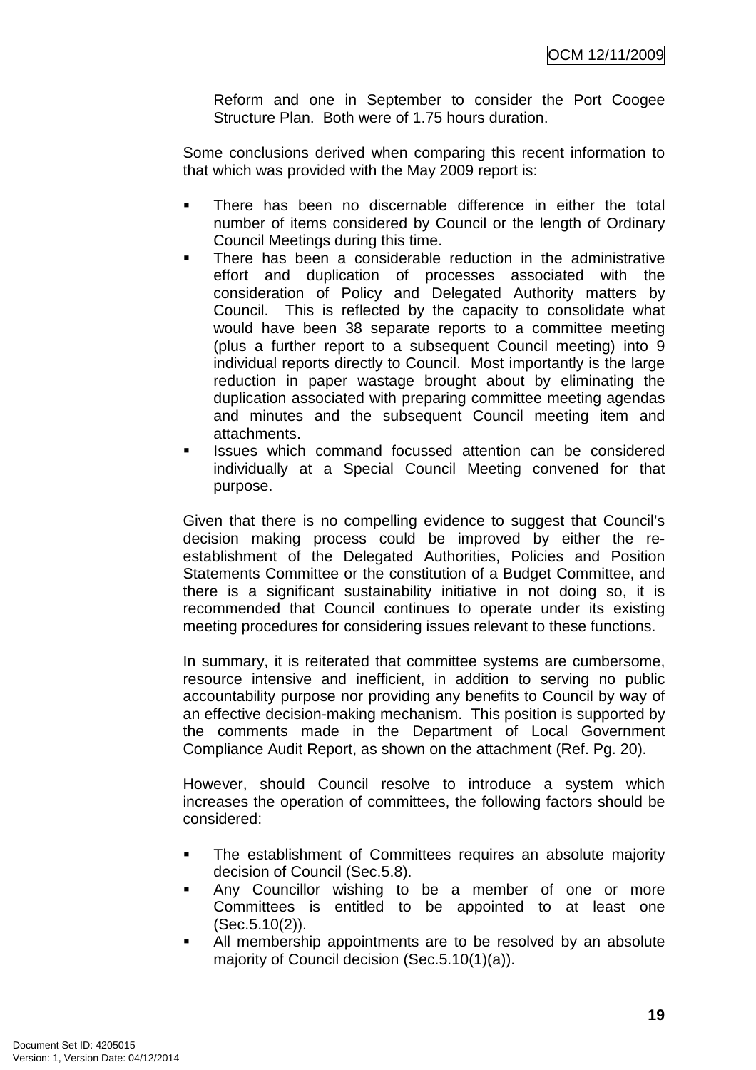Reform and one in September to consider the Port Coogee Structure Plan. Both were of 1.75 hours duration.

Some conclusions derived when comparing this recent information to that which was provided with the May 2009 report is:

- There has been no discernable difference in either the total number of items considered by Council or the length of Ordinary Council Meetings during this time.
- There has been a considerable reduction in the administrative effort and duplication of processes associated with the consideration of Policy and Delegated Authority matters by Council. This is reflected by the capacity to consolidate what would have been 38 separate reports to a committee meeting (plus a further report to a subsequent Council meeting) into 9 individual reports directly to Council. Most importantly is the large reduction in paper wastage brought about by eliminating the duplication associated with preparing committee meeting agendas and minutes and the subsequent Council meeting item and attachments.
- Issues which command focussed attention can be considered individually at a Special Council Meeting convened for that purpose.

Given that there is no compelling evidence to suggest that Council's decision making process could be improved by either the re-establishment of the Delegated Authorities, Policies and Position Statements Committee or the constitution of a Budget Committee, and there is a significant sustainability initiative in not doing so, it is recommended that Council continues to operate under its existing meeting procedures for considering issues relevant to these functions.

In summary, it is reiterated that committee systems are cumbersome, resource intensive and inefficient, in addition to serving no public accountability purpose nor providing any benefits to Council by way of an effective decision-making mechanism. This position is supported by the comments made in the Department of Local Government Compliance Audit Report, as shown on the attachment (Ref. Pg. 20).

However, should Council resolve to introduce a system which increases the operation of committees, the following factors should be considered:

- The establishment of Committees requires an absolute majority decision of Council (Sec.5.8).
- Any Councillor wishing to be a member of one or more Committees is entitled to be appointed to at least one (Sec.5.10(2)).
- All membership appointments are to be resolved by an absolute majority of Council decision (Sec.5.10(1)(a)).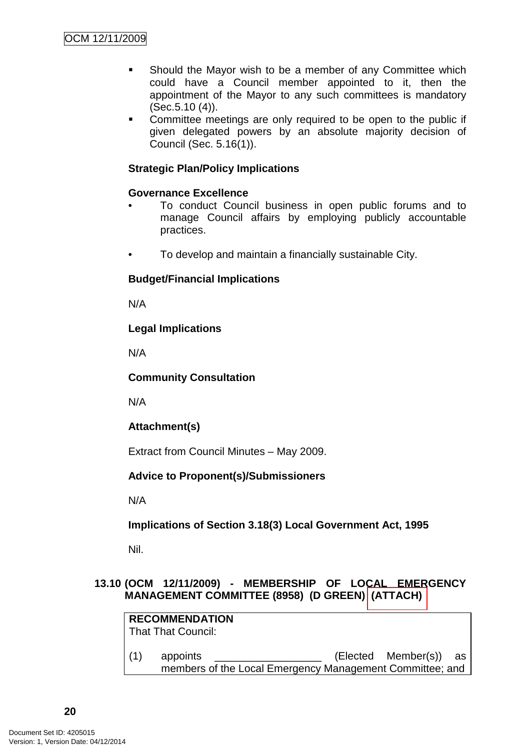- Should the Mayor wish to be a member of any Committee which could have a Council member appointed to it, then the appointment of the Mayor to any such committees is mandatory (Sec.5.10 (4)).
- Committee meetings are only required to be open to the public if given delegated powers by an absolute majority decision of Council (Sec. 5.16(1)).

**Strategic Plan/Policy Implications**

**Governance Excellence**

- To conduct Council business in open public forums and to manage Council affairs by employing publicly accountable practices.

- To develop and maintain a financially sustainable City.

**Budget/Financial Implications**

N/A

**Legal Implications**

N/A

**Community Consultation**

N/A

**Attachment(s)**

Extract from Council Minutes – May 2009.

**Advice to Proponent(s)/Submissioners**

N/A

**Implications of Section 3.18(3) Local Government Act, 1995**

Nil.

## 13.10 (OCM 12/11/2009) - MEMBERSHIP OF LOCAL EMERGENCY MANAGEMENT COMMITTEE (8958) (D GREEN) (ATTACH)

**RECOMMENDATION**
That That Council:

(1) appoints _________________ (Elected Member(s)) as members of the Local Emergency Management Committee; and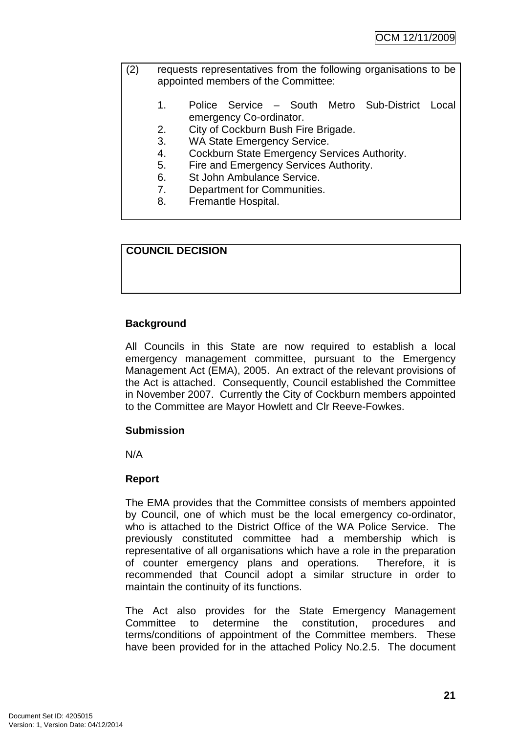(2) requests representatives from the following organisations to be appointed members of the Committee:

1. Police Service – South Metro Sub-District Local emergency Co-ordinator.
2. City of Cockburn Bush Fire Brigade.
3. WA State Emergency Service.
4. Cockburn State Emergency Services Authority.
5. Fire and Emergency Services Authority.
6. St John Ambulance Service.
7. Department for Communities.
8. Fremantle Hospital.

**COUNCIL DECISION**

**Background**

All Councils in this State are now required to establish a local emergency management committee, pursuant to the Emergency Management Act (EMA), 2005. An extract of the relevant provisions of the Act is attached. Consequently, Council established the Committee in November 2007. Currently the City of Cockburn members appointed to the Committee are Mayor Howlett and Clr Reeve-Fowkes.

**Submission**

N/A

**Report**

The EMA provides that the Committee consists of members appointed by Council, one of which must be the local emergency co-ordinator, who is attached to the District Office of the WA Police Service. The previously constituted committee had a membership which is representative of all organisations which have a role in the preparation of counter emergency plans and operations. Therefore, it is recommended that Council adopt a similar structure in order to maintain the continuity of its functions.

The Act also provides for the State Emergency Management Committee to determine the constitution, procedures and terms/conditions of appointment of the Committee members. These have been provided for in the attached Policy No.2.5. The document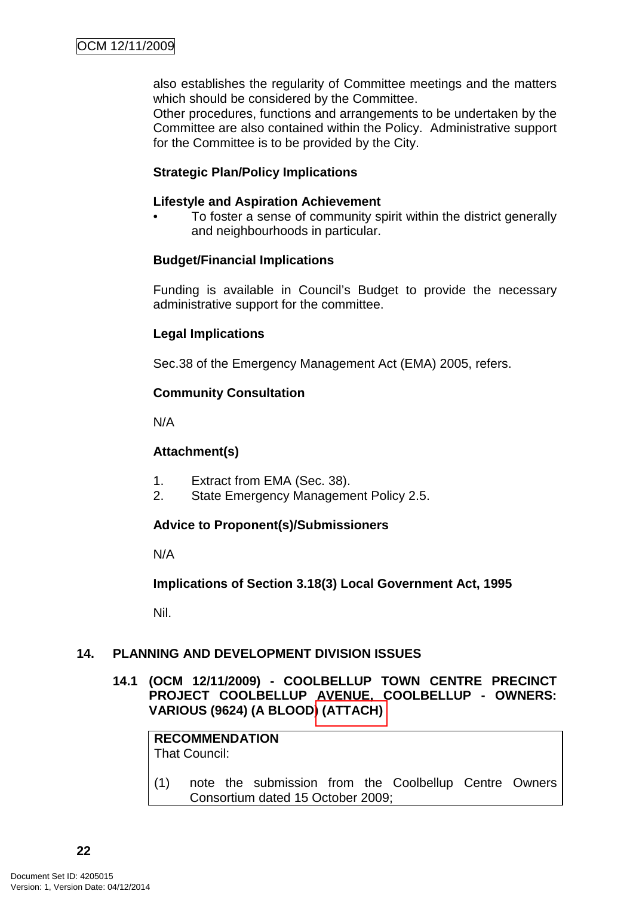also establishes the regularity of Committee meetings and the matters which should be considered by the Committee.
Other procedures, functions and arrangements to be undertaken by the Committee are also contained within the Policy. Administrative support for the Committee is to be provided by the City.

**Strategic Plan/Policy Implications**

**Lifestyle and Aspiration Achievement**

- To foster a sense of community spirit within the district generally and neighbourhoods in particular.

**Budget/Financial Implications**

Funding is available in Council's Budget to provide the necessary administrative support for the committee.

**Legal Implications**

Sec.38 of the Emergency Management Act (EMA) 2005, refers.

**Community Consultation**

N/A

**Attachment(s)**

1. Extract from EMA (Sec. 38).
2. State Emergency Management Policy 2.5.

**Advice to Proponent(s)/Submissioners**

N/A

**Implications of Section 3.18(3) Local Government Act, 1995**

Nil.

## 14. PLANNING AND DEVELOPMENT DIVISION ISSUES

### 14.1 (OCM 12/11/2009) - COOLBELLUP TOWN CENTRE PRECINCT PROJECT COOLBELLUP AVENUE, COOLBELLUP - OWNERS: VARIOUS (9624) (A BLOOD) (ATTACH)

**RECOMMENDATION**
That Council:

(1) note the submission from the Coolbellup Centre Owners Consortium dated 15 October 2009;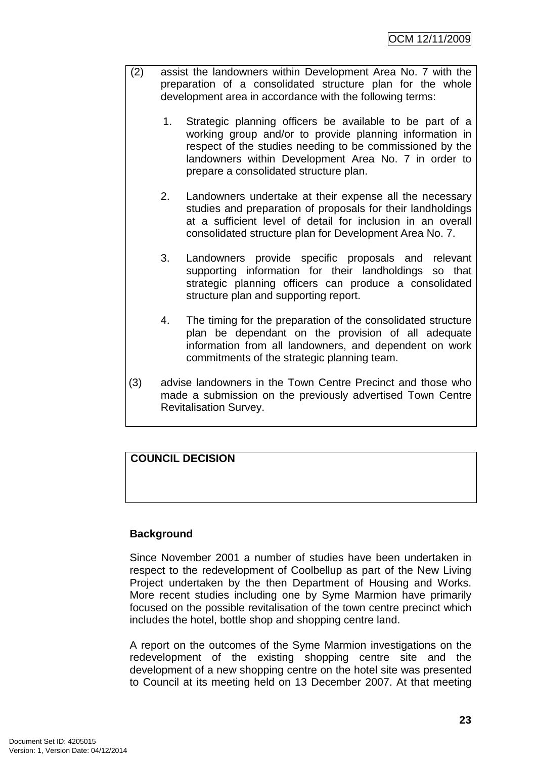(2) assist the landowners within Development Area No. 7 with the preparation of a consolidated structure plan for the whole development area in accordance with the following terms:

1. Strategic planning officers be available to be part of a working group and/or to provide planning information in respect of the studies needing to be commissioned by the landowners within Development Area No. 7 in order to prepare a consolidated structure plan.

2. Landowners undertake at their expense all the necessary studies and preparation of proposals for their landholdings at a sufficient level of detail for inclusion in an overall consolidated structure plan for Development Area No. 7.

3. Landowners provide specific proposals and relevant supporting information for their landholdings so that strategic planning officers can produce a consolidated structure plan and supporting report.

4. The timing for the preparation of the consolidated structure plan be dependant on the provision of all adequate information from all landowners, and dependent on work commitments of the strategic planning team.

(3) advise landowners in the Town Centre Precinct and those who made a submission on the previously advertised Town Centre Revitalisation Survey.

**COUNCIL DECISION**

**Background**

Since November 2001 a number of studies have been undertaken in respect to the redevelopment of Coolbellup as part of the New Living Project undertaken by the then Department of Housing and Works. More recent studies including one by Syme Marmion have primarily focused on the possible revitalisation of the town centre precinct which includes the hotel, bottle shop and shopping centre land.

A report on the outcomes of the Syme Marmion investigations on the redevelopment of the existing shopping centre site and the development of a new shopping centre on the hotel site was presented to Council at its meeting held on 13 December 2007. At that meeting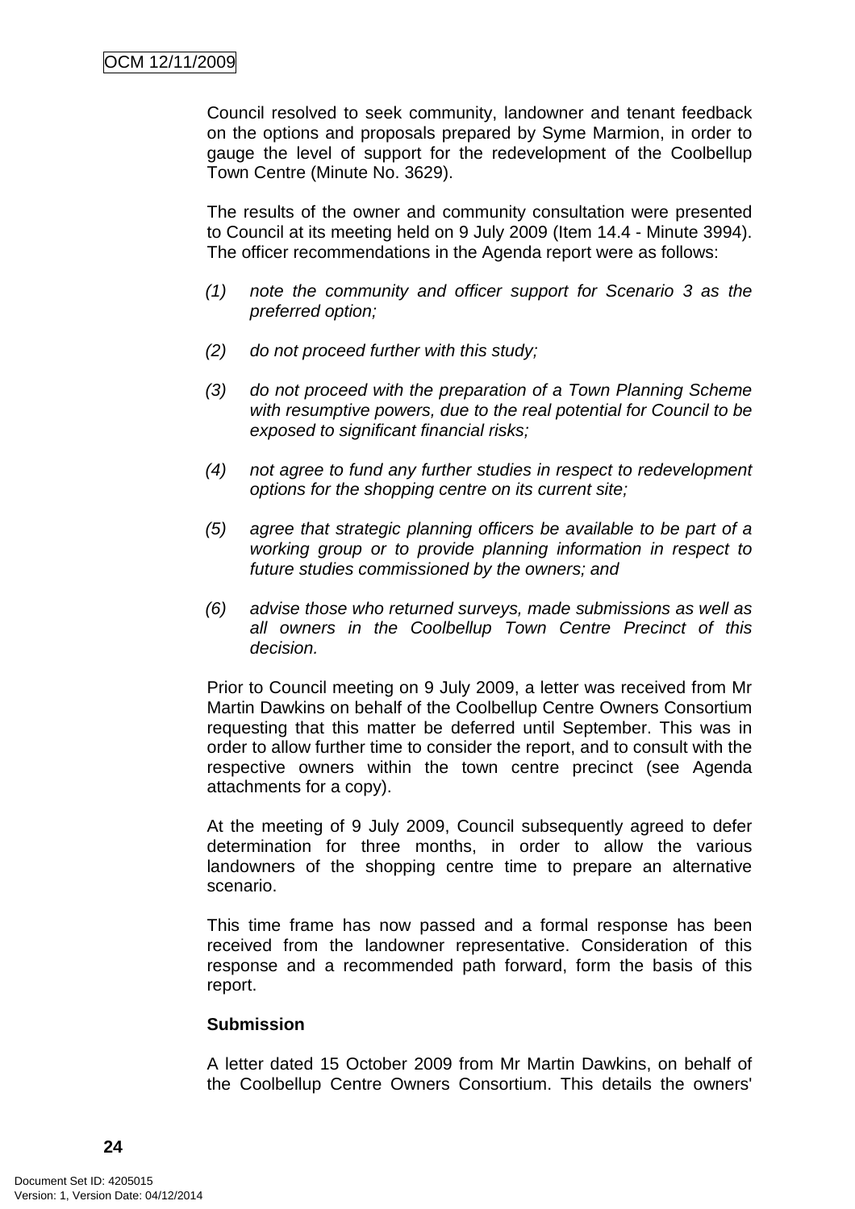Council resolved to seek community, landowner and tenant feedback on the options and proposals prepared by Syme Marmion, in order to gauge the level of support for the redevelopment of the Coolbellup Town Centre (Minute No. 3629).

The results of the owner and community consultation were presented to Council at its meeting held on 9 July 2009 (Item 14.4 - Minute 3994). The officer recommendations in the Agenda report were as follows:

(1) *note the community and officer support for Scenario 3 as the preferred option;*

(2) *do not proceed further with this study;*

(3) *do not proceed with the preparation of a Town Planning Scheme with resumptive powers, due to the real potential for Council to be exposed to significant financial risks;*

(4) *not agree to fund any further studies in respect to redevelopment options for the shopping centre on its current site;*

(5) *agree that strategic planning officers be available to be part of a working group or to provide planning information in respect to future studies commissioned by the owners; and*

(6) *advise those who returned surveys, made submissions as well as all owners in the Coolbellup Town Centre Precinct of this decision.*

Prior to Council meeting on 9 July 2009, a letter was received from Mr Martin Dawkins on behalf of the Coolbellup Centre Owners Consortium requesting that this matter be deferred until September. This was in order to allow further time to consider the report, and to consult with the respective owners within the town centre precinct (see Agenda attachments for a copy).

At the meeting of 9 July 2009, Council subsequently agreed to defer determination for three months, in order to allow the various landowners of the shopping centre time to prepare an alternative scenario.

This time frame has now passed and a formal response has been received from the landowner representative. Consideration of this response and a recommended path forward, form the basis of this report.

**Submission**

A letter dated 15 October 2009 from Mr Martin Dawkins, on behalf of the Coolbellup Centre Owners Consortium. This details the owners'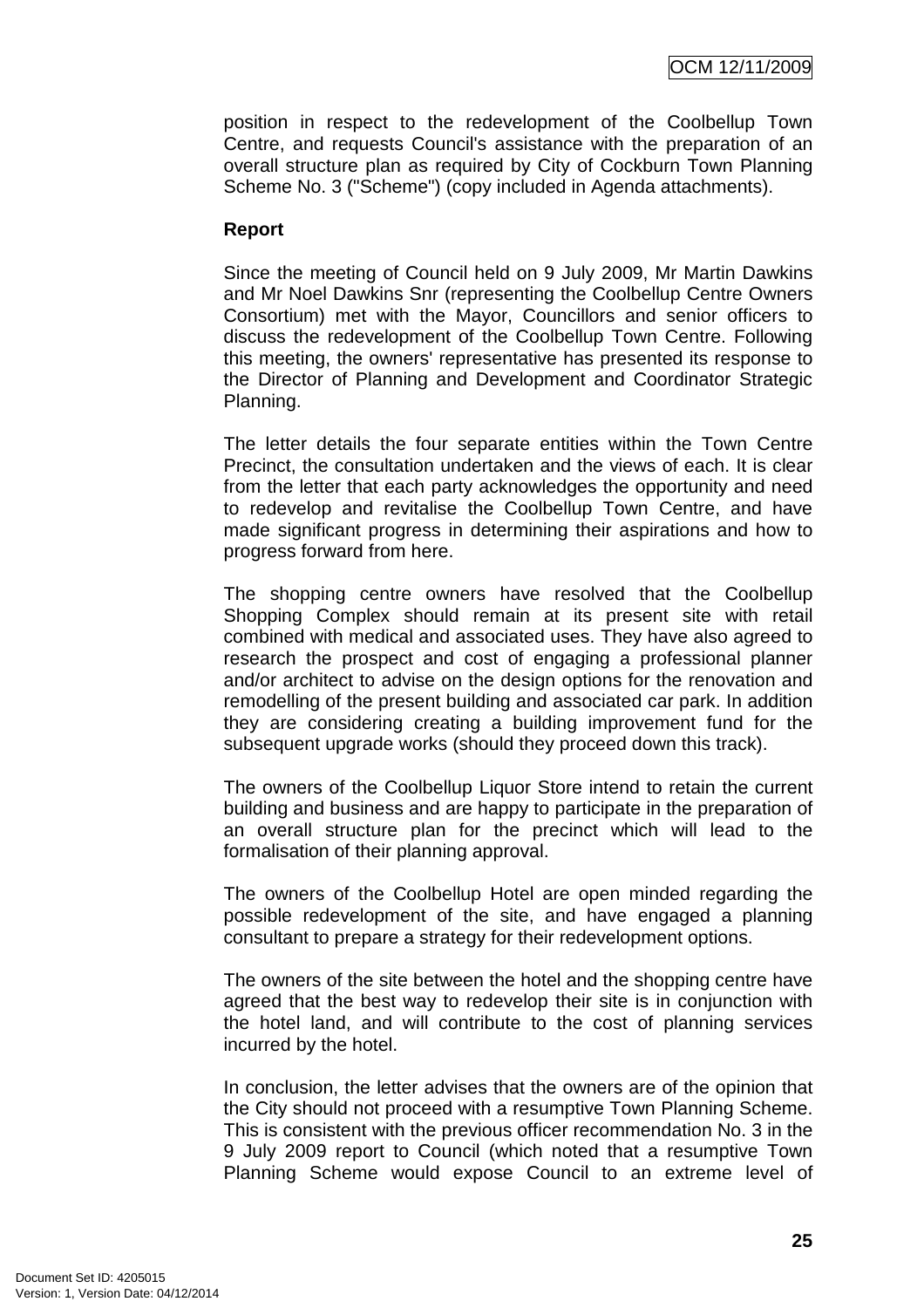position in respect to the redevelopment of the Coolbellup Town Centre, and requests Council's assistance with the preparation of an overall structure plan as required by City of Cockburn Town Planning Scheme No. 3 ("Scheme") (copy included in Agenda attachments).

**Report**

Since the meeting of Council held on 9 July 2009, Mr Martin Dawkins and Mr Noel Dawkins Snr (representing the Coolbellup Centre Owners Consortium) met with the Mayor, Councillors and senior officers to discuss the redevelopment of the Coolbellup Town Centre. Following this meeting, the owners' representative has presented its response to the Director of Planning and Development and Coordinator Strategic Planning.

The letter details the four separate entities within the Town Centre Precinct, the consultation undertaken and the views of each. It is clear from the letter that each party acknowledges the opportunity and need to redevelop and revitalise the Coolbellup Town Centre, and have made significant progress in determining their aspirations and how to progress forward from here.

The shopping centre owners have resolved that the Coolbellup Shopping Complex should remain at its present site with retail combined with medical and associated uses. They have also agreed to research the prospect and cost of engaging a professional planner and/or architect to advise on the design options for the renovation and remodelling of the present building and associated car park. In addition they are considering creating a building improvement fund for the subsequent upgrade works (should they proceed down this track).

The owners of the Coolbellup Liquor Store intend to retain the current building and business and are happy to participate in the preparation of an overall structure plan for the precinct which will lead to the formalisation of their planning approval.

The owners of the Coolbellup Hotel are open minded regarding the possible redevelopment of the site, and have engaged a planning consultant to prepare a strategy for their redevelopment options.

The owners of the site between the hotel and the shopping centre have agreed that the best way to redevelop their site is in conjunction with the hotel land, and will contribute to the cost of planning services incurred by the hotel.

In conclusion, the letter advises that the owners are of the opinion that the City should not proceed with a resumptive Town Planning Scheme. This is consistent with the previous officer recommendation No. 3 in the 9 July 2009 report to Council (which noted that a resumptive Town Planning Scheme would expose Council to an extreme level of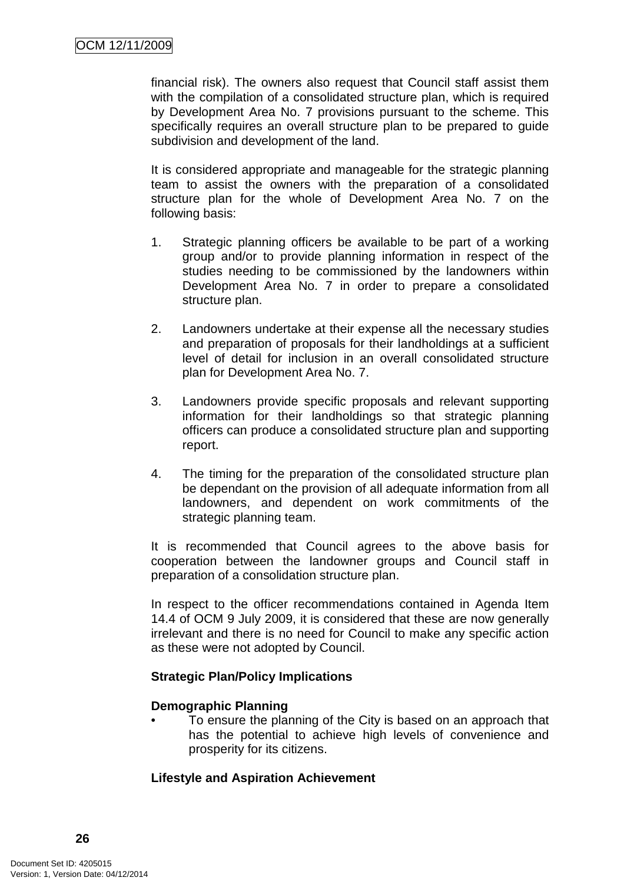financial risk). The owners also request that Council staff assist them with the compilation of a consolidated structure plan, which is required by Development Area No. 7 provisions pursuant to the scheme. This specifically requires an overall structure plan to be prepared to guide subdivision and development of the land.

It is considered appropriate and manageable for the strategic planning team to assist the owners with the preparation of a consolidated structure plan for the whole of Development Area No. 7 on the following basis:

1. Strategic planning officers be available to be part of a working group and/or to provide planning information in respect of the studies needing to be commissioned by the landowners within Development Area No. 7 in order to prepare a consolidated structure plan.

2. Landowners undertake at their expense all the necessary studies and preparation of proposals for their landholdings at a sufficient level of detail for inclusion in an overall consolidated structure plan for Development Area No. 7.

3. Landowners provide specific proposals and relevant supporting information for their landholdings so that strategic planning officers can produce a consolidated structure plan and supporting report.

4. The timing for the preparation of the consolidated structure plan be dependant on the provision of all adequate information from all landowners, and dependent on work commitments of the strategic planning team.

It is recommended that Council agrees to the above basis for cooperation between the landowner groups and Council staff in preparation of a consolidation structure plan.

In respect to the officer recommendations contained in Agenda Item 14.4 of OCM 9 July 2009, it is considered that these are now generally irrelevant and there is no need for Council to make any specific action as these were not adopted by Council.

**Strategic Plan/Policy Implications**

**Demographic Planning**

- To ensure the planning of the City is based on an approach that has the potential to achieve high levels of convenience and prosperity for its citizens.

**Lifestyle and Aspiration Achievement**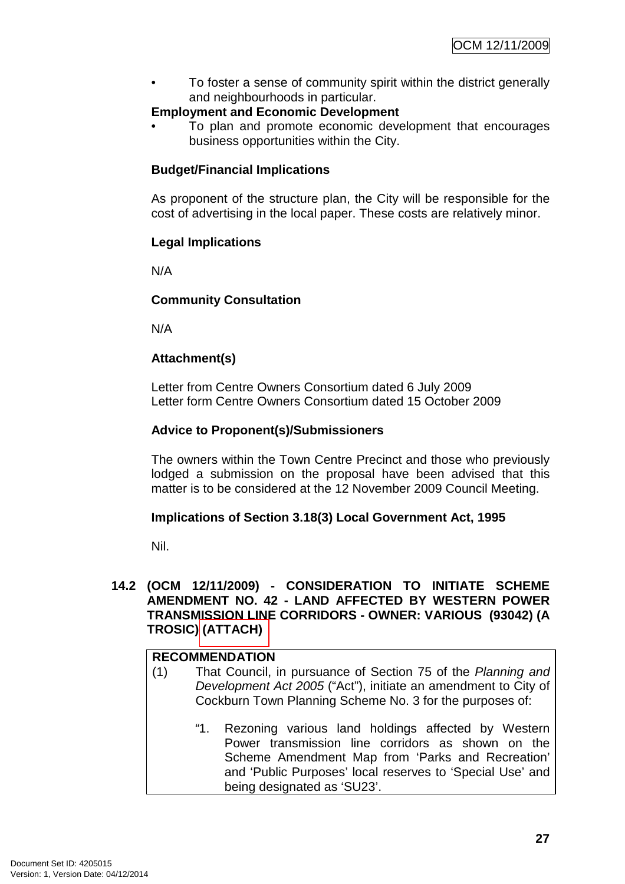- To foster a sense of community spirit within the district generally and neighbourhoods in particular.

**Employment and Economic Development**

- To plan and promote economic development that encourages business opportunities within the City.

**Budget/Financial Implications**

As proponent of the structure plan, the City will be responsible for the cost of advertising in the local paper. These costs are relatively minor.

**Legal Implications**

N/A

**Community Consultation**

N/A

**Attachment(s)**

Letter from Centre Owners Consortium dated 6 July 2009
Letter form Centre Owners Consortium dated 15 October 2009

**Advice to Proponent(s)/Submissioners**

The owners within the Town Centre Precinct and those who previously lodged a submission on the proposal have been advised that this matter is to be considered at the 12 November 2009 Council Meeting.

**Implications of Section 3.18(3) Local Government Act, 1995**

Nil.

### 14.2 (OCM 12/11/2009) - CONSIDERATION TO INITIATE SCHEME AMENDMENT NO. 42 - LAND AFFECTED BY WESTERN POWER TRANSMISSION LINE CORRIDORS - OWNER: VARIOUS (93042) (A TROSIC) (ATTACH)

**RECOMMENDATION**

(1) That Council, in pursuance of Section 75 of the *Planning and Development Act 2005* ("Act"), initiate an amendment to City of Cockburn Town Planning Scheme No. 3 for the purposes of:

"1. Rezoning various land holdings affected by Western Power transmission line corridors as shown on the Scheme Amendment Map from 'Parks and Recreation' and 'Public Purposes' local reserves to 'Special Use' and being designated as 'SU23'.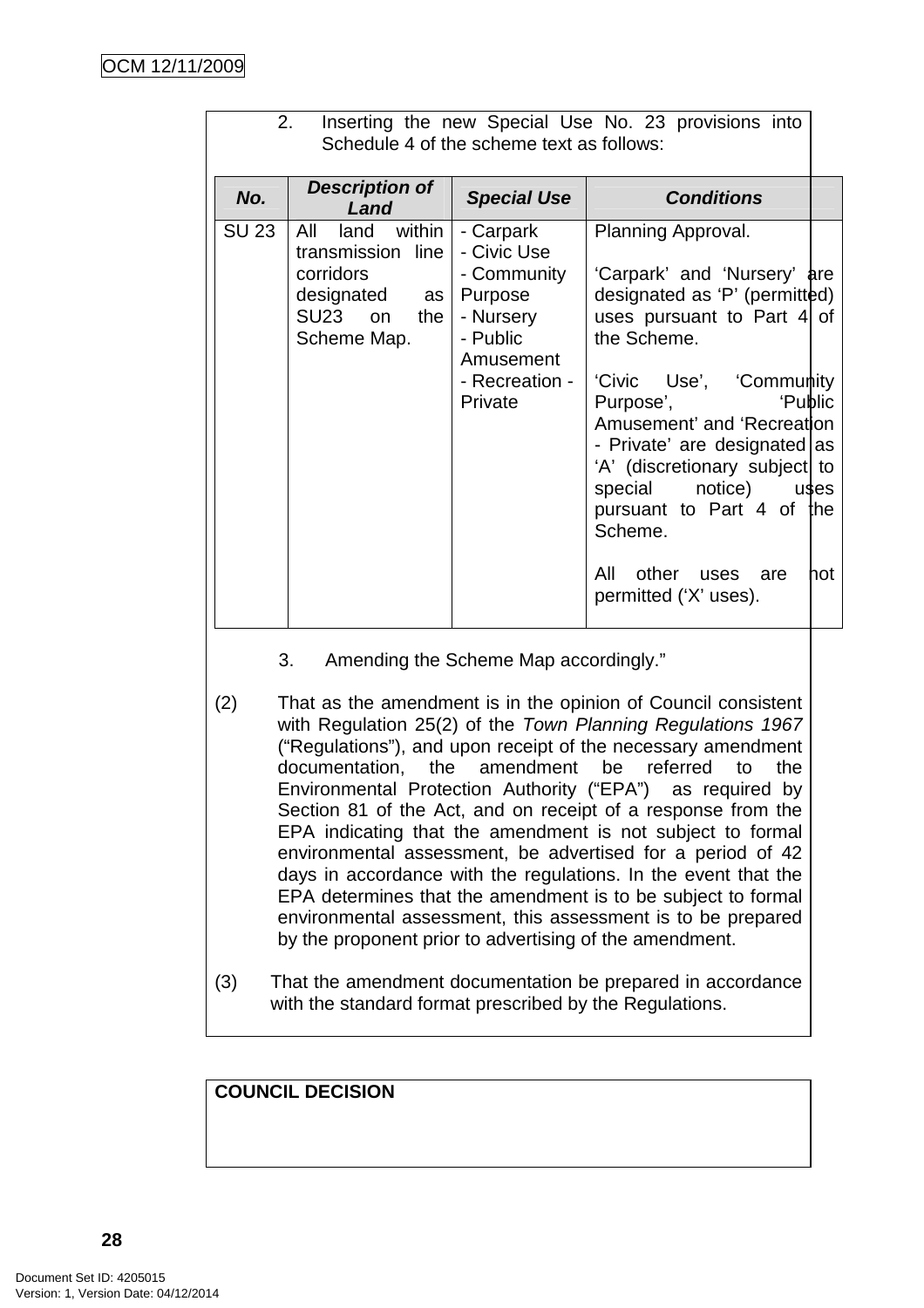2. Inserting the new Special Use No. 23 provisions into Schedule 4 of the scheme text as follows:

| No. | Description of Land | Special Use | Conditions |
|---|---|---|---|
| SU 23 | All land within transmission line corridors designated as SU23 on the Scheme Map. | - Carpark<br>- Civic Use<br>- Community Purpose<br>- Nursery<br>- Public Amusement<br>- Recreation - Private | Planning Approval.<br><br>'Carpark' and 'Nursery' are designated as 'P' (permitted) uses pursuant to Part 4 of the Scheme.<br><br>'Civic Use', 'Community Purpose', 'Public Amusement' and 'Recreation - Private' are designated as 'A' (discretionary subject to special notice) uses pursuant to Part 4 of the Scheme.<br><br>All other uses are not permitted ('X' uses). |

3. Amending the Scheme Map accordingly."

(2) That as the amendment is in the opinion of Council consistent with Regulation 25(2) of the *Town Planning Regulations 1967* ("Regulations"), and upon receipt of the necessary amendment documentation, the amendment be referred to the Environmental Protection Authority ("EPA") as required by Section 81 of the Act, and on receipt of a response from the EPA indicating that the amendment is not subject to formal environmental assessment, be advertised for a period of 42 days in accordance with the regulations. In the event that the EPA determines that the amendment is to be subject to formal environmental assessment, this assessment is to be prepared by the proponent prior to advertising of the amendment.

(3) That the amendment documentation be prepared in accordance with the standard format prescribed by the Regulations.

**COUNCIL DECISION**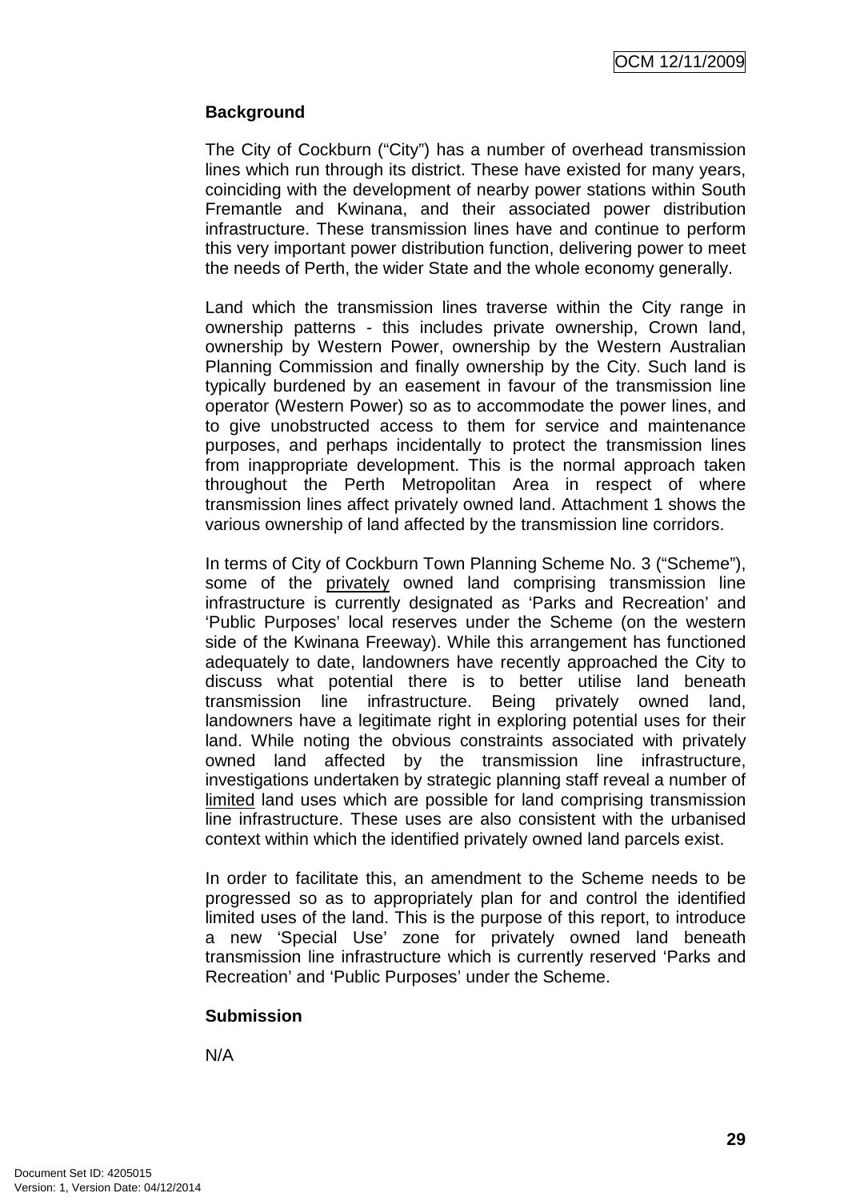### Background

The City of Cockburn ("City") has a number of overhead transmission lines which run through its district. These have existed for many years, coinciding with the development of nearby power stations within South Fremantle and Kwinana, and their associated power distribution infrastructure. These transmission lines have and continue to perform this very important power distribution function, delivering power to meet the needs of Perth, the wider State and the whole economy generally.

Land which the transmission lines traverse within the City range in ownership patterns - this includes private ownership, Crown land, ownership by Western Power, ownership by the Western Australian Planning Commission and finally ownership by the City. Such land is typically burdened by an easement in favour of the transmission line operator (Western Power) so as to accommodate the power lines, and to give unobstructed access to them for service and maintenance purposes, and perhaps incidentally to protect the transmission lines from inappropriate development. This is the normal approach taken throughout the Perth Metropolitan Area in respect of where transmission lines affect privately owned land. Attachment 1 shows the various ownership of land affected by the transmission line corridors.

In terms of City of Cockburn Town Planning Scheme No. 3 ("Scheme"), some of the privately owned land comprising transmission line infrastructure is currently designated as 'Parks and Recreation' and 'Public Purposes' local reserves under the Scheme (on the western side of the Kwinana Freeway). While this arrangement has functioned adequately to date, landowners have recently approached the City to discuss what potential there is to better utilise land beneath transmission line infrastructure. Being privately owned land, landowners have a legitimate right in exploring potential uses for their land. While noting the obvious constraints associated with privately owned land affected by the transmission line infrastructure, investigations undertaken by strategic planning staff reveal a number of limited land uses which are possible for land comprising transmission line infrastructure. These uses are also consistent with the urbanised context within which the identified privately owned land parcels exist.

In order to facilitate this, an amendment to the Scheme needs to be progressed so as to appropriately plan for and control the identified limited uses of the land. This is the purpose of this report, to introduce a new 'Special Use' zone for privately owned land beneath transmission line infrastructure which is currently reserved 'Parks and Recreation' and 'Public Purposes' under the Scheme.

### Submission

N/A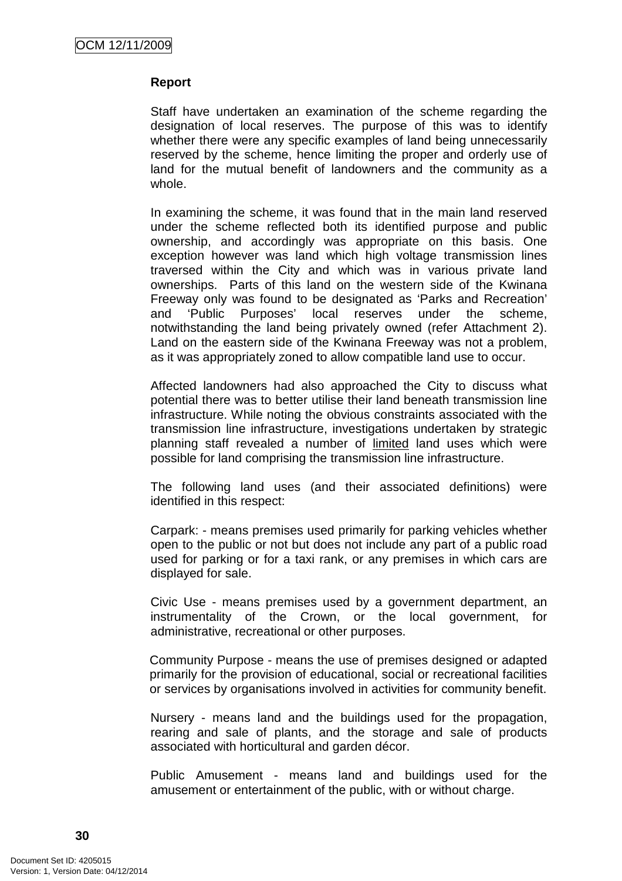**Report**

Staff have undertaken an examination of the scheme regarding the designation of local reserves. The purpose of this was to identify whether there were any specific examples of land being unnecessarily reserved by the scheme, hence limiting the proper and orderly use of land for the mutual benefit of landowners and the community as a whole.

In examining the scheme, it was found that in the main land reserved under the scheme reflected both its identified purpose and public ownership, and accordingly was appropriate on this basis. One exception however was land which high voltage transmission lines traversed within the City and which was in various private land ownerships. Parts of this land on the western side of the Kwinana Freeway only was found to be designated as 'Parks and Recreation' and 'Public Purposes' local reserves under the scheme, notwithstanding the land being privately owned (refer Attachment 2). Land on the eastern side of the Kwinana Freeway was not a problem, as it was appropriately zoned to allow compatible land use to occur.

Affected landowners had also approached the City to discuss what potential there was to better utilise their land beneath transmission line infrastructure. While noting the obvious constraints associated with the transmission line infrastructure, investigations undertaken by strategic planning staff revealed a number of <u>limited</u> land uses which were possible for land comprising the transmission line infrastructure.

The following land uses (and their associated definitions) were identified in this respect:

Carpark: - means premises used primarily for parking vehicles whether open to the public or not but does not include any part of a public road used for parking or for a taxi rank, or any premises in which cars are displayed for sale.

Civic Use - means premises used by a government department, an instrumentality of the Crown, or the local government, for administrative, recreational or other purposes.

Community Purpose - means the use of premises designed or adapted primarily for the provision of educational, social or recreational facilities or services by organisations involved in activities for community benefit.

Nursery - means land and the buildings used for the propagation, rearing and sale of plants, and the storage and sale of products associated with horticultural and garden décor.

Public Amusement - means land and buildings used for the amusement or entertainment of the public, with or without charge.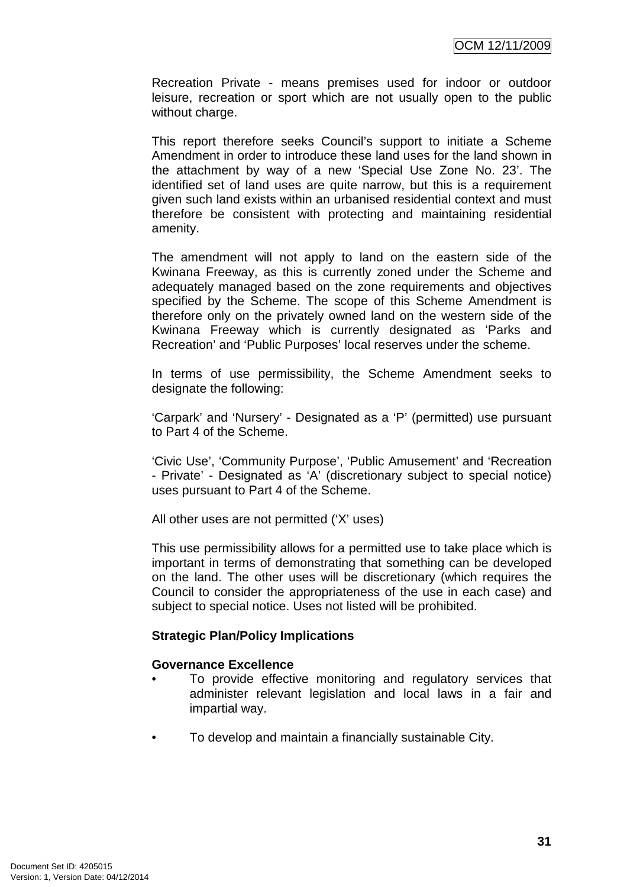Recreation Private - means premises used for indoor or outdoor leisure, recreation or sport which are not usually open to the public without charge.

This report therefore seeks Council's support to initiate a Scheme Amendment in order to introduce these land uses for the land shown in the attachment by way of a new 'Special Use Zone No. 23'. The identified set of land uses are quite narrow, but this is a requirement given such land exists within an urbanised residential context and must therefore be consistent with protecting and maintaining residential amenity.

The amendment will not apply to land on the eastern side of the Kwinana Freeway, as this is currently zoned under the Scheme and adequately managed based on the zone requirements and objectives specified by the Scheme. The scope of this Scheme Amendment is therefore only on the privately owned land on the western side of the Kwinana Freeway which is currently designated as 'Parks and Recreation' and 'Public Purposes' local reserves under the scheme.

In terms of use permissibility, the Scheme Amendment seeks to designate the following:

'Carpark' and 'Nursery' - Designated as a 'P' (permitted) use pursuant to Part 4 of the Scheme.

'Civic Use', 'Community Purpose', 'Public Amusement' and 'Recreation - Private' - Designated as 'A' (discretionary subject to special notice) uses pursuant to Part 4 of the Scheme.

All other uses are not permitted ('X' uses)

This use permissibility allows for a permitted use to take place which is important in terms of demonstrating that something can be developed on the land. The other uses will be discretionary (which requires the Council to consider the appropriateness of the use in each case) and subject to special notice. Uses not listed will be prohibited.

**Strategic Plan/Policy Implications**

**Governance Excellence**

- To provide effective monitoring and regulatory services that administer relevant legislation and local laws in a fair and impartial way.
- To develop and maintain a financially sustainable City.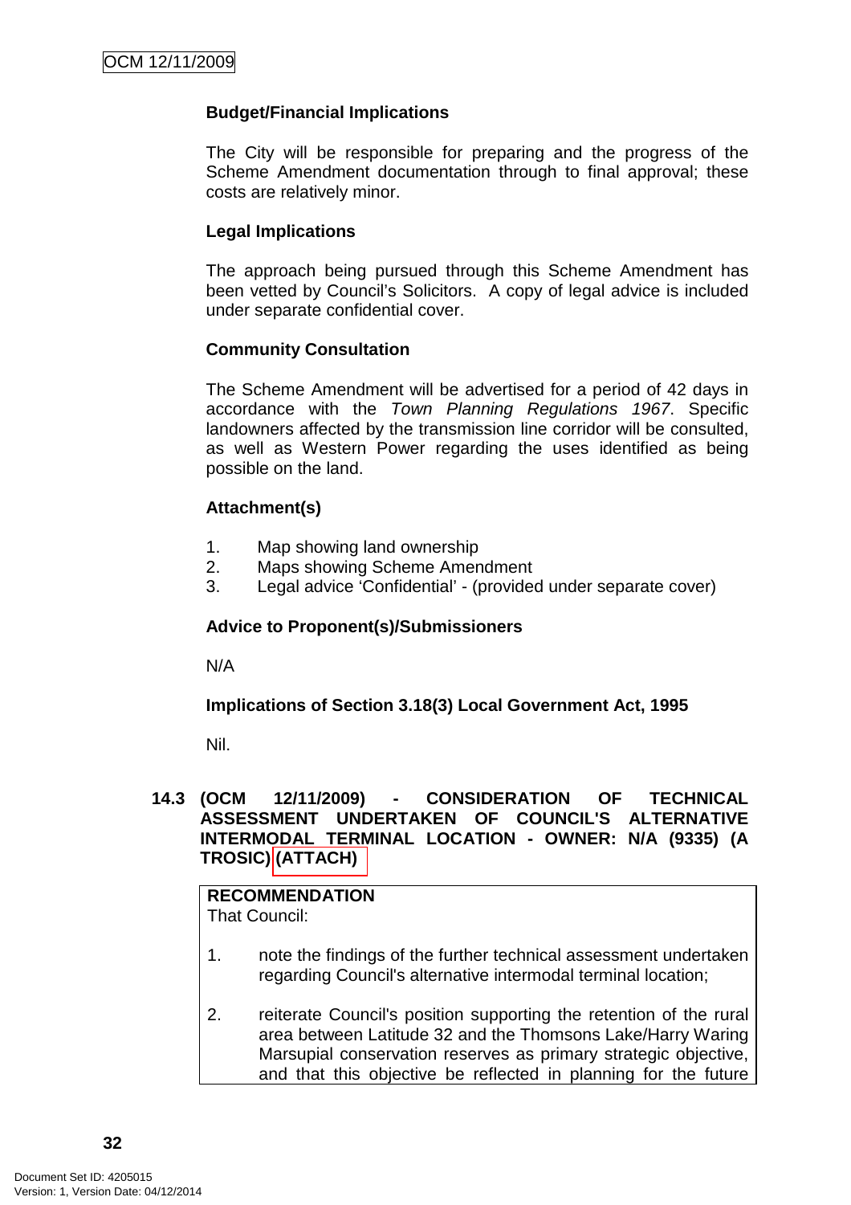### Budget/Financial Implications

The City will be responsible for preparing and the progress of the Scheme Amendment documentation through to final approval; these costs are relatively minor.

### Legal Implications

The approach being pursued through this Scheme Amendment has been vetted by Council's Solicitors. A copy of legal advice is included under separate confidential cover.

### Community Consultation

The Scheme Amendment will be advertised for a period of 42 days in accordance with the *Town Planning Regulations 1967*. Specific landowners affected by the transmission line corridor will be consulted, as well as Western Power regarding the uses identified as being possible on the land.

### Attachment(s)

1. Map showing land ownership
2. Maps showing Scheme Amendment
3. Legal advice 'Confidential' - (provided under separate cover)

### Advice to Proponent(s)/Submissioners

N/A

### Implications of Section 3.18(3) Local Government Act, 1995

Nil.

## 14.3 (OCM 12/11/2009) - CONSIDERATION OF TECHNICAL ASSESSMENT UNDERTAKEN OF COUNCIL'S ALTERNATIVE INTERMODAL TERMINAL LOCATION - OWNER: N/A (9335) (A TROSIC) (ATTACH)

**RECOMMENDATION**

That Council:

1. note the findings of the further technical assessment undertaken regarding Council's alternative intermodal terminal location;

2. reiterate Council's position supporting the retention of the rural area between Latitude 32 and the Thomsons Lake/Harry Waring Marsupial conservation reserves as primary strategic objective, and that this objective be reflected in planning for the future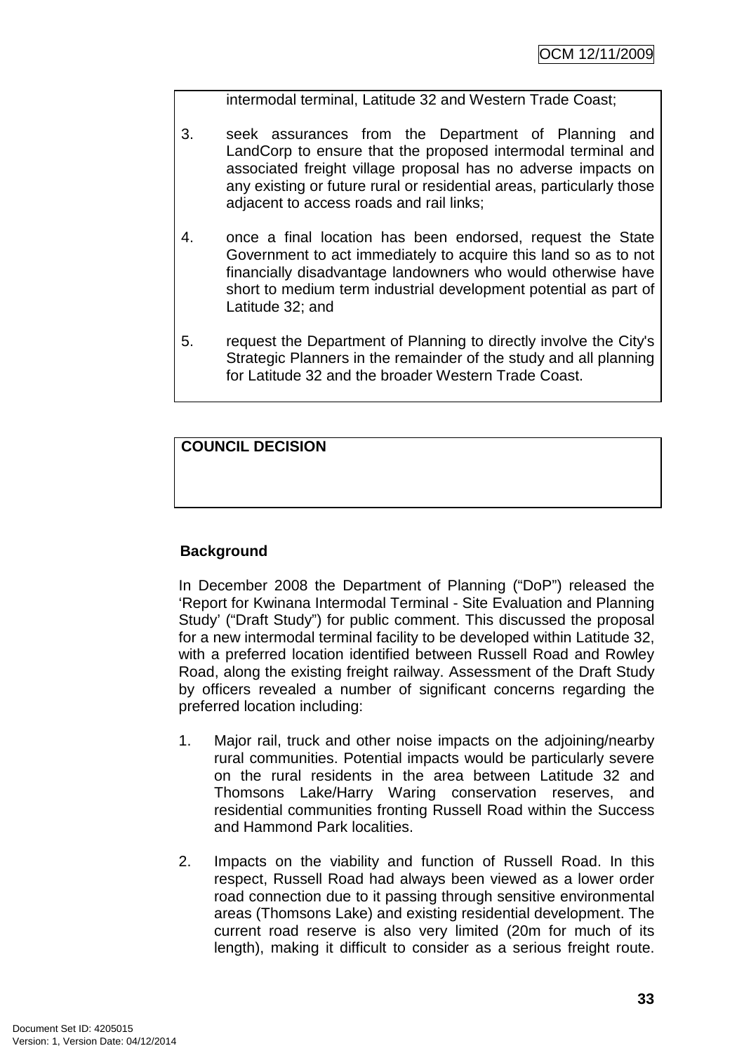intermodal terminal, Latitude 32 and Western Trade Coast;

3. seek assurances from the Department of Planning and LandCorp to ensure that the proposed intermodal terminal and associated freight village proposal has no adverse impacts on any existing or future rural or residential areas, particularly those adjacent to access roads and rail links;

4. once a final location has been endorsed, request the State Government to act immediately to acquire this land so as to not financially disadvantage landowners who would otherwise have short to medium term industrial development potential as part of Latitude 32; and

5. request the Department of Planning to directly involve the City's Strategic Planners in the remainder of the study and all planning for Latitude 32 and the broader Western Trade Coast.

**COUNCIL DECISION**

## Background

In December 2008 the Department of Planning ("DoP") released the 'Report for Kwinana Intermodal Terminal - Site Evaluation and Planning Study' ("Draft Study") for public comment. This discussed the proposal for a new intermodal terminal facility to be developed within Latitude 32, with a preferred location identified between Russell Road and Rowley Road, along the existing freight railway. Assessment of the Draft Study by officers revealed a number of significant concerns regarding the preferred location including:

1. Major rail, truck and other noise impacts on the adjoining/nearby rural communities. Potential impacts would be particularly severe on the rural residents in the area between Latitude 32 and Thomsons Lake/Harry Waring conservation reserves, and residential communities fronting Russell Road within the Success and Hammond Park localities.

2. Impacts on the viability and function of Russell Road. In this respect, Russell Road had always been viewed as a lower order road connection due to it passing through sensitive environmental areas (Thomsons Lake) and existing residential development. The current road reserve is also very limited (20m for much of its length), making it difficult to consider as a serious freight route.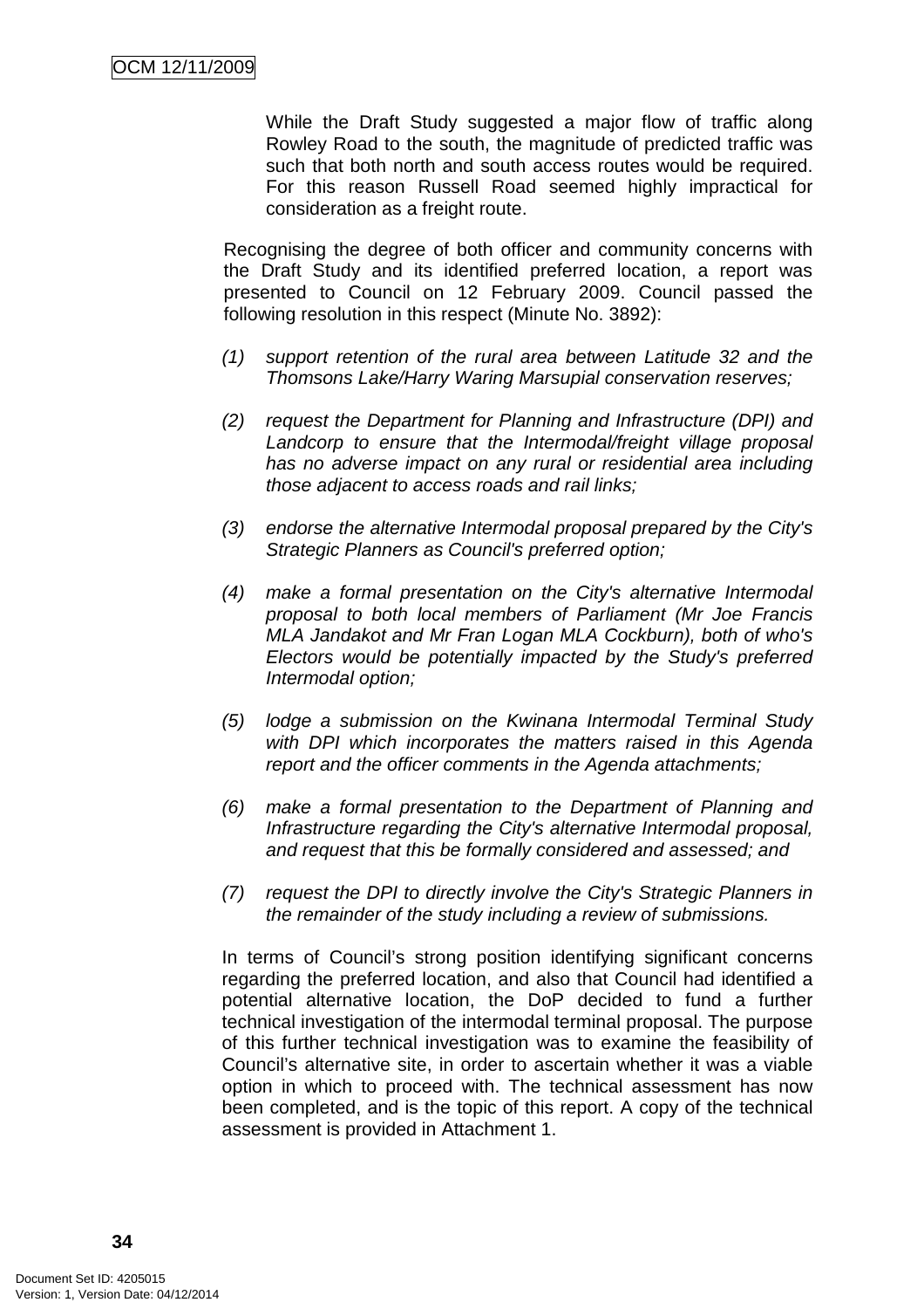While the Draft Study suggested a major flow of traffic along Rowley Road to the south, the magnitude of predicted traffic was such that both north and south access routes would be required. For this reason Russell Road seemed highly impractical for consideration as a freight route.

Recognising the degree of both officer and community concerns with the Draft Study and its identified preferred location, a report was presented to Council on 12 February 2009. Council passed the following resolution in this respect (Minute No. 3892):

*(1) support retention of the rural area between Latitude 32 and the Thomsons Lake/Harry Waring Marsupial conservation reserves;*

*(2) request the Department for Planning and Infrastructure (DPI) and Landcorp to ensure that the Intermodal/freight village proposal has no adverse impact on any rural or residential area including those adjacent to access roads and rail links;*

*(3) endorse the alternative Intermodal proposal prepared by the City's Strategic Planners as Council's preferred option;*

*(4) make a formal presentation on the City's alternative Intermodal proposal to both local members of Parliament (Mr Joe Francis MLA Jandakot and Mr Fran Logan MLA Cockburn), both of who's Electors would be potentially impacted by the Study's preferred Intermodal option;*

*(5) lodge a submission on the Kwinana Intermodal Terminal Study with DPI which incorporates the matters raised in this Agenda report and the officer comments in the Agenda attachments;*

*(6) make a formal presentation to the Department of Planning and Infrastructure regarding the City's alternative Intermodal proposal, and request that this be formally considered and assessed; and*

*(7) request the DPI to directly involve the City's Strategic Planners in the remainder of the study including a review of submissions.*

In terms of Council's strong position identifying significant concerns regarding the preferred location, and also that Council had identified a potential alternative location, the DoP decided to fund a further technical investigation of the intermodal terminal proposal. The purpose of this further technical investigation was to examine the feasibility of Council's alternative site, in order to ascertain whether it was a viable option in which to proceed with. The technical assessment has now been completed, and is the topic of this report. A copy of the technical assessment is provided in Attachment 1.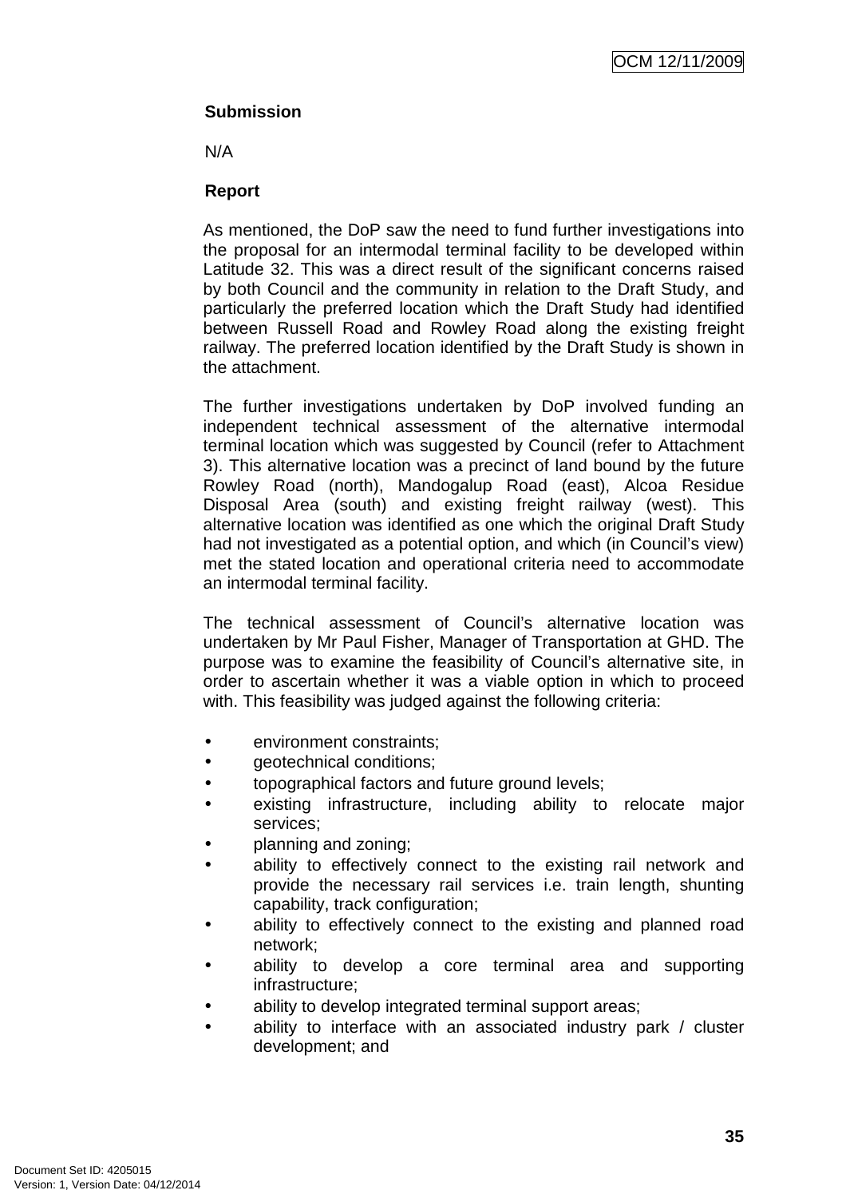**Submission**

N/A

**Report**

As mentioned, the DoP saw the need to fund further investigations into the proposal for an intermodal terminal facility to be developed within Latitude 32. This was a direct result of the significant concerns raised by both Council and the community in relation to the Draft Study, and particularly the preferred location which the Draft Study had identified between Russell Road and Rowley Road along the existing freight railway. The preferred location identified by the Draft Study is shown in the attachment.

The further investigations undertaken by DoP involved funding an independent technical assessment of the alternative intermodal terminal location which was suggested by Council (refer to Attachment 3). This alternative location was a precinct of land bound by the future Rowley Road (north), Mandogalup Road (east), Alcoa Residue Disposal Area (south) and existing freight railway (west). This alternative location was identified as one which the original Draft Study had not investigated as a potential option, and which (in Council's view) met the stated location and operational criteria need to accommodate an intermodal terminal facility.

The technical assessment of Council's alternative location was undertaken by Mr Paul Fisher, Manager of Transportation at GHD. The purpose was to examine the feasibility of Council's alternative site, in order to ascertain whether it was a viable option in which to proceed with. This feasibility was judged against the following criteria:

- environment constraints;
- geotechnical conditions;
- topographical factors and future ground levels;
- existing infrastructure, including ability to relocate major services;
- planning and zoning;
- ability to effectively connect to the existing rail network and provide the necessary rail services i.e. train length, shunting capability, track configuration;
- ability to effectively connect to the existing and planned road network;
- ability to develop a core terminal area and supporting infrastructure;
- ability to develop integrated terminal support areas;
- ability to interface with an associated industry park / cluster development; and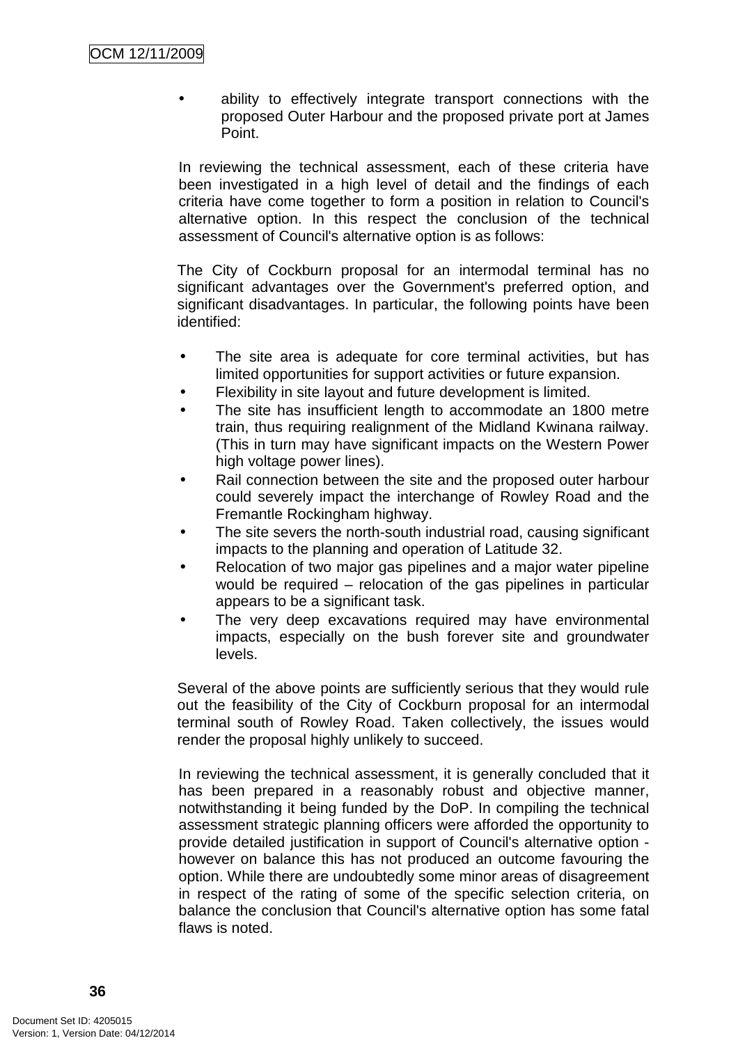- ability to effectively integrate transport connections with the proposed Outer Harbour and the proposed private port at James Point.

In reviewing the technical assessment, each of these criteria have been investigated in a high level of detail and the findings of each criteria have come together to form a position in relation to Council's alternative option. In this respect the conclusion of the technical assessment of Council's alternative option is as follows:

The City of Cockburn proposal for an intermodal terminal has no significant advantages over the Government's preferred option, and significant disadvantages. In particular, the following points have been identified:

- The site area is adequate for core terminal activities, but has limited opportunities for support activities or future expansion.
- Flexibility in site layout and future development is limited.
- The site has insufficient length to accommodate an 1800 metre train, thus requiring realignment of the Midland Kwinana railway. (This in turn may have significant impacts on the Western Power high voltage power lines).
- Rail connection between the site and the proposed outer harbour could severely impact the interchange of Rowley Road and the Fremantle Rockingham highway.
- The site severs the north-south industrial road, causing significant impacts to the planning and operation of Latitude 32.
- Relocation of two major gas pipelines and a major water pipeline would be required – relocation of the gas pipelines in particular appears to be a significant task.
- The very deep excavations required may have environmental impacts, especially on the bush forever site and groundwater levels.

Several of the above points are sufficiently serious that they would rule out the feasibility of the City of Cockburn proposal for an intermodal terminal south of Rowley Road. Taken collectively, the issues would render the proposal highly unlikely to succeed.

In reviewing the technical assessment, it is generally concluded that it has been prepared in a reasonably robust and objective manner, notwithstanding it being funded by the DoP. In compiling the technical assessment strategic planning officers were afforded the opportunity to provide detailed justification in support of Council's alternative option - however on balance this has not produced an outcome favouring the option. While there are undoubtedly some minor areas of disagreement in respect of the rating of some of the specific selection criteria, on balance the conclusion that Council's alternative option has some fatal flaws is noted.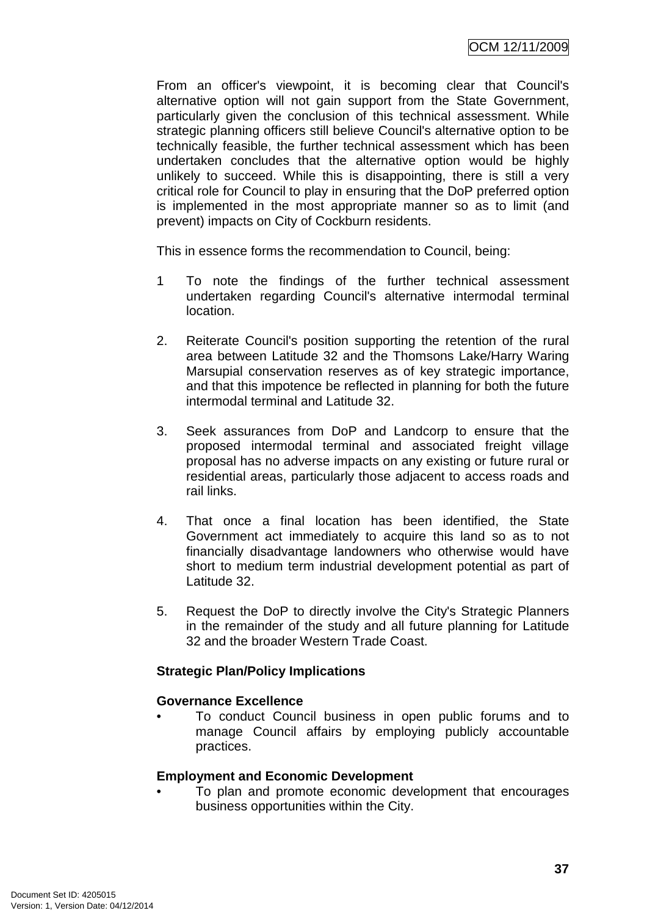From an officer's viewpoint, it is becoming clear that Council's alternative option will not gain support from the State Government, particularly given the conclusion of this technical assessment. While strategic planning officers still believe Council's alternative option to be technically feasible, the further technical assessment which has been undertaken concludes that the alternative option would be highly unlikely to succeed. While this is disappointing, there is still a very critical role for Council to play in ensuring that the DoP preferred option is implemented in the most appropriate manner so as to limit (and prevent) impacts on City of Cockburn residents.

This in essence forms the recommendation to Council, being:

1 To note the findings of the further technical assessment undertaken regarding Council's alternative intermodal terminal location.

2. Reiterate Council's position supporting the retention of the rural area between Latitude 32 and the Thomsons Lake/Harry Waring Marsupial conservation reserves as of key strategic importance, and that this impotence be reflected in planning for both the future intermodal terminal and Latitude 32.

3. Seek assurances from DoP and Landcorp to ensure that the proposed intermodal terminal and associated freight village proposal has no adverse impacts on any existing or future rural or residential areas, particularly those adjacent to access roads and rail links.

4. That once a final location has been identified, the State Government act immediately to acquire this land so as to not financially disadvantage landowners who otherwise would have short to medium term industrial development potential as part of Latitude 32.

5. Request the DoP to directly involve the City's Strategic Planners in the remainder of the study and all future planning for Latitude 32 and the broader Western Trade Coast.

**Strategic Plan/Policy Implications**

**Governance Excellence**

- To conduct Council business in open public forums and to manage Council affairs by employing publicly accountable practices.

**Employment and Economic Development**

- To plan and promote economic development that encourages business opportunities within the City.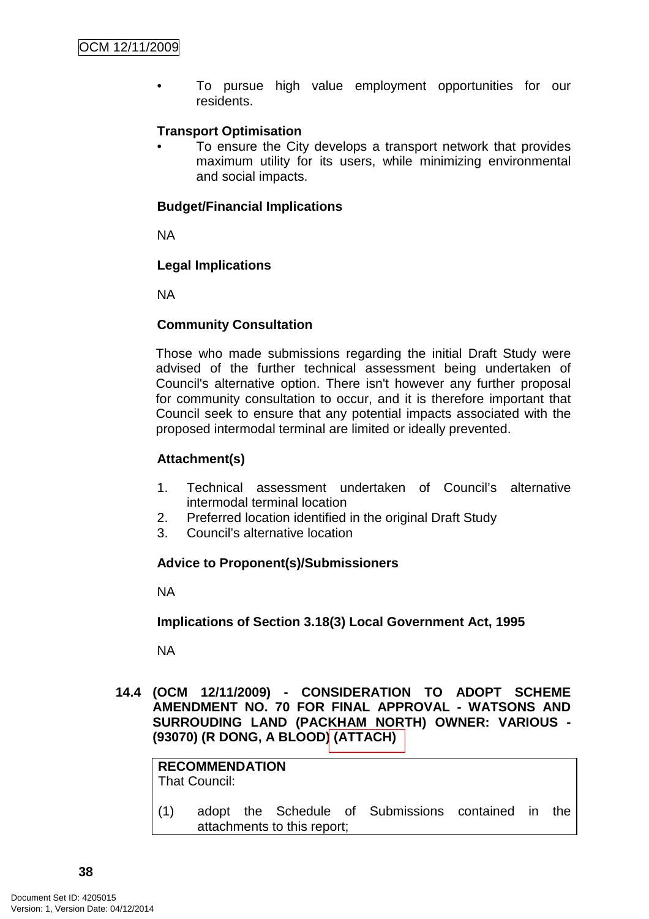- To pursue high value employment opportunities for our residents.

**Transport Optimisation**

- To ensure the City develops a transport network that provides maximum utility for its users, while minimizing environmental and social impacts.

**Budget/Financial Implications**

NA

**Legal Implications**

NA

**Community Consultation**

Those who made submissions regarding the initial Draft Study were advised of the further technical assessment being undertaken of Council's alternative option. There isn't however any further proposal for community consultation to occur, and it is therefore important that Council seek to ensure that any potential impacts associated with the proposed intermodal terminal are limited or ideally prevented.

**Attachment(s)**

1. Technical assessment undertaken of Council's alternative intermodal terminal location
2. Preferred location identified in the original Draft Study
3. Council's alternative location

**Advice to Proponent(s)/Submissioners**

NA

**Implications of Section 3.18(3) Local Government Act, 1995**

NA

**14.4 (OCM 12/11/2009) - CONSIDERATION TO ADOPT SCHEME AMENDMENT NO. 70 FOR FINAL APPROVAL - WATSONS AND SURROUDING LAND (PACKHAM NORTH) OWNER: VARIOUS - (93070) (R DONG, A BLOOD) (ATTACH)**

**RECOMMENDATION**
That Council:

(1) adopt the Schedule of Submissions contained in the attachments to this report;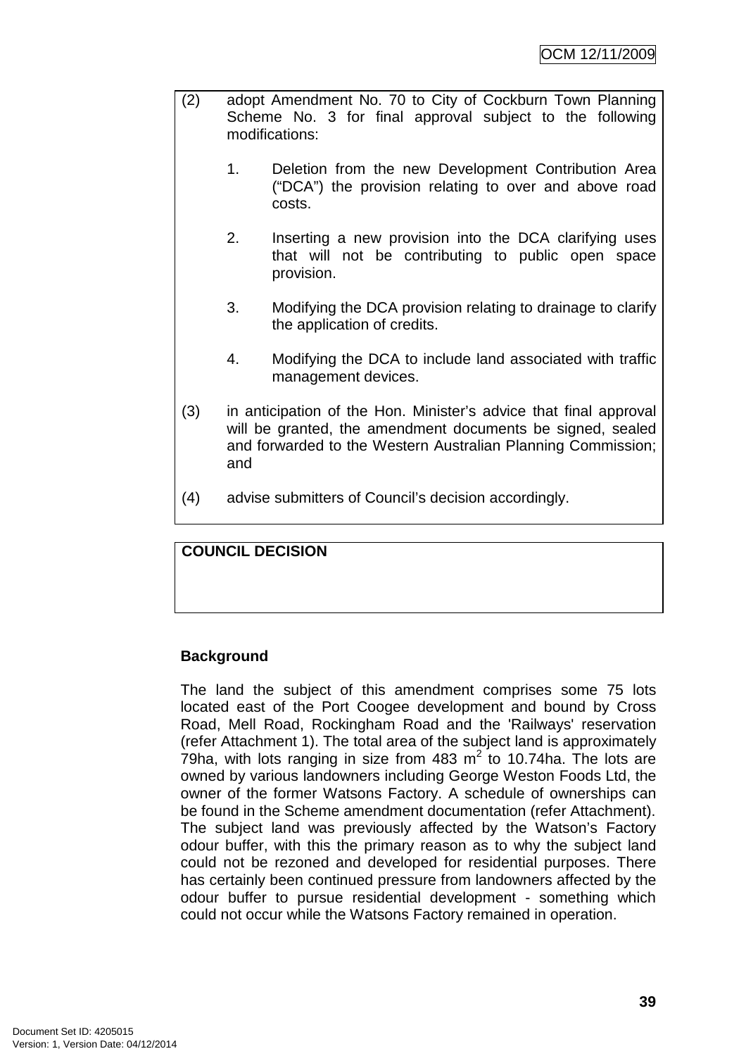(2) adopt Amendment No. 70 to City of Cockburn Town Planning Scheme No. 3 for final approval subject to the following modifications:

1. Deletion from the new Development Contribution Area ("DCA") the provision relating to over and above road costs.

2. Inserting a new provision into the DCA clarifying uses that will not be contributing to public open space provision.

3. Modifying the DCA provision relating to drainage to clarify the application of credits.

4. Modifying the DCA to include land associated with traffic management devices.

(3) in anticipation of the Hon. Minister's advice that final approval will be granted, the amendment documents be signed, sealed and forwarded to the Western Australian Planning Commission; and

(4) advise submitters of Council's decision accordingly.

**COUNCIL DECISION**

**Background**

The land the subject of this amendment comprises some 75 lots located east of the Port Coogee development and bound by Cross Road, Mell Road, Rockingham Road and the 'Railways' reservation (refer Attachment 1). The total area of the subject land is approximately 79ha, with lots ranging in size from 483 $m^2$ to 10.74ha. The lots are owned by various landowners including George Weston Foods Ltd, the owner of the former Watsons Factory. A schedule of ownerships can be found in the Scheme amendment documentation (refer Attachment). The subject land was previously affected by the Watson's Factory odour buffer, with this the primary reason as to why the subject land could not be rezoned and developed for residential purposes. There has certainly been continued pressure from landowners affected by the odour buffer to pursue residential development - something which could not occur while the Watsons Factory remained in operation.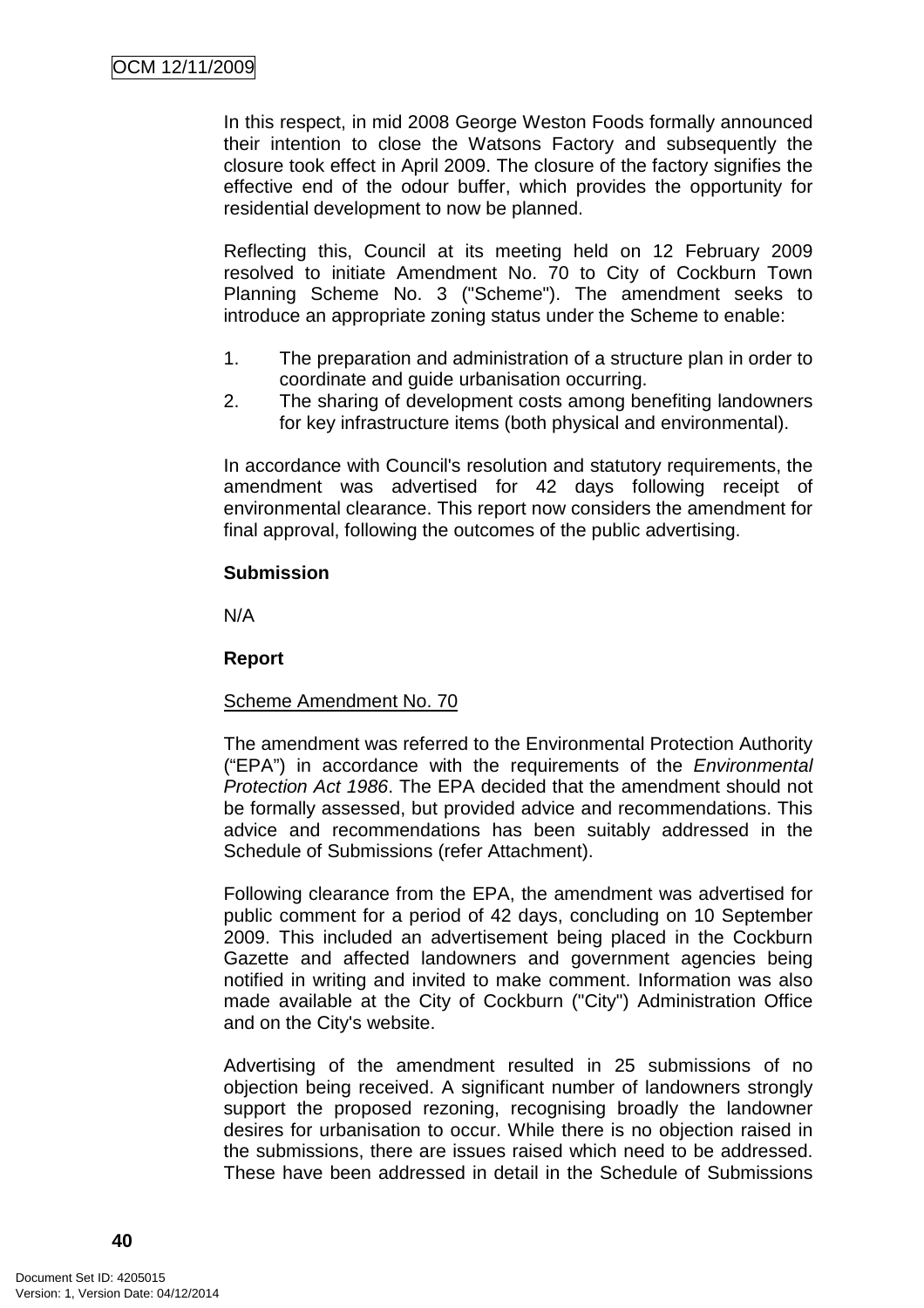In this respect, in mid 2008 George Weston Foods formally announced their intention to close the Watsons Factory and subsequently the closure took effect in April 2009. The closure of the factory signifies the effective end of the odour buffer, which provides the opportunity for residential development to now be planned.

Reflecting this, Council at its meeting held on 12 February 2009 resolved to initiate Amendment No. 70 to City of Cockburn Town Planning Scheme No. 3 ("Scheme"). The amendment seeks to introduce an appropriate zoning status under the Scheme to enable:

1. The preparation and administration of a structure plan in order to coordinate and guide urbanisation occurring.
2. The sharing of development costs among benefiting landowners for key infrastructure items (both physical and environmental).

In accordance with Council's resolution and statutory requirements, the amendment was advertised for 42 days following receipt of environmental clearance. This report now considers the amendment for final approval, following the outcomes of the public advertising.

**Submission**

N/A

**Report**

Scheme Amendment No. 70

The amendment was referred to the Environmental Protection Authority ("EPA") in accordance with the requirements of the *Environmental Protection Act 1986*. The EPA decided that the amendment should not be formally assessed, but provided advice and recommendations. This advice and recommendations has been suitably addressed in the Schedule of Submissions (refer Attachment).

Following clearance from the EPA, the amendment was advertised for public comment for a period of 42 days, concluding on 10 September 2009. This included an advertisement being placed in the Cockburn Gazette and affected landowners and government agencies being notified in writing and invited to make comment. Information was also made available at the City of Cockburn ("City") Administration Office and on the City's website.

Advertising of the amendment resulted in 25 submissions of no objection being received. A significant number of landowners strongly support the proposed rezoning, recognising broadly the landowner desires for urbanisation to occur. While there is no objection raised in the submissions, there are issues raised which need to be addressed. These have been addressed in detail in the Schedule of Submissions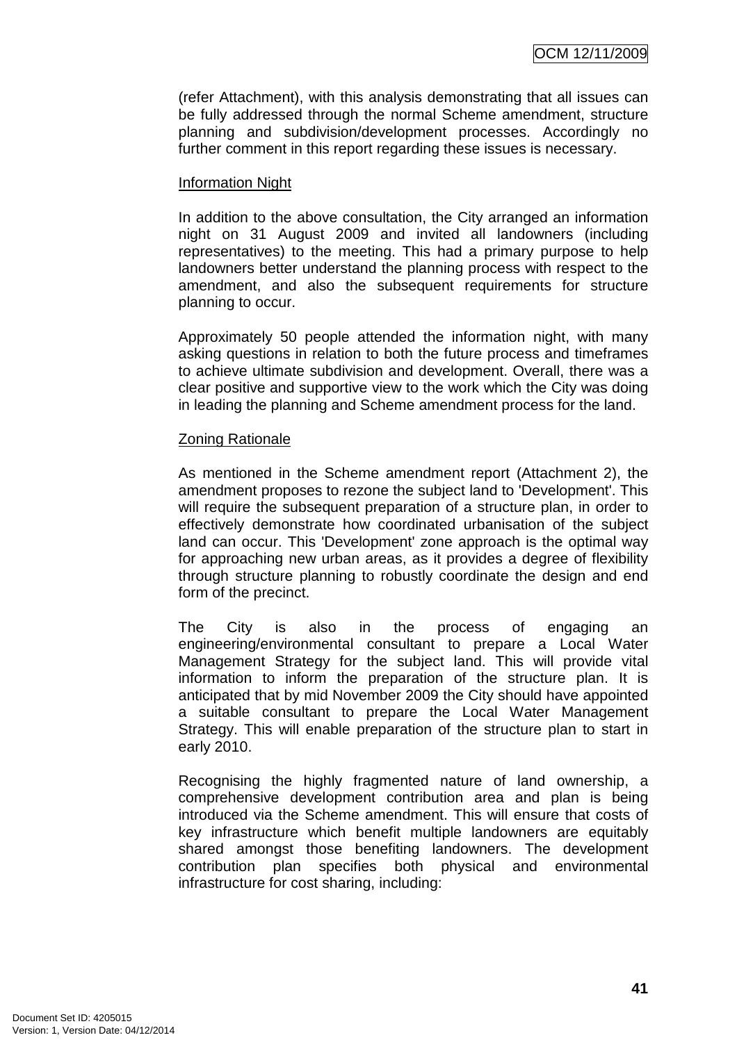(refer Attachment), with this analysis demonstrating that all issues can be fully addressed through the normal Scheme amendment, structure planning and subdivision/development processes. Accordingly no further comment in this report regarding these issues is necessary.

Information Night

In addition to the above consultation, the City arranged an information night on 31 August 2009 and invited all landowners (including representatives) to the meeting. This had a primary purpose to help landowners better understand the planning process with respect to the amendment, and also the subsequent requirements for structure planning to occur.

Approximately 50 people attended the information night, with many asking questions in relation to both the future process and timeframes to achieve ultimate subdivision and development. Overall, there was a clear positive and supportive view to the work which the City was doing in leading the planning and Scheme amendment process for the land.

Zoning Rationale

As mentioned in the Scheme amendment report (Attachment 2), the amendment proposes to rezone the subject land to 'Development'. This will require the subsequent preparation of a structure plan, in order to effectively demonstrate how coordinated urbanisation of the subject land can occur. This 'Development' zone approach is the optimal way for approaching new urban areas, as it provides a degree of flexibility through structure planning to robustly coordinate the design and end form of the precinct.

The City is also in the process of engaging an engineering/environmental consultant to prepare a Local Water Management Strategy for the subject land. This will provide vital information to inform the preparation of the structure plan. It is anticipated that by mid November 2009 the City should have appointed a suitable consultant to prepare the Local Water Management Strategy. This will enable preparation of the structure plan to start in early 2010.

Recognising the highly fragmented nature of land ownership, a comprehensive development contribution area and plan is being introduced via the Scheme amendment. This will ensure that costs of key infrastructure which benefit multiple landowners are equitably shared amongst those benefiting landowners. The development contribution plan specifies both physical and environmental infrastructure for cost sharing, including: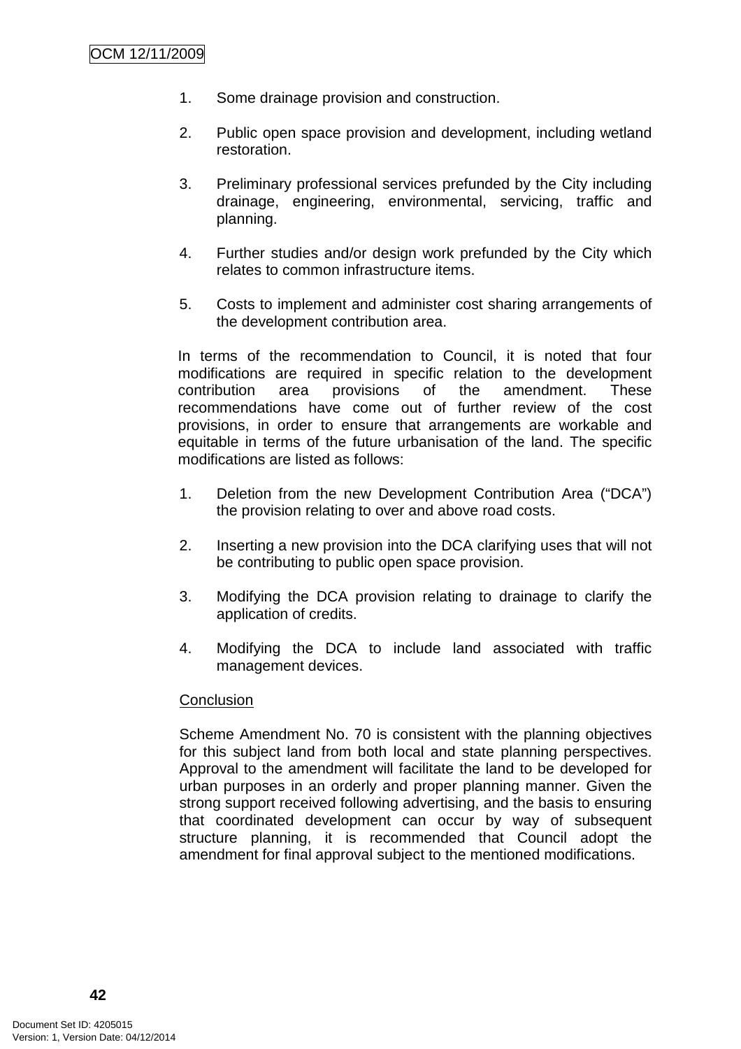1. Some drainage provision and construction.

2. Public open space provision and development, including wetland restoration.

3. Preliminary professional services prefunded by the City including drainage, engineering, environmental, servicing, traffic and planning.

4. Further studies and/or design work prefunded by the City which relates to common infrastructure items.

5. Costs to implement and administer cost sharing arrangements of the development contribution area.

In terms of the recommendation to Council, it is noted that four modifications are required in specific relation to the development contribution area provisions of the amendment. These recommendations have come out of further review of the cost provisions, in order to ensure that arrangements are workable and equitable in terms of the future urbanisation of the land. The specific modifications are listed as follows:

1. Deletion from the new Development Contribution Area ("DCA") the provision relating to over and above road costs.

2. Inserting a new provision into the DCA clarifying uses that will not be contributing to public open space provision.

3. Modifying the DCA provision relating to drainage to clarify the application of credits.

4. Modifying the DCA to include land associated with traffic management devices.

Conclusion

Scheme Amendment No. 70 is consistent with the planning objectives for this subject land from both local and state planning perspectives. Approval to the amendment will facilitate the land to be developed for urban purposes in an orderly and proper planning manner. Given the strong support received following advertising, and the basis to ensuring that coordinated development can occur by way of subsequent structure planning, it is recommended that Council adopt the amendment for final approval subject to the mentioned modifications.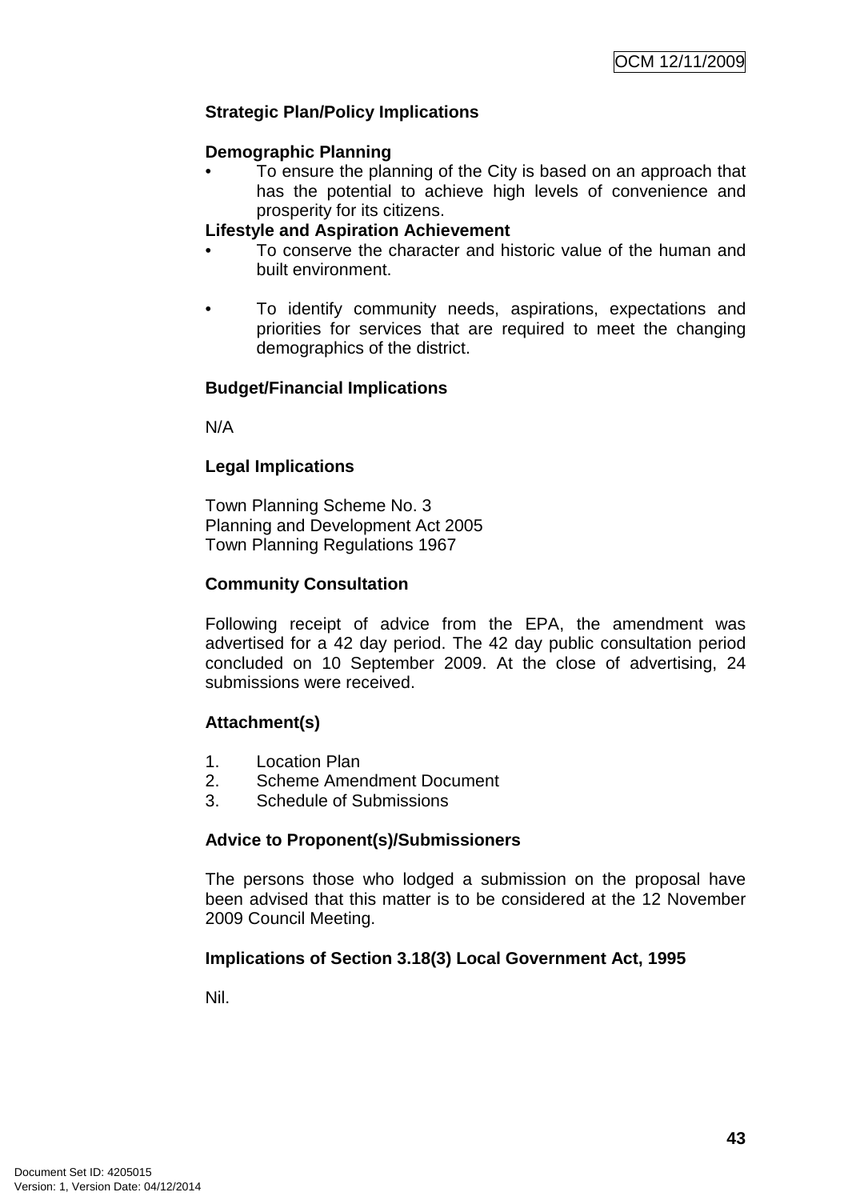**Strategic Plan/Policy Implications**

**Demographic Planning**

- To ensure the planning of the City is based on an approach that has the potential to achieve high levels of convenience and prosperity for its citizens.

**Lifestyle and Aspiration Achievement**

- To conserve the character and historic value of the human and built environment.
- To identify community needs, aspirations, expectations and priorities for services that are required to meet the changing demographics of the district.

**Budget/Financial Implications**

N/A

**Legal Implications**

Town Planning Scheme No. 3
Planning and Development Act 2005
Town Planning Regulations 1967

**Community Consultation**

Following receipt of advice from the EPA, the amendment was advertised for a 42 day period. The 42 day public consultation period concluded on 10 September 2009. At the close of advertising, 24 submissions were received.

**Attachment(s)**

1. Location Plan
2. Scheme Amendment Document
3. Schedule of Submissions

**Advice to Proponent(s)/Submissioners**

The persons those who lodged a submission on the proposal have been advised that this matter is to be considered at the 12 November 2009 Council Meeting.

**Implications of Section 3.18(3) Local Government Act, 1995**

Nil.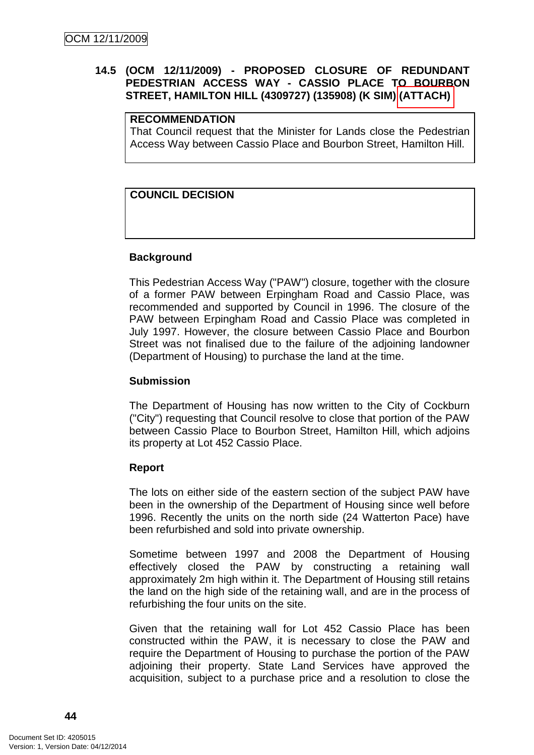**14.5 (OCM 12/11/2009) - PROPOSED CLOSURE OF REDUNDANT PEDESTRIAN ACCESS WAY - CASSIO PLACE TO BOURBON STREET, HAMILTON HILL (4309727) (135908) (K SIM) (ATTACH)**

| **RECOMMENDATION** |
|---|
| That Council request that the Minister for Lands close the Pedestrian Access Way between Cassio Place and Bourbon Street, Hamilton Hill. |

| **COUNCIL DECISION** |
|---|
| |

**Background**

This Pedestrian Access Way ("PAW") closure, together with the closure of a former PAW between Erpingham Road and Cassio Place, was recommended and supported by Council in 1996. The closure of the PAW between Erpingham Road and Cassio Place was completed in July 1997. However, the closure between Cassio Place and Bourbon Street was not finalised due to the failure of the adjoining landowner (Department of Housing) to purchase the land at the time.

**Submission**

The Department of Housing has now written to the City of Cockburn ("City") requesting that Council resolve to close that portion of the PAW between Cassio Place to Bourbon Street, Hamilton Hill, which adjoins its property at Lot 452 Cassio Place.

**Report**

The lots on either side of the eastern section of the subject PAW have been in the ownership of the Department of Housing since well before 1996. Recently the units on the north side (24 Watterton Pace) have been refurbished and sold into private ownership.

Sometime between 1997 and 2008 the Department of Housing effectively closed the PAW by constructing a retaining wall approximately 2m high within it. The Department of Housing still retains the land on the high side of the retaining wall, and are in the process of refurbishing the four units on the site.

Given that the retaining wall for Lot 452 Cassio Place has been constructed within the PAW, it is necessary to close the PAW and require the Department of Housing to purchase the portion of the PAW adjoining their property. State Land Services have approved the acquisition, subject to a purchase price and a resolution to close the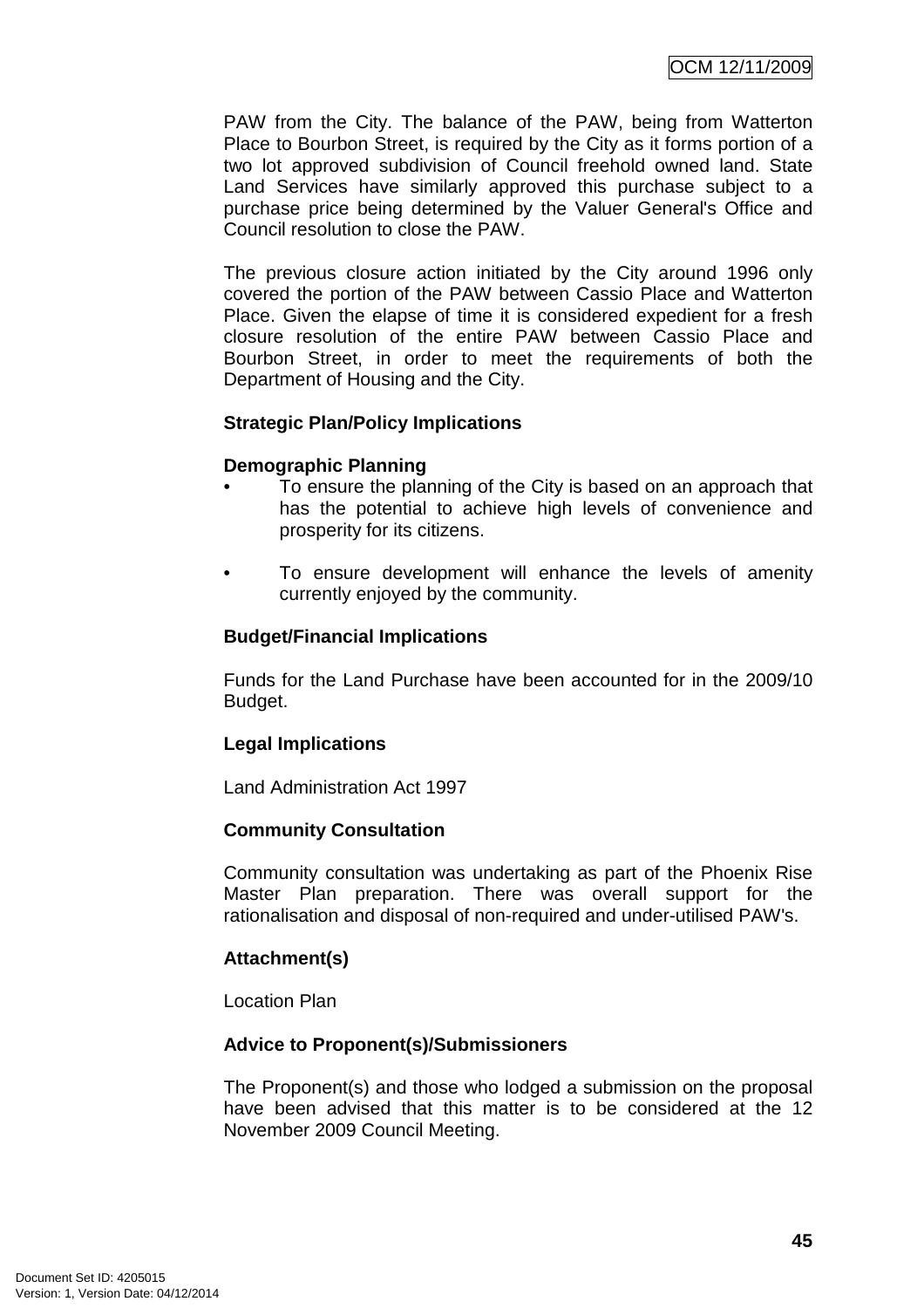PAW from the City. The balance of the PAW, being from Watterton Place to Bourbon Street, is required by the City as it forms portion of a two lot approved subdivision of Council freehold owned land. State Land Services have similarly approved this purchase subject to a purchase price being determined by the Valuer General's Office and Council resolution to close the PAW.

The previous closure action initiated by the City around 1996 only covered the portion of the PAW between Cassio Place and Watterton Place. Given the elapse of time it is considered expedient for a fresh closure resolution of the entire PAW between Cassio Place and Bourbon Street, in order to meet the requirements of both the Department of Housing and the City.

**Strategic Plan/Policy Implications**

**Demographic Planning**

- To ensure the planning of the City is based on an approach that has the potential to achieve high levels of convenience and prosperity for its citizens.
- To ensure development will enhance the levels of amenity currently enjoyed by the community.

**Budget/Financial Implications**

Funds for the Land Purchase have been accounted for in the 2009/10 Budget.

**Legal Implications**

Land Administration Act 1997

**Community Consultation**

Community consultation was undertaking as part of the Phoenix Rise Master Plan preparation. There was overall support for the rationalisation and disposal of non-required and under-utilised PAW's.

**Attachment(s)**

Location Plan

**Advice to Proponent(s)/Submissioners**

The Proponent(s) and those who lodged a submission on the proposal have been advised that this matter is to be considered at the 12 November 2009 Council Meeting.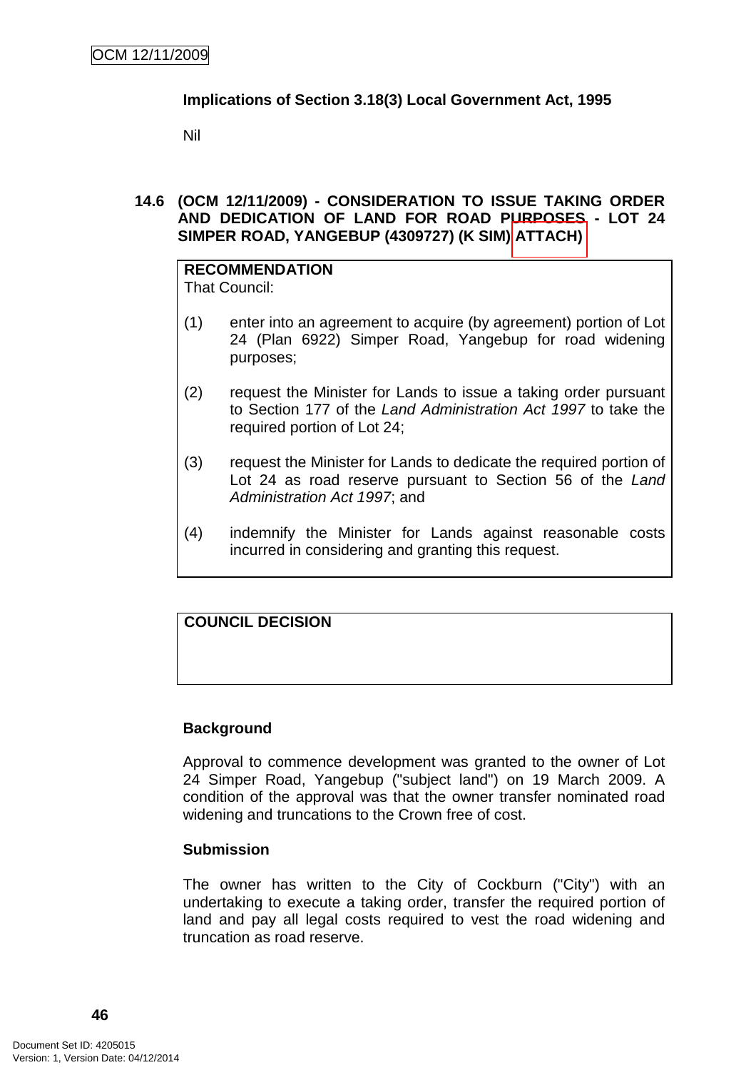**Implications of Section 3.18(3) Local Government Act, 1995**

Nil

### 14.6 (OCM 12/11/2009) - CONSIDERATION TO ISSUE TAKING ORDER AND DEDICATION OF LAND FOR ROAD PURPOSES - LOT 24 SIMPER ROAD, YANGEBUP (4309727) (K SIM) ATTACH)

**RECOMMENDATION**
That Council:

(1) enter into an agreement to acquire (by agreement) portion of Lot 24 (Plan 6922) Simper Road, Yangebup for road widening purposes;

(2) request the Minister for Lands to issue a taking order pursuant to Section 177 of the *Land Administration Act 1997* to take the required portion of Lot 24;

(3) request the Minister for Lands to dedicate the required portion of Lot 24 as road reserve pursuant to Section 56 of the *Land Administration Act 1997*; and

(4) indemnify the Minister for Lands against reasonable costs incurred in considering and granting this request.

**COUNCIL DECISION**

**Background**

Approval to commence development was granted to the owner of Lot 24 Simper Road, Yangebup ("subject land") on 19 March 2009. A condition of the approval was that the owner transfer nominated road widening and truncations to the Crown free of cost.

**Submission**

The owner has written to the City of Cockburn ("City") with an undertaking to execute a taking order, transfer the required portion of land and pay all legal costs required to vest the road widening and truncation as road reserve.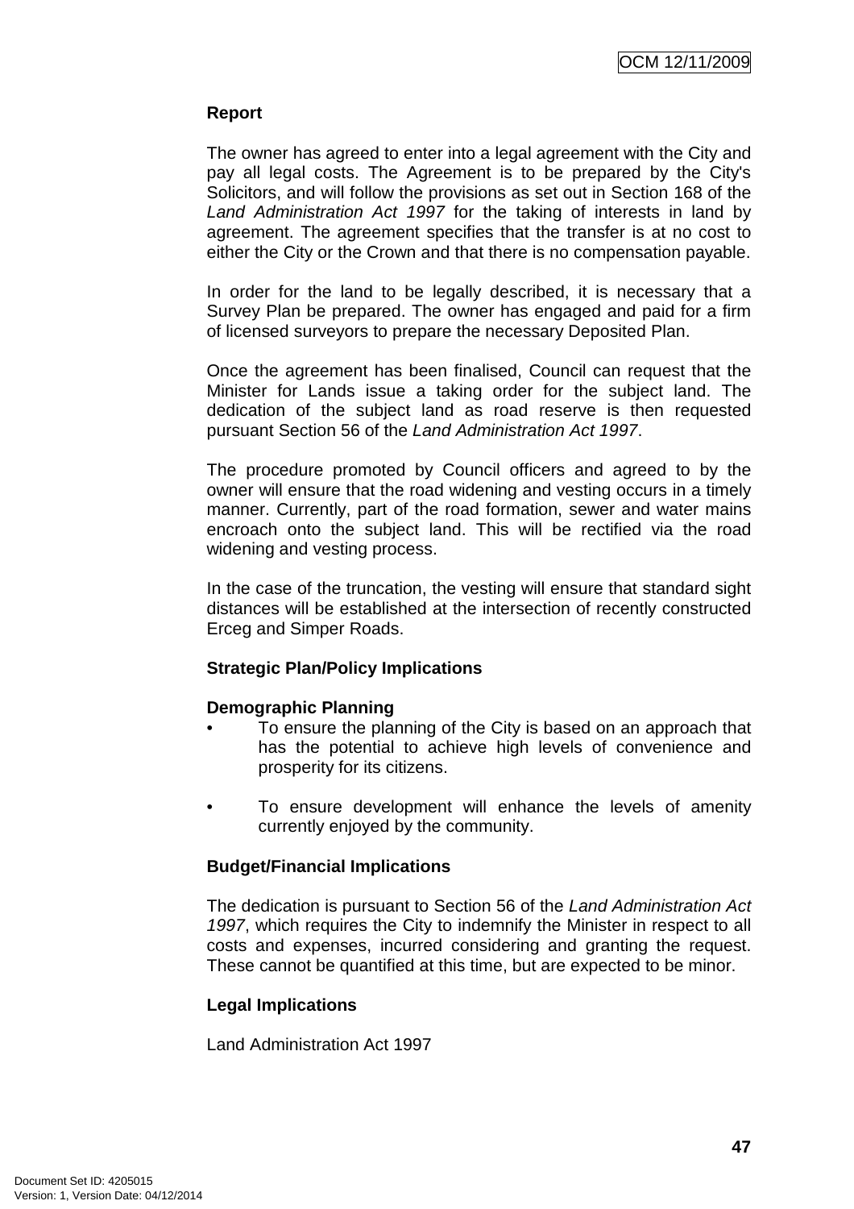**Report**

The owner has agreed to enter into a legal agreement with the City and pay all legal costs. The Agreement is to be prepared by the City's Solicitors, and will follow the provisions as set out in Section 168 of the *Land Administration Act 1997* for the taking of interests in land by agreement. The agreement specifies that the transfer is at no cost to either the City or the Crown and that there is no compensation payable.

In order for the land to be legally described, it is necessary that a Survey Plan be prepared. The owner has engaged and paid for a firm of licensed surveyors to prepare the necessary Deposited Plan.

Once the agreement has been finalised, Council can request that the Minister for Lands issue a taking order for the subject land. The dedication of the subject land as road reserve is then requested pursuant Section 56 of the *Land Administration Act 1997*.

The procedure promoted by Council officers and agreed to by the owner will ensure that the road widening and vesting occurs in a timely manner. Currently, part of the road formation, sewer and water mains encroach onto the subject land. This will be rectified via the road widening and vesting process.

In the case of the truncation, the vesting will ensure that standard sight distances will be established at the intersection of recently constructed Erceg and Simper Roads.

**Strategic Plan/Policy Implications**

**Demographic Planning**

- To ensure the planning of the City is based on an approach that has the potential to achieve high levels of convenience and prosperity for its citizens.
- To ensure development will enhance the levels of amenity currently enjoyed by the community.

**Budget/Financial Implications**

The dedication is pursuant to Section 56 of the *Land Administration Act 1997*, which requires the City to indemnify the Minister in respect to all costs and expenses, incurred considering and granting the request. These cannot be quantified at this time, but are expected to be minor.

**Legal Implications**

Land Administration Act 1997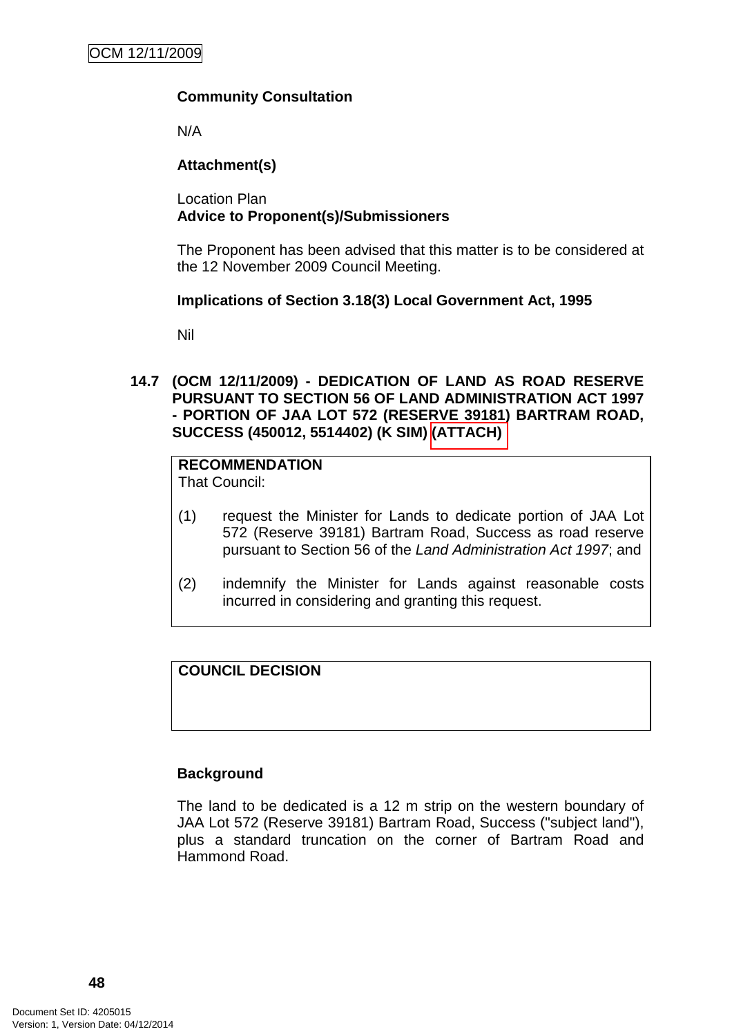**Community Consultation**

N/A

**Attachment(s)**

Location Plan

**Advice to Proponent(s)/Submissioners**

The Proponent has been advised that this matter is to be considered at the 12 November 2009 Council Meeting.

**Implications of Section 3.18(3) Local Government Act, 1995**

Nil

### 14.7 (OCM 12/11/2009) - DEDICATION OF LAND AS ROAD RESERVE PURSUANT TO SECTION 56 OF LAND ADMINISTRATION ACT 1997 - PORTION OF JAA LOT 572 (RESERVE 39181) BARTRAM ROAD, SUCCESS (450012, 5514402) (K SIM) (ATTACH)

**RECOMMENDATION**

That Council:

(1) request the Minister for Lands to dedicate portion of JAA Lot 572 (Reserve 39181) Bartram Road, Success as road reserve pursuant to Section 56 of the *Land Administration Act 1997*; and

(2) indemnify the Minister for Lands against reasonable costs incurred in considering and granting this request.

**COUNCIL DECISION**

**Background**

The land to be dedicated is a 12 m strip on the western boundary of JAA Lot 572 (Reserve 39181) Bartram Road, Success ("subject land"), plus a standard truncation on the corner of Bartram Road and Hammond Road.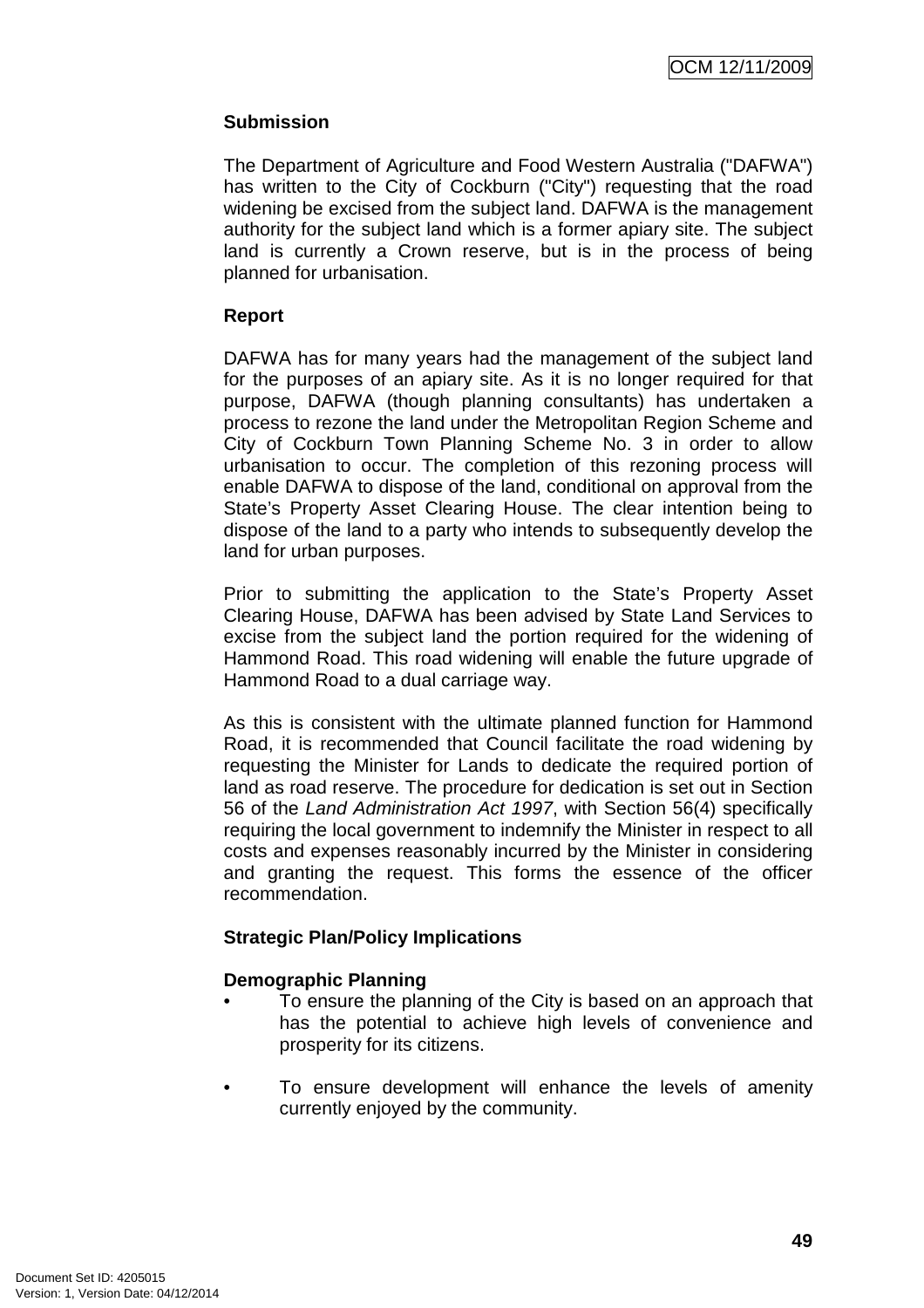**Submission**

The Department of Agriculture and Food Western Australia ("DAFWA") has written to the City of Cockburn ("City") requesting that the road widening be excised from the subject land. DAFWA is the management authority for the subject land which is a former apiary site. The subject land is currently a Crown reserve, but is in the process of being planned for urbanisation.

**Report**

DAFWA has for many years had the management of the subject land for the purposes of an apiary site. As it is no longer required for that purpose, DAFWA (though planning consultants) has undertaken a process to rezone the land under the Metropolitan Region Scheme and City of Cockburn Town Planning Scheme No. 3 in order to allow urbanisation to occur. The completion of this rezoning process will enable DAFWA to dispose of the land, conditional on approval from the State's Property Asset Clearing House. The clear intention being to dispose of the land to a party who intends to subsequently develop the land for urban purposes.

Prior to submitting the application to the State's Property Asset Clearing House, DAFWA has been advised by State Land Services to excise from the subject land the portion required for the widening of Hammond Road. This road widening will enable the future upgrade of Hammond Road to a dual carriage way.

As this is consistent with the ultimate planned function for Hammond Road, it is recommended that Council facilitate the road widening by requesting the Minister for Lands to dedicate the required portion of land as road reserve. The procedure for dedication is set out in Section 56 of the *Land Administration Act 1997*, with Section 56(4) specifically requiring the local government to indemnify the Minister in respect to all costs and expenses reasonably incurred by the Minister in considering and granting the request. This forms the essence of the officer recommendation.

**Strategic Plan/Policy Implications**

**Demographic Planning**

- To ensure the planning of the City is based on an approach that has the potential to achieve high levels of convenience and prosperity for its citizens.
- To ensure development will enhance the levels of amenity currently enjoyed by the community.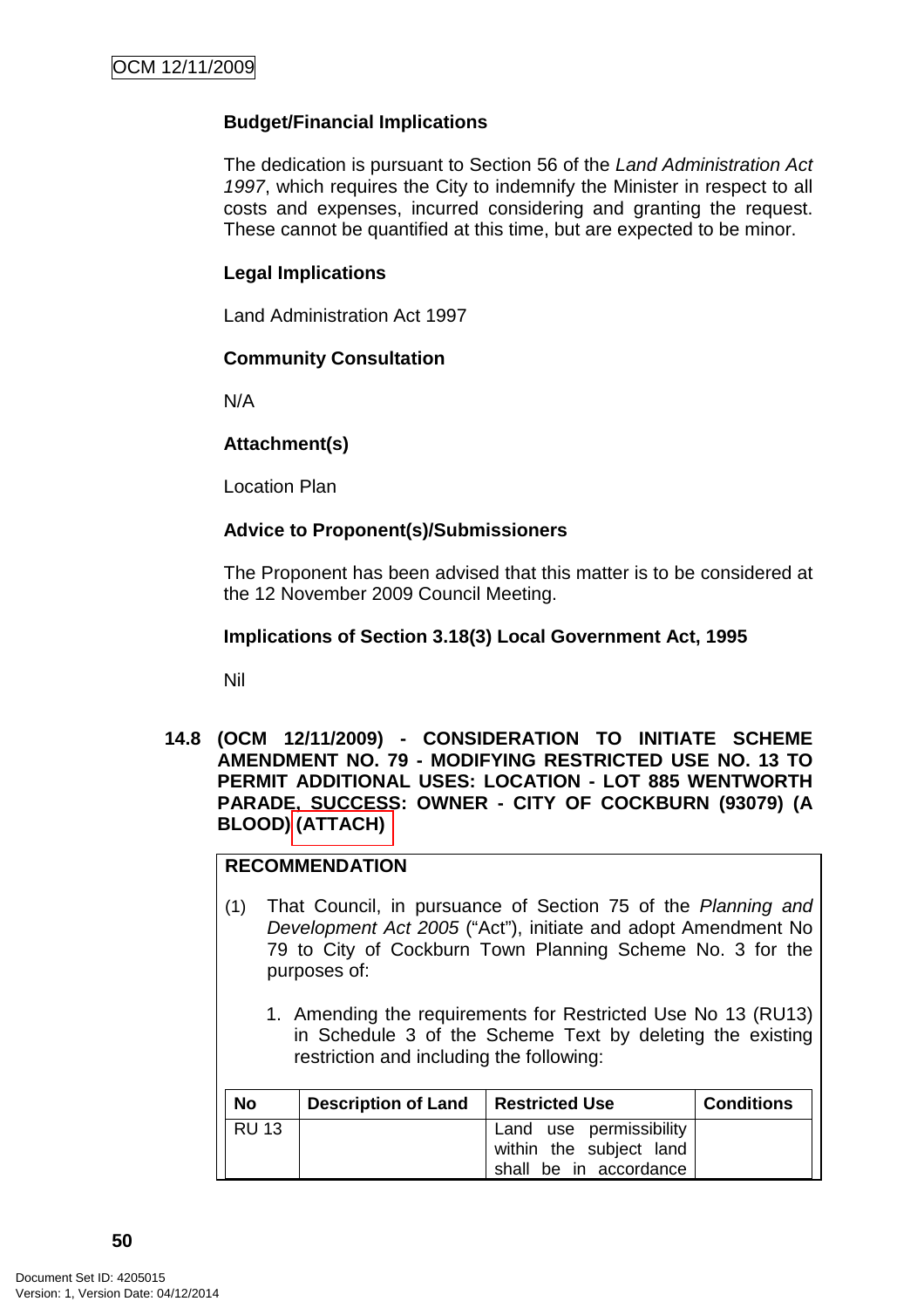**Budget/Financial Implications**

The dedication is pursuant to Section 56 of the *Land Administration Act 1997*, which requires the City to indemnify the Minister in respect to all costs and expenses, incurred considering and granting the request. These cannot be quantified at this time, but are expected to be minor.

**Legal Implications**

Land Administration Act 1997

**Community Consultation**

N/A

**Attachment(s)**

Location Plan

**Advice to Proponent(s)/Submissioners**

The Proponent has been advised that this matter is to be considered at the 12 November 2009 Council Meeting.

**Implications of Section 3.18(3) Local Government Act, 1995**

Nil

### 14.8 (OCM 12/11/2009) - CONSIDERATION TO INITIATE SCHEME AMENDMENT NO. 79 - MODIFYING RESTRICTED USE NO. 13 TO PERMIT ADDITIONAL USES: LOCATION - LOT 885 WENTWORTH PARADE, SUCCESS: OWNER - CITY OF COCKBURN (93079) (A BLOOD) (ATTACH)

**RECOMMENDATION**

(1) That Council, in pursuance of Section 75 of the *Planning and Development Act 2005* ("Act"), initiate and adopt Amendment No 79 to City of Cockburn Town Planning Scheme No. 3 for the purposes of:

1. Amending the requirements for Restricted Use No 13 (RU13) in Schedule 3 of the Scheme Text by deleting the existing restriction and including the following:

| No | Description of Land | Restricted Use | Conditions |
|---|---|---|---|
| RU 13 | | Land use permissibility within the subject land shall be in accordance | |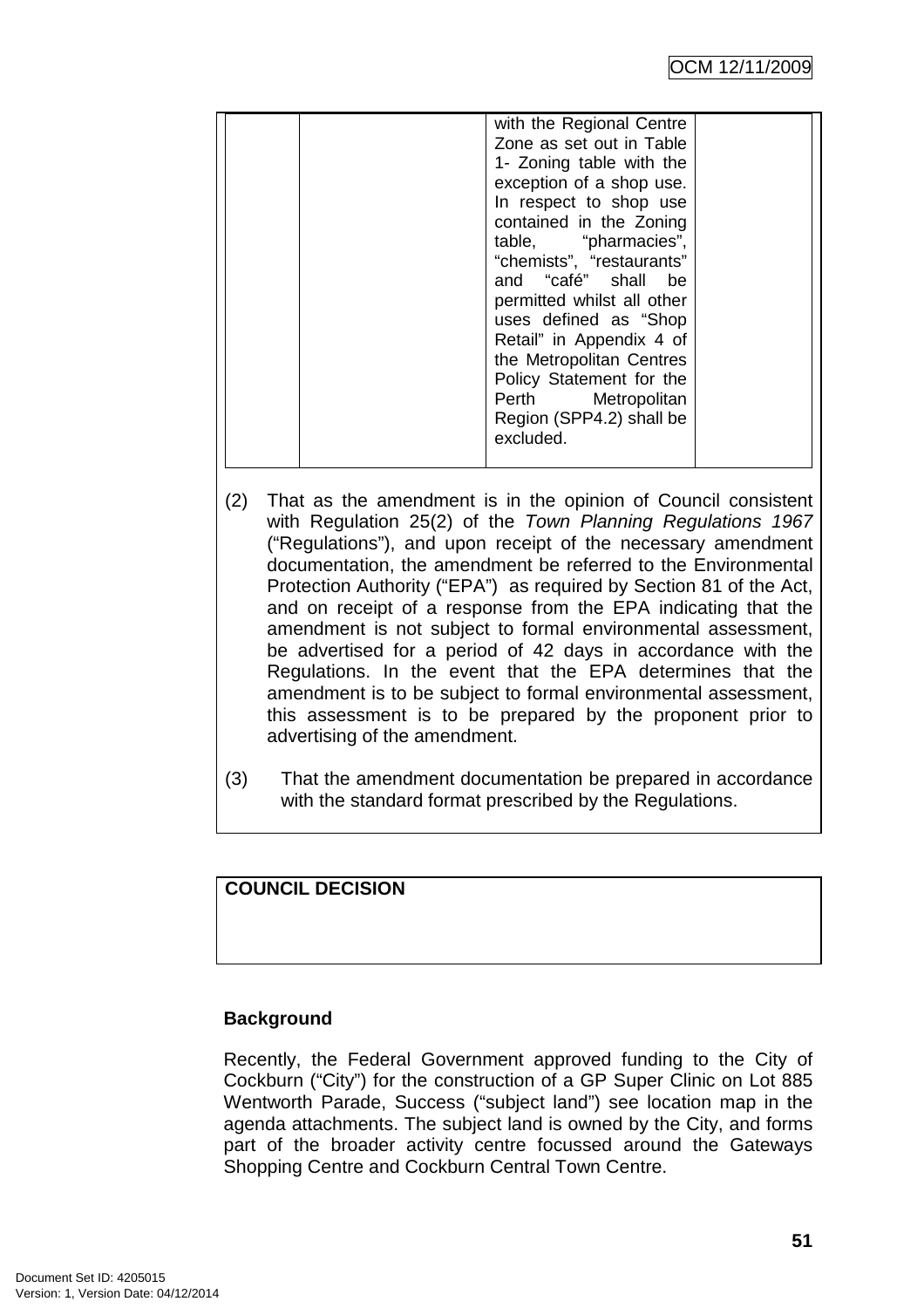| | | with the Regional Centre Zone as set out in Table 1- Zoning table with the exception of a shop use. In respect to shop use contained in the Zoning table, "pharmacies", "chemists", "restaurants" and "café" shall be permitted whilst all other uses defined as "Shop Retail" in Appendix 4 of the Metropolitan Centres Policy Statement for the Perth Metropolitan Region (SPP4.2) shall be excluded. | |
|---|---|---|---|

(2) That as the amendment is in the opinion of Council consistent with Regulation 25(2) of the *Town Planning Regulations 1967* ("Regulations"), and upon receipt of the necessary amendment documentation, the amendment be referred to the Environmental Protection Authority ("EPA") as required by Section 81 of the Act, and on receipt of a response from the EPA indicating that the amendment is not subject to formal environmental assessment, be advertised for a period of 42 days in accordance with the Regulations. In the event that the EPA determines that the amendment is to be subject to formal environmental assessment, this assessment is to be prepared by the proponent prior to advertising of the amendment.

(3) That the amendment documentation be prepared in accordance with the standard format prescribed by the Regulations.

**COUNCIL DECISION**

**Background**

Recently, the Federal Government approved funding to the City of Cockburn ("City") for the construction of a GP Super Clinic on Lot 885 Wentworth Parade, Success ("subject land") see location map in the agenda attachments. The subject land is owned by the City, and forms part of the broader activity centre focussed around the Gateways Shopping Centre and Cockburn Central Town Centre.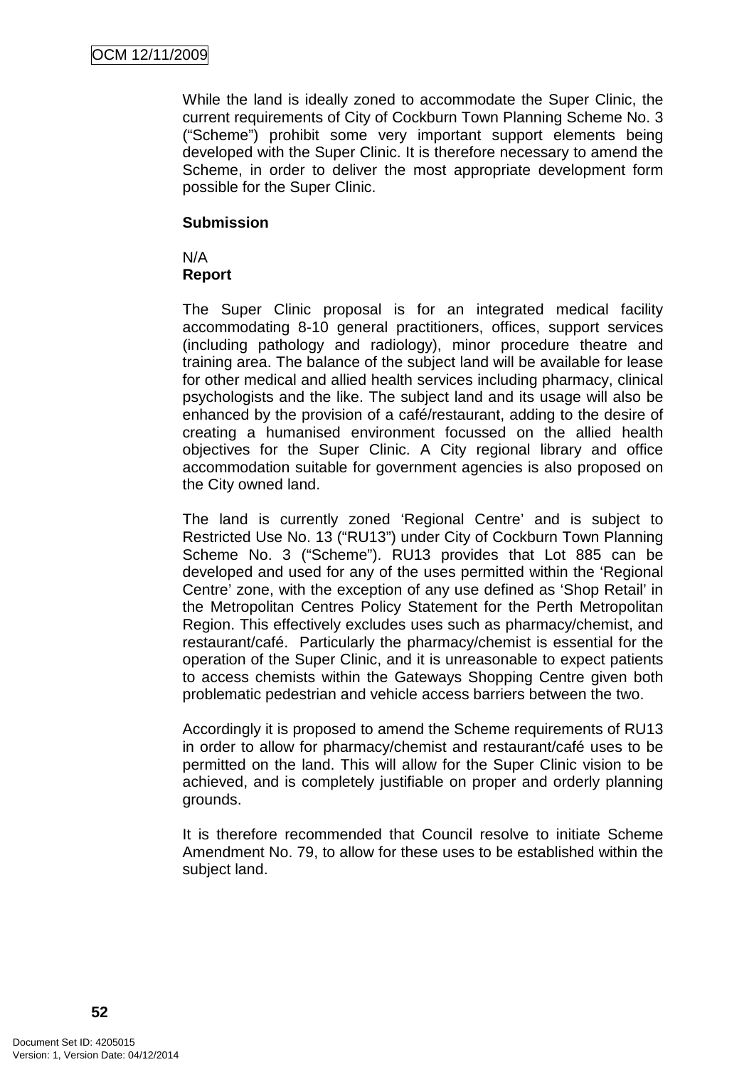While the land is ideally zoned to accommodate the Super Clinic, the current requirements of City of Cockburn Town Planning Scheme No. 3 ("Scheme") prohibit some very important support elements being developed with the Super Clinic. It is therefore necessary to amend the Scheme, in order to deliver the most appropriate development form possible for the Super Clinic.

**Submission**

N/A

**Report**

The Super Clinic proposal is for an integrated medical facility accommodating 8-10 general practitioners, offices, support services (including pathology and radiology), minor procedure theatre and training area. The balance of the subject land will be available for lease for other medical and allied health services including pharmacy, clinical psychologists and the like. The subject land and its usage will also be enhanced by the provision of a café/restaurant, adding to the desire of creating a humanised environment focussed on the allied health objectives for the Super Clinic. A City regional library and office accommodation suitable for government agencies is also proposed on the City owned land.

The land is currently zoned 'Regional Centre' and is subject to Restricted Use No. 13 ("RU13") under City of Cockburn Town Planning Scheme No. 3 ("Scheme"). RU13 provides that Lot 885 can be developed and used for any of the uses permitted within the 'Regional Centre' zone, with the exception of any use defined as 'Shop Retail' in the Metropolitan Centres Policy Statement for the Perth Metropolitan Region. This effectively excludes uses such as pharmacy/chemist, and restaurant/café. Particularly the pharmacy/chemist is essential for the operation of the Super Clinic, and it is unreasonable to expect patients to access chemists within the Gateways Shopping Centre given both problematic pedestrian and vehicle access barriers between the two.

Accordingly it is proposed to amend the Scheme requirements of RU13 in order to allow for pharmacy/chemist and restaurant/café uses to be permitted on the land. This will allow for the Super Clinic vision to be achieved, and is completely justifiable on proper and orderly planning grounds.

It is therefore recommended that Council resolve to initiate Scheme Amendment No. 79, to allow for these uses to be established within the subject land.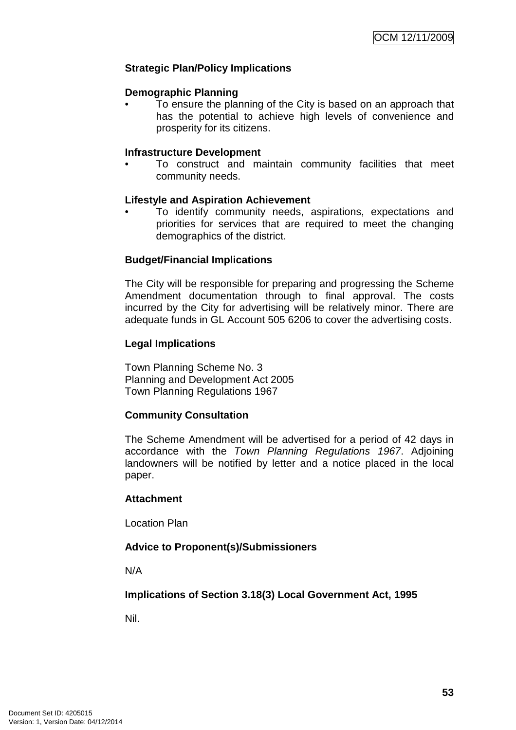**Strategic Plan/Policy Implications**

**Demographic Planning**

- To ensure the planning of the City is based on an approach that has the potential to achieve high levels of convenience and prosperity for its citizens.

**Infrastructure Development**

- To construct and maintain community facilities that meet community needs.

**Lifestyle and Aspiration Achievement**

- To identify community needs, aspirations, expectations and priorities for services that are required to meet the changing demographics of the district.

**Budget/Financial Implications**

The City will be responsible for preparing and progressing the Scheme Amendment documentation through to final approval. The costs incurred by the City for advertising will be relatively minor. There are adequate funds in GL Account 505 6206 to cover the advertising costs.

**Legal Implications**

Town Planning Scheme No. 3
Planning and Development Act 2005
Town Planning Regulations 1967

**Community Consultation**

The Scheme Amendment will be advertised for a period of 42 days in accordance with the *Town Planning Regulations 1967*. Adjoining landowners will be notified by letter and a notice placed in the local paper.

**Attachment**

Location Plan

**Advice to Proponent(s)/Submissioners**

N/A

**Implications of Section 3.18(3) Local Government Act, 1995**

Nil.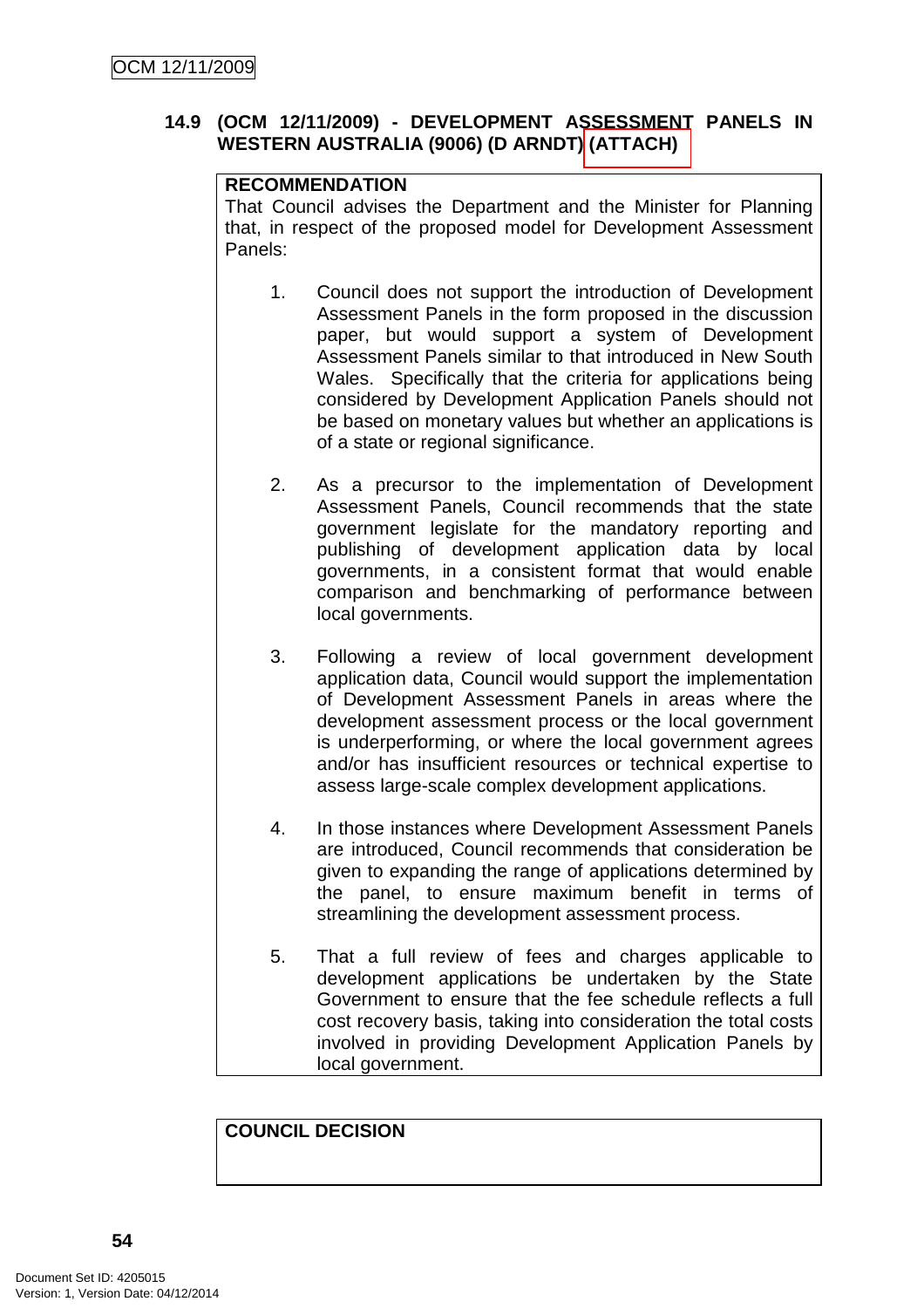### 14.9 (OCM 12/11/2009) - DEVELOPMENT ASSESSMENT PANELS IN WESTERN AUSTRALIA (9006) (D ARNDT) (ATTACH)

**RECOMMENDATION**

That Council advises the Department and the Minister for Planning that, in respect of the proposed model for Development Assessment Panels:

1. Council does not support the introduction of Development Assessment Panels in the form proposed in the discussion paper, but would support a system of Development Assessment Panels similar to that introduced in New South Wales. Specifically that the criteria for applications being considered by Development Application Panels should not be based on monetary values but whether an applications is of a state or regional significance.

2. As a precursor to the implementation of Development Assessment Panels, Council recommends that the state government legislate for the mandatory reporting and publishing of development application data by local governments, in a consistent format that would enable comparison and benchmarking of performance between local governments.

3. Following a review of local government development application data, Council would support the implementation of Development Assessment Panels in areas where the development assessment process or the local government is underperforming, or where the local government agrees and/or has insufficient resources or technical expertise to assess large-scale complex development applications.

4. In those instances where Development Assessment Panels are introduced, Council recommends that consideration be given to expanding the range of applications determined by the panel, to ensure maximum benefit in terms of streamlining the development assessment process.

5. That a full review of fees and charges applicable to development applications be undertaken by the State Government to ensure that the fee schedule reflects a full cost recovery basis, taking into consideration the total costs involved in providing Development Application Panels by local government.

**COUNCIL DECISION**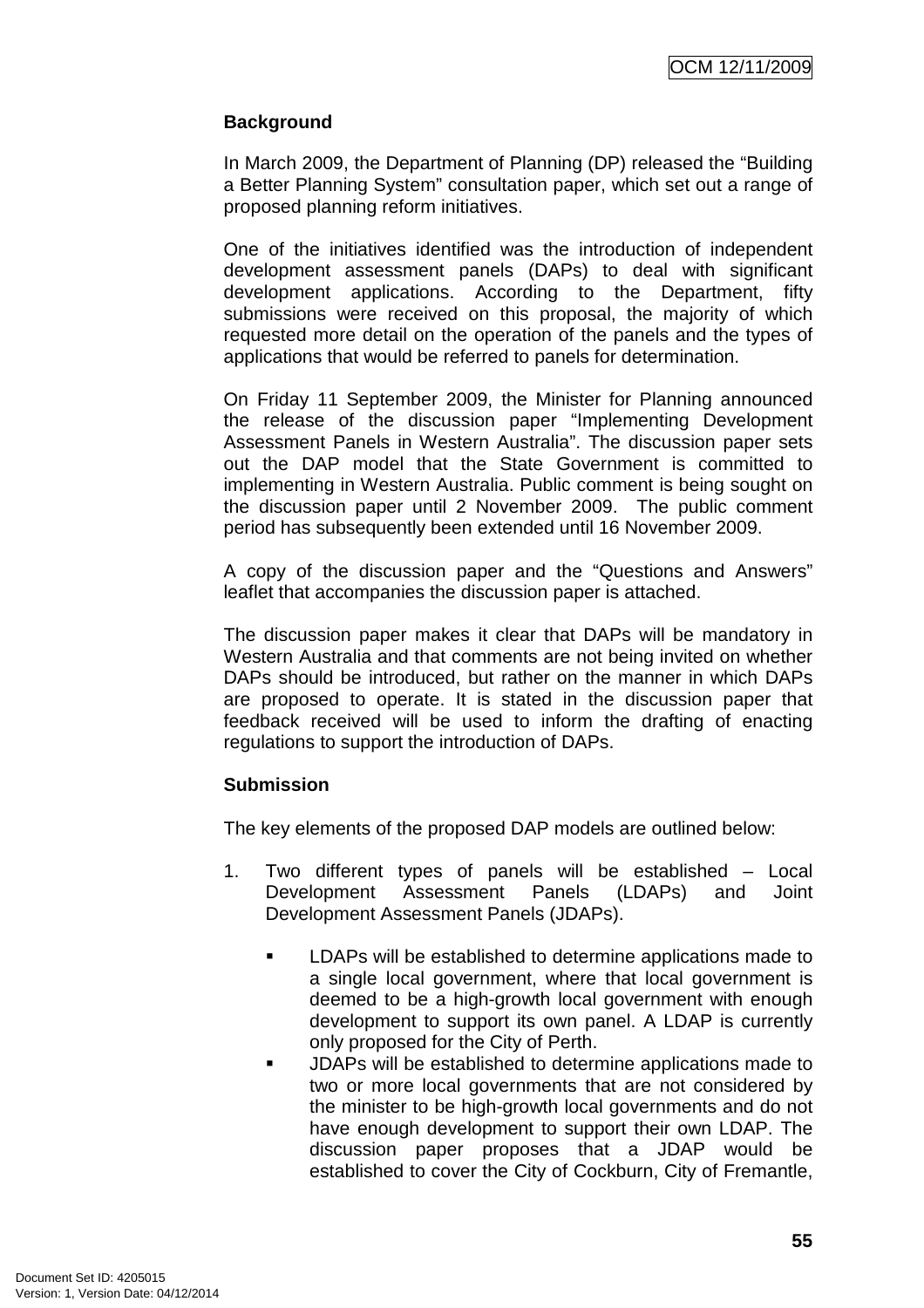**Background**

In March 2009, the Department of Planning (DP) released the "Building a Better Planning System" consultation paper, which set out a range of proposed planning reform initiatives.

One of the initiatives identified was the introduction of independent development assessment panels (DAPs) to deal with significant development applications. According to the Department, fifty submissions were received on this proposal, the majority of which requested more detail on the operation of the panels and the types of applications that would be referred to panels for determination.

On Friday 11 September 2009, the Minister for Planning announced the release of the discussion paper "Implementing Development Assessment Panels in Western Australia". The discussion paper sets out the DAP model that the State Government is committed to implementing in Western Australia. Public comment is being sought on the discussion paper until 2 November 2009. The public comment period has subsequently been extended until 16 November 2009.

A copy of the discussion paper and the "Questions and Answers" leaflet that accompanies the discussion paper is attached.

The discussion paper makes it clear that DAPs will be mandatory in Western Australia and that comments are not being invited on whether DAPs should be introduced, but rather on the manner in which DAPs are proposed to operate. It is stated in the discussion paper that feedback received will be used to inform the drafting of enacting regulations to support the introduction of DAPs.

**Submission**

The key elements of the proposed DAP models are outlined below:

1. Two different types of panels will be established – Local Development Assessment Panels (LDAPs) and Joint Development Assessment Panels (JDAPs).

   - LDAPs will be established to determine applications made to a single local government, where that local government is deemed to be a high-growth local government with enough development to support its own panel. A LDAP is currently only proposed for the City of Perth.
   - JDAPs will be established to determine applications made to two or more local governments that are not considered by the minister to be high-growth local governments and do not have enough development to support their own LDAP. The discussion paper proposes that a JDAP would be established to cover the City of Cockburn, City of Fremantle,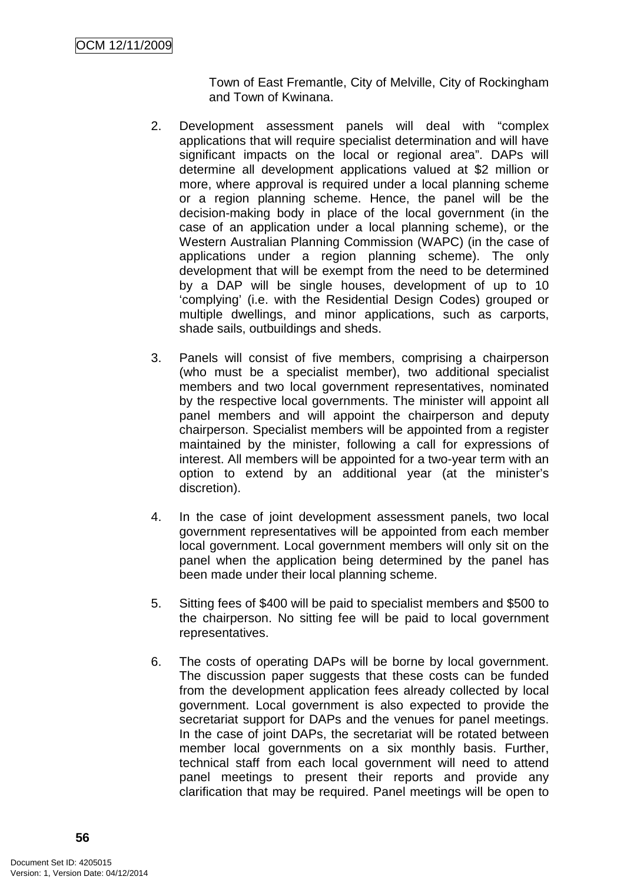Town of East Fremantle, City of Melville, City of Rockingham and Town of Kwinana.

2. Development assessment panels will deal with "complex applications that will require specialist determination and will have significant impacts on the local or regional area". DAPs will determine all development applications valued at $2 million or more, where approval is required under a local planning scheme or a region planning scheme. Hence, the panel will be the decision-making body in place of the local government (in the case of an application under a local planning scheme), or the Western Australian Planning Commission (WAPC) (in the case of applications under a region planning scheme). The only development that will be exempt from the need to be determined by a DAP will be single houses, development of up to 10 'complying' (i.e. with the Residential Design Codes) grouped or multiple dwellings, and minor applications, such as carports, shade sails, outbuildings and sheds.

3. Panels will consist of five members, comprising a chairperson (who must be a specialist member), two additional specialist members and two local government representatives, nominated by the respective local governments. The minister will appoint all panel members and will appoint the chairperson and deputy chairperson. Specialist members will be appointed from a register maintained by the minister, following a call for expressions of interest. All members will be appointed for a two-year term with an option to extend by an additional year (at the minister's discretion).

4. In the case of joint development assessment panels, two local government representatives will be appointed from each member local government. Local government members will only sit on the panel when the application being determined by the panel has been made under their local planning scheme.

5. Sitting fees of $400 will be paid to specialist members and $500 to the chairperson. No sitting fee will be paid to local government representatives.

6. The costs of operating DAPs will be borne by local government. The discussion paper suggests that these costs can be funded from the development application fees already collected by local government. Local government is also expected to provide the secretariat support for DAPs and the venues for panel meetings. In the case of joint DAPs, the secretariat will be rotated between member local governments on a six monthly basis. Further, technical staff from each local government will need to attend panel meetings to present their reports and provide any clarification that may be required. Panel meetings will be open to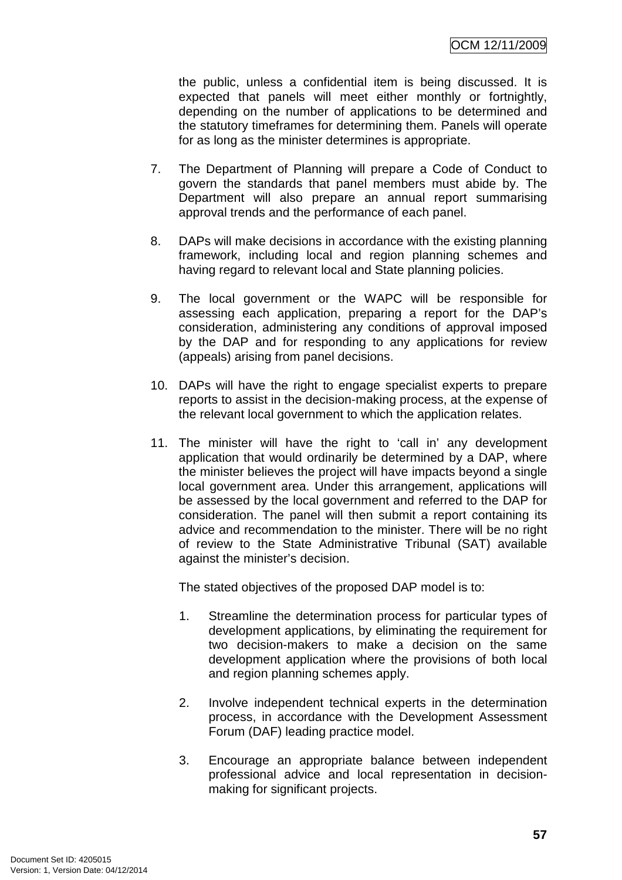the public, unless a confidential item is being discussed. It is expected that panels will meet either monthly or fortnightly, depending on the number of applications to be determined and the statutory timeframes for determining them. Panels will operate for as long as the minister determines is appropriate.

7. The Department of Planning will prepare a Code of Conduct to govern the standards that panel members must abide by. The Department will also prepare an annual report summarising approval trends and the performance of each panel.

8. DAPs will make decisions in accordance with the existing planning framework, including local and region planning schemes and having regard to relevant local and State planning policies.

9. The local government or the WAPC will be responsible for assessing each application, preparing a report for the DAP's consideration, administering any conditions of approval imposed by the DAP and for responding to any applications for review (appeals) arising from panel decisions.

10. DAPs will have the right to engage specialist experts to prepare reports to assist in the decision-making process, at the expense of the relevant local government to which the application relates.

11. The minister will have the right to 'call in' any development application that would ordinarily be determined by a DAP, where the minister believes the project will have impacts beyond a single local government area. Under this arrangement, applications will be assessed by the local government and referred to the DAP for consideration. The panel will then submit a report containing its advice and recommendation to the minister. There will be no right of review to the State Administrative Tribunal (SAT) available against the minister's decision.

The stated objectives of the proposed DAP model is to:

1. Streamline the determination process for particular types of development applications, by eliminating the requirement for two decision-makers to make a decision on the same development application where the provisions of both local and region planning schemes apply.

2. Involve independent technical experts in the determination process, in accordance with the Development Assessment Forum (DAF) leading practice model.

3. Encourage an appropriate balance between independent professional advice and local representation in decision-making for significant projects.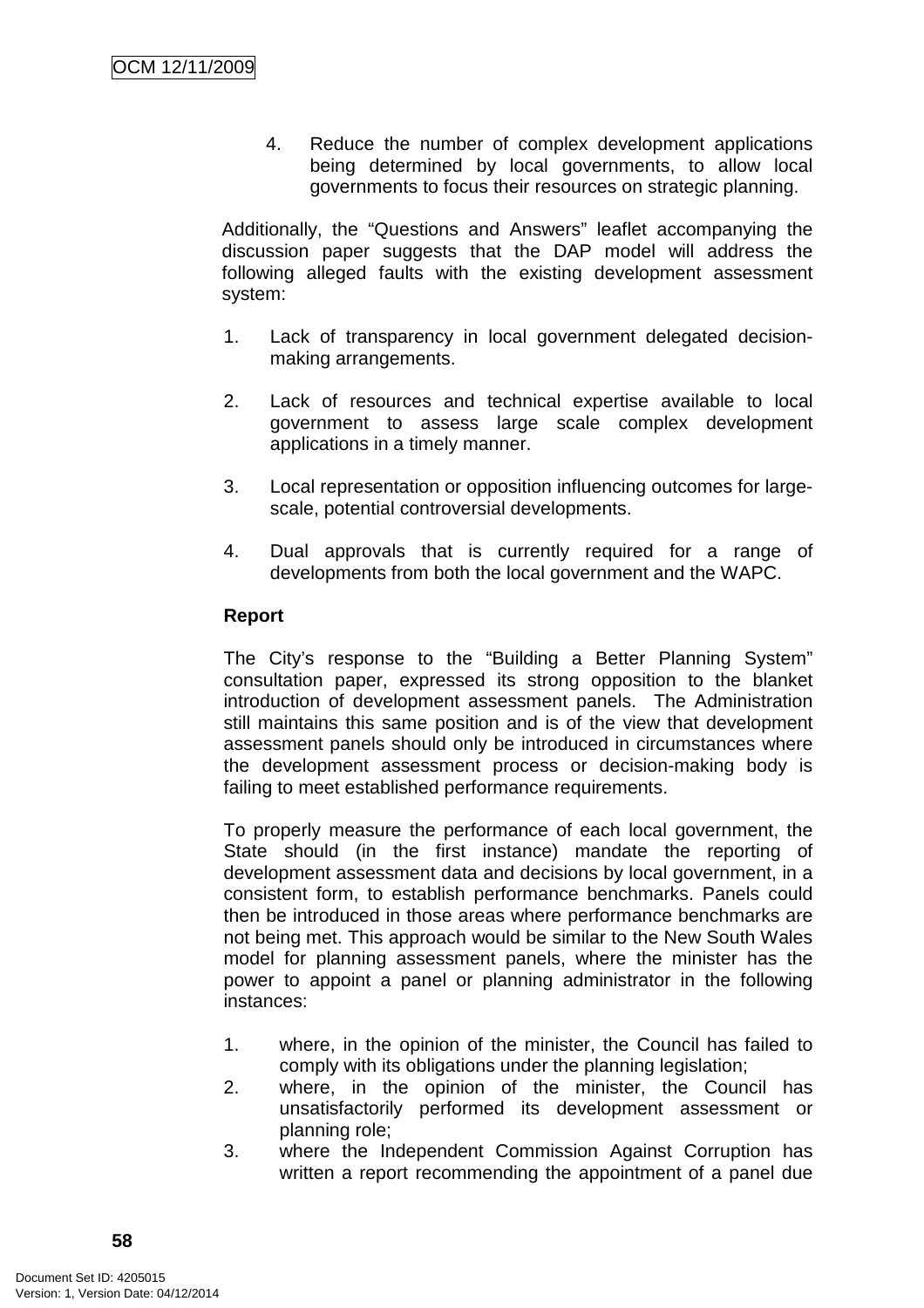4. Reduce the number of complex development applications being determined by local governments, to allow local governments to focus their resources on strategic planning.

Additionally, the "Questions and Answers" leaflet accompanying the discussion paper suggests that the DAP model will address the following alleged faults with the existing development assessment system:

1. Lack of transparency in local government delegated decision-making arrangements.

2. Lack of resources and technical expertise available to local government to assess large scale complex development applications in a timely manner.

3. Local representation or opposition influencing outcomes for large-scale, potential controversial developments.

4. Dual approvals that is currently required for a range of developments from both the local government and the WAPC.

**Report**

The City's response to the "Building a Better Planning System" consultation paper, expressed its strong opposition to the blanket introduction of development assessment panels. The Administration still maintains this same position and is of the view that development assessment panels should only be introduced in circumstances where the development assessment process or decision-making body is failing to meet established performance requirements.

To properly measure the performance of each local government, the State should (in the first instance) mandate the reporting of development assessment data and decisions by local government, in a consistent form, to establish performance benchmarks. Panels could then be introduced in those areas where performance benchmarks are not being met. This approach would be similar to the New South Wales model for planning assessment panels, where the minister has the power to appoint a panel or planning administrator in the following instances:

1. where, in the opinion of the minister, the Council has failed to comply with its obligations under the planning legislation;
2. where, in the opinion of the minister, the Council has unsatisfactorily performed its development assessment or planning role;
3. where the Independent Commission Against Corruption has written a report recommending the appointment of a panel due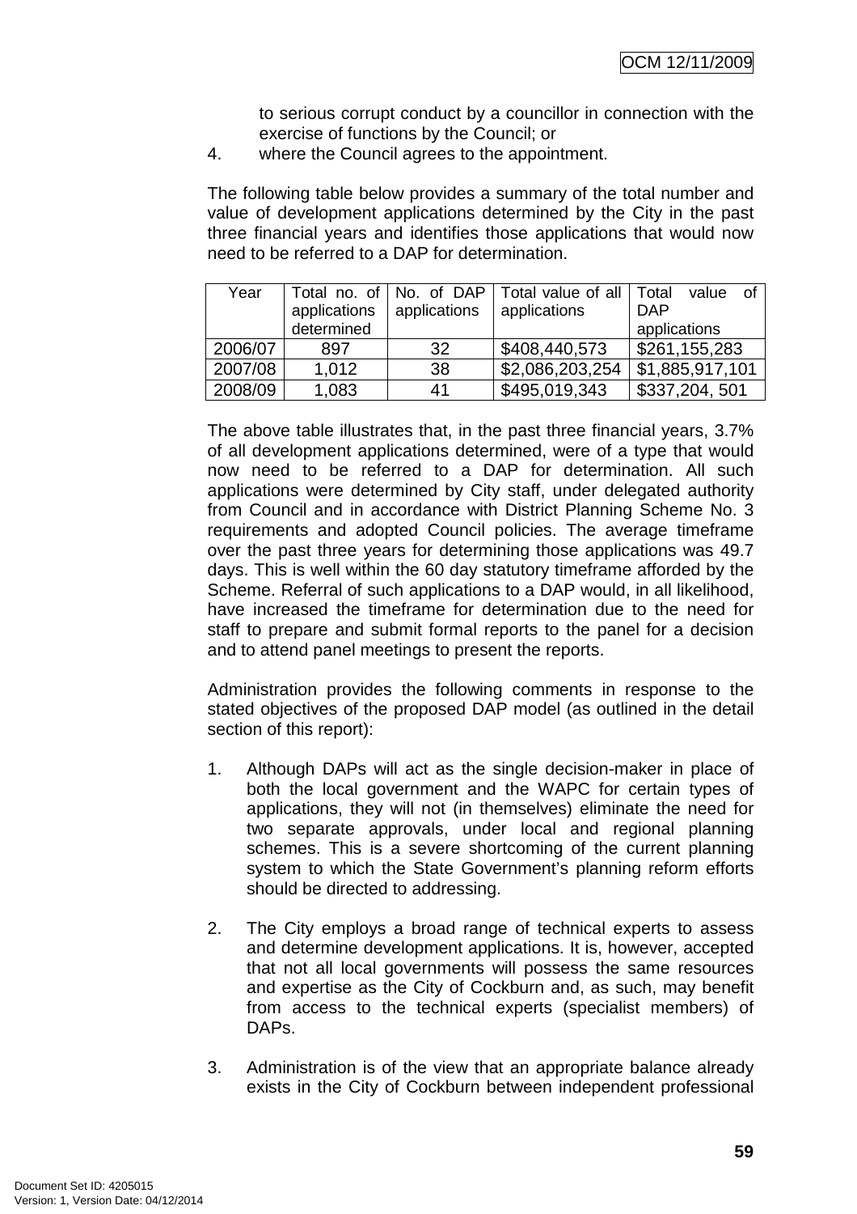to serious corrupt conduct by a councillor in connection with the exercise of functions by the Council; or

4. where the Council agrees to the appointment.

The following table below provides a summary of the total number and value of development applications determined by the City in the past three financial years and identifies those applications that would now need to be referred to a DAP for determination.

| Year | Total no. of applications determined | No. of DAP applications | Total value of all applications | Total value of DAP applications |
|---|---|---|---|---|
| 2006/07 | 897 | 32 | $408,440,573 | $261,155,283 |
| 2007/08 | 1,012 | 38 | $2,086,203,254 | $1,885,917,101 |
| 2008/09 | 1,083 | 41 | $495,019,343 | $337,204, 501 |

The above table illustrates that, in the past three financial years, 3.7% of all development applications determined, were of a type that would now need to be referred to a DAP for determination. All such applications were determined by City staff, under delegated authority from Council and in accordance with District Planning Scheme No. 3 requirements and adopted Council policies. The average timeframe over the past three years for determining those applications was 49.7 days. This is well within the 60 day statutory timeframe afforded by the Scheme. Referral of such applications to a DAP would, in all likelihood, have increased the timeframe for determination due to the need for staff to prepare and submit formal reports to the panel for a decision and to attend panel meetings to present the reports.

Administration provides the following comments in response to the stated objectives of the proposed DAP model (as outlined in the detail section of this report):

1. Although DAPs will act as the single decision-maker in place of both the local government and the WAPC for certain types of applications, they will not (in themselves) eliminate the need for two separate approvals, under local and regional planning schemes. This is a severe shortcoming of the current planning system to which the State Government's planning reform efforts should be directed to addressing.

2. The City employs a broad range of technical experts to assess and determine development applications. It is, however, accepted that not all local governments will possess the same resources and expertise as the City of Cockburn and, as such, may benefit from access to the technical experts (specialist members) of DAPs.

3. Administration is of the view that an appropriate balance already exists in the City of Cockburn between independent professional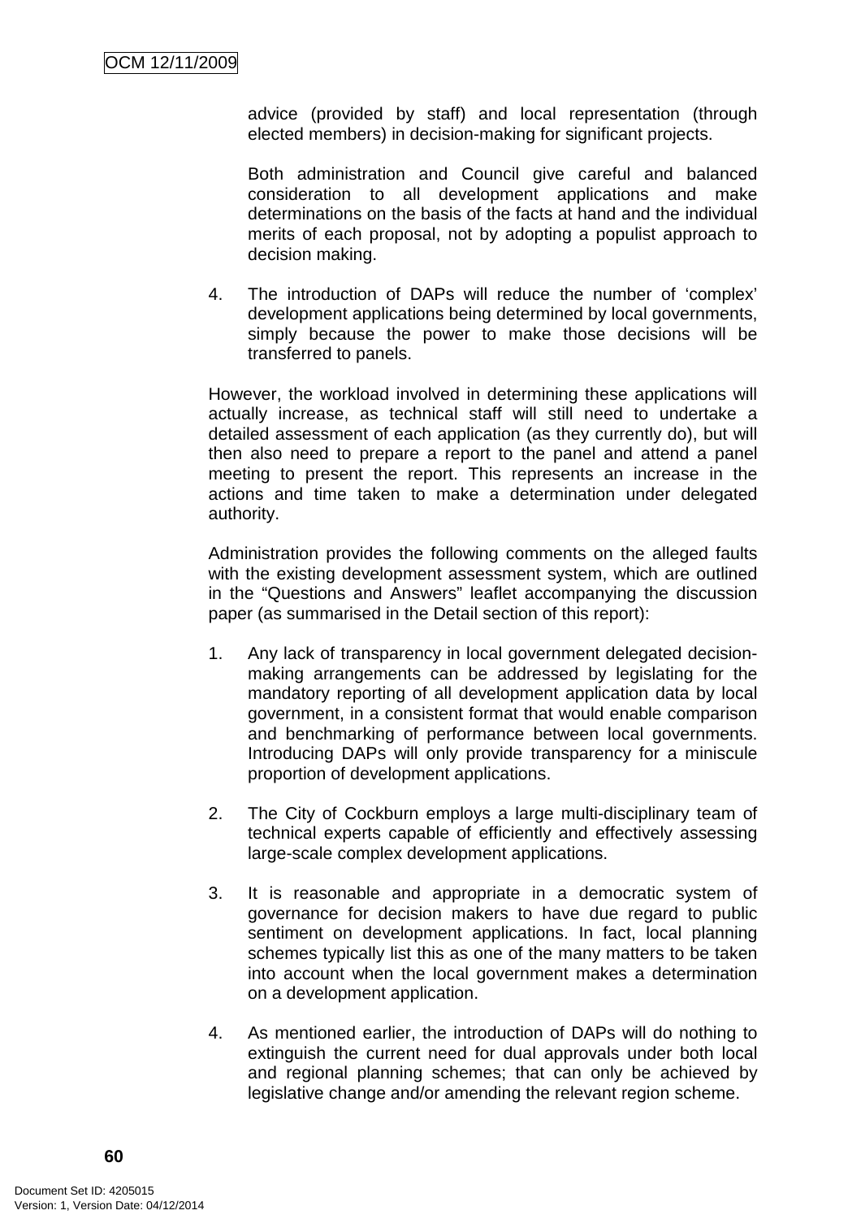advice (provided by staff) and local representation (through elected members) in decision-making for significant projects.

Both administration and Council give careful and balanced consideration to all development applications and make determinations on the basis of the facts at hand and the individual merits of each proposal, not by adopting a populist approach to decision making.

4. The introduction of DAPs will reduce the number of 'complex' development applications being determined by local governments, simply because the power to make those decisions will be transferred to panels.

However, the workload involved in determining these applications will actually increase, as technical staff will still need to undertake a detailed assessment of each application (as they currently do), but will then also need to prepare a report to the panel and attend a panel meeting to present the report. This represents an increase in the actions and time taken to make a determination under delegated authority.

Administration provides the following comments on the alleged faults with the existing development assessment system, which are outlined in the "Questions and Answers" leaflet accompanying the discussion paper (as summarised in the Detail section of this report):

1. Any lack of transparency in local government delegated decision-making arrangements can be addressed by legislating for the mandatory reporting of all development application data by local government, in a consistent format that would enable comparison and benchmarking of performance between local governments. Introducing DAPs will only provide transparency for a miniscule proportion of development applications.

2. The City of Cockburn employs a large multi-disciplinary team of technical experts capable of efficiently and effectively assessing large-scale complex development applications.

3. It is reasonable and appropriate in a democratic system of governance for decision makers to have due regard to public sentiment on development applications. In fact, local planning schemes typically list this as one of the many matters to be taken into account when the local government makes a determination on a development application.

4. As mentioned earlier, the introduction of DAPs will do nothing to extinguish the current need for dual approvals under both local and regional planning schemes; that can only be achieved by legislative change and/or amending the relevant region scheme.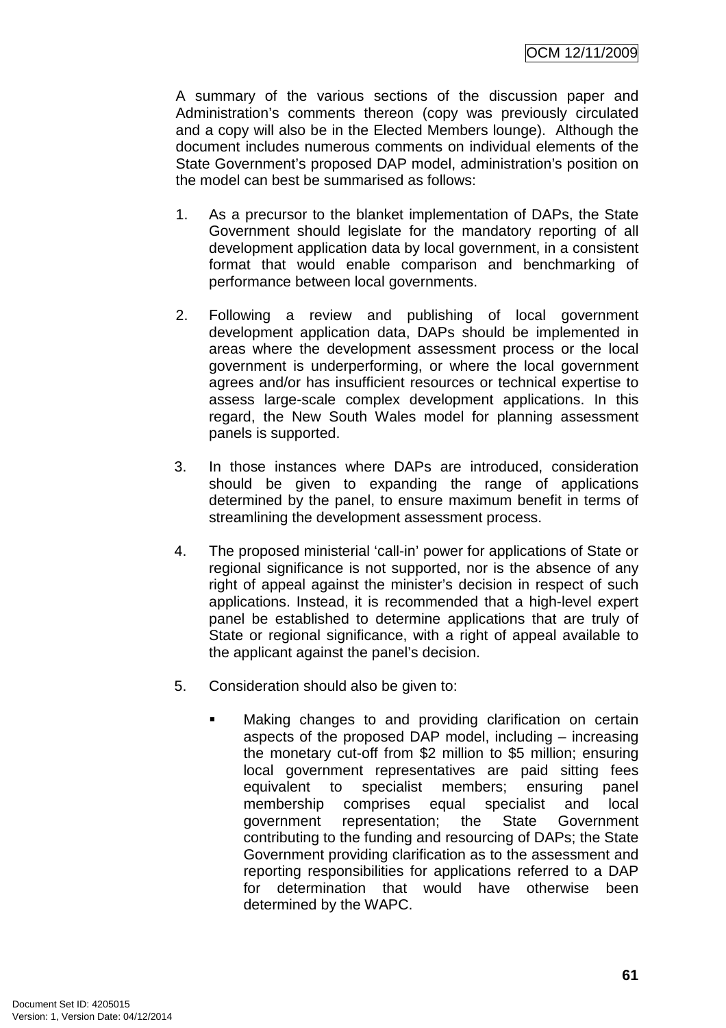A summary of the various sections of the discussion paper and Administration's comments thereon (copy was previously circulated and a copy will also be in the Elected Members lounge). Although the document includes numerous comments on individual elements of the State Government's proposed DAP model, administration's position on the model can best be summarised as follows:

1. As a precursor to the blanket implementation of DAPs, the State Government should legislate for the mandatory reporting of all development application data by local government, in a consistent format that would enable comparison and benchmarking of performance between local governments.

2. Following a review and publishing of local government development application data, DAPs should be implemented in areas where the development assessment process or the local government is underperforming, or where the local government agrees and/or has insufficient resources or technical expertise to assess large-scale complex development applications. In this regard, the New South Wales model for planning assessment panels is supported.

3. In those instances where DAPs are introduced, consideration should be given to expanding the range of applications determined by the panel, to ensure maximum benefit in terms of streamlining the development assessment process.

4. The proposed ministerial 'call-in' power for applications of State or regional significance is not supported, nor is the absence of any right of appeal against the minister's decision in respect of such applications. Instead, it is recommended that a high-level expert panel be established to determine applications that are truly of State or regional significance, with a right of appeal available to the applicant against the panel's decision.

5. Consideration should also be given to:

   - Making changes to and providing clarification on certain aspects of the proposed DAP model, including – increasing the monetary cut-off from $2 million to $5 million; ensuring local government representatives are paid sitting fees equivalent to specialist members; ensuring panel membership comprises equal specialist and local government representation; the State Government contributing to the funding and resourcing of DAPs; the State Government providing clarification as to the assessment and reporting responsibilities for applications referred to a DAP for determination that would have otherwise been determined by the WAPC.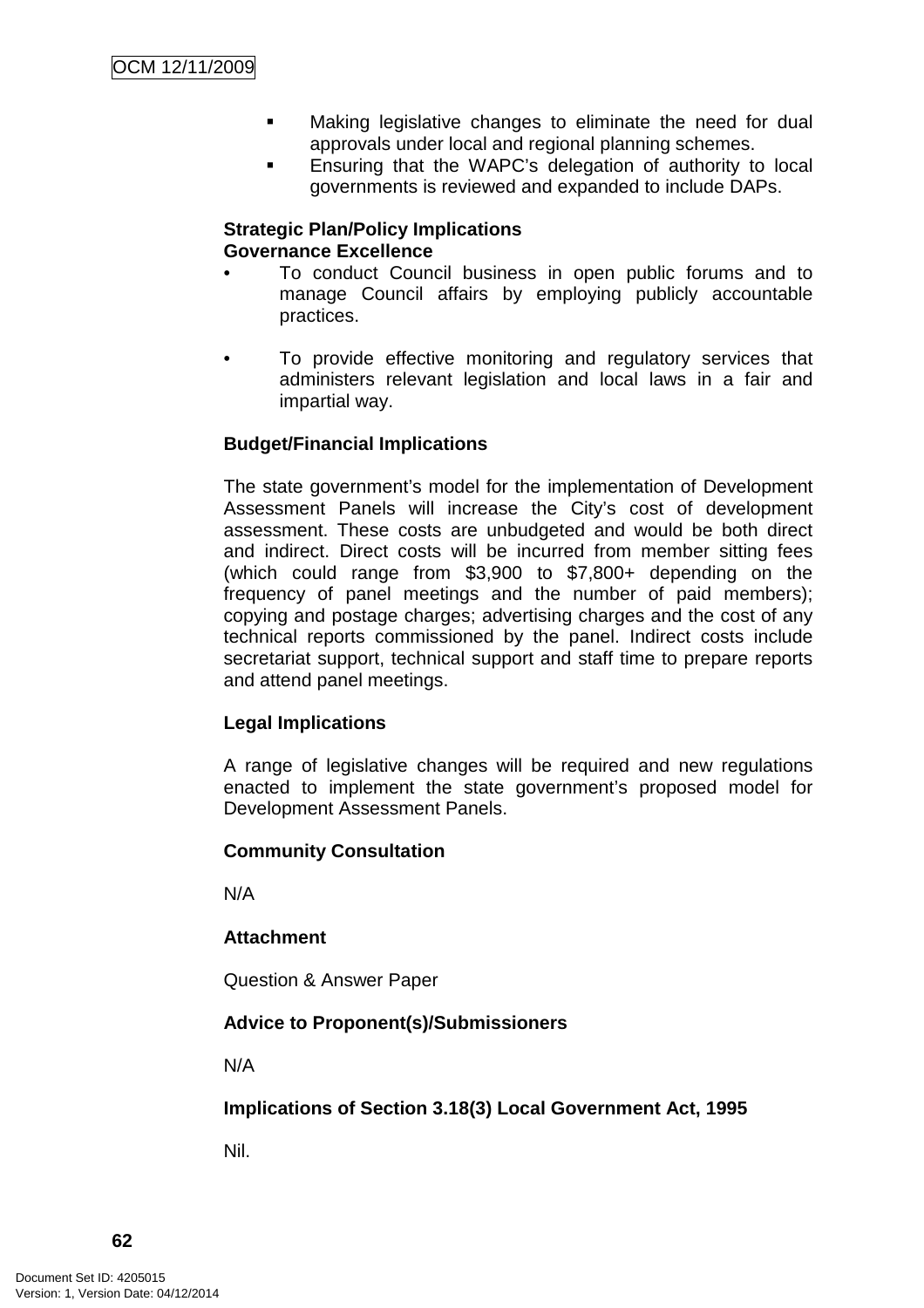- Making legislative changes to eliminate the need for dual approvals under local and regional planning schemes.
- Ensuring that the WAPC's delegation of authority to local governments is reviewed and expanded to include DAPs.

**Strategic Plan/Policy Implications**
**Governance Excellence**

- To conduct Council business in open public forums and to manage Council affairs by employing publicly accountable practices.
- To provide effective monitoring and regulatory services that administers relevant legislation and local laws in a fair and impartial way.

**Budget/Financial Implications**

The state government's model for the implementation of Development Assessment Panels will increase the City's cost of development assessment. These costs are unbudgeted and would be both direct and indirect. Direct costs will be incurred from member sitting fees (which could range from $3,900 to $7,800+ depending on the frequency of panel meetings and the number of paid members); copying and postage charges; advertising charges and the cost of any technical reports commissioned by the panel. Indirect costs include secretariat support, technical support and staff time to prepare reports and attend panel meetings.

**Legal Implications**

A range of legislative changes will be required and new regulations enacted to implement the state government's proposed model for Development Assessment Panels.

**Community Consultation**

N/A

**Attachment**

Question & Answer Paper

**Advice to Proponent(s)/Submissioners**

N/A

**Implications of Section 3.18(3) Local Government Act, 1995**

Nil.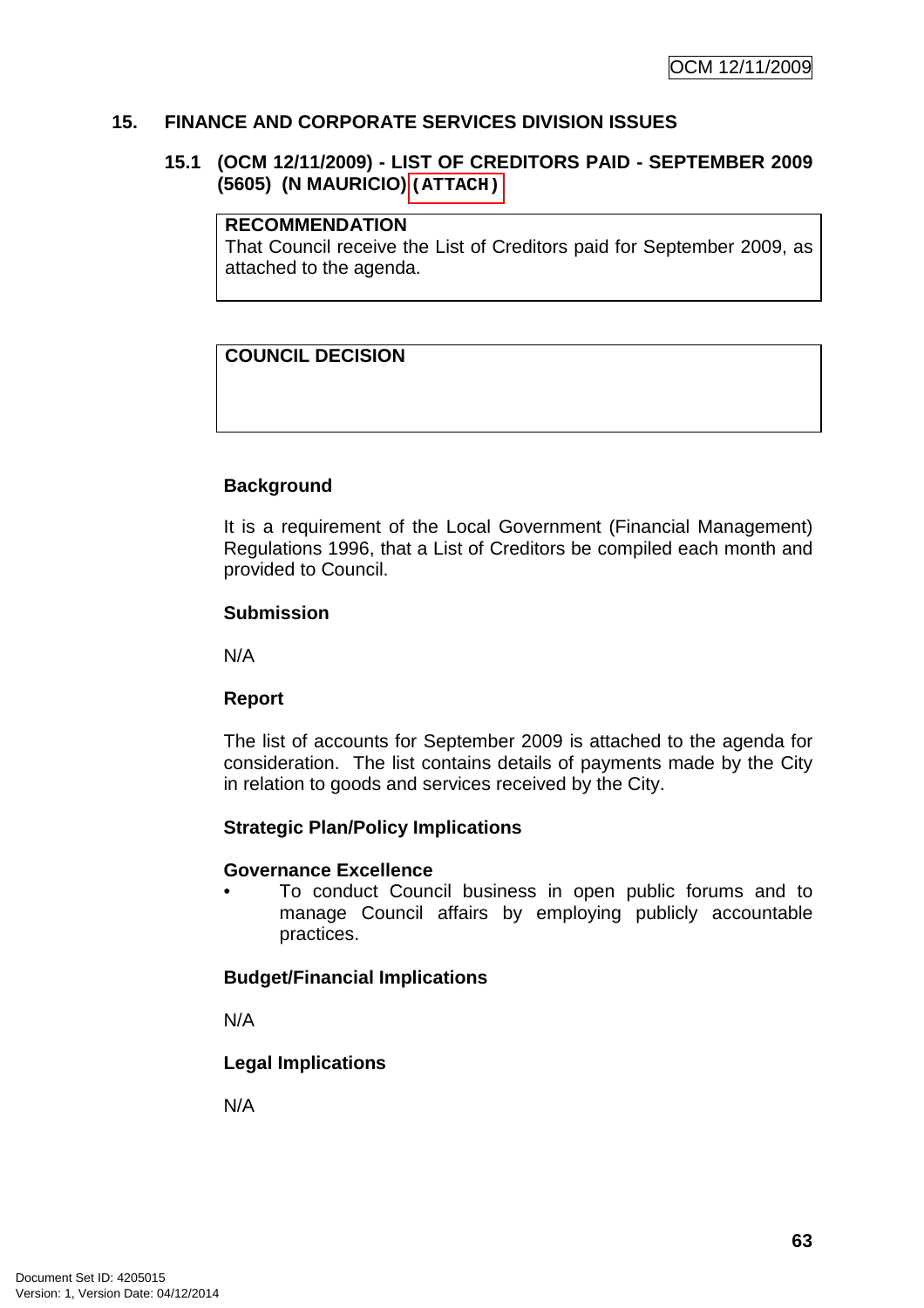## 15. FINANCE AND CORPORATE SERVICES DIVISION ISSUES

### 15.1 (OCM 12/11/2009) - LIST OF CREDITORS PAID - SEPTEMBER 2009 (5605) (N MAURICIO) (ATTACH)

**RECOMMENDATION**
That Council receive the List of Creditors paid for September 2009, as attached to the agenda.

**COUNCIL DECISION**

**Background**

It is a requirement of the Local Government (Financial Management) Regulations 1996, that a List of Creditors be compiled each month and provided to Council.

**Submission**

N/A

**Report**

The list of accounts for September 2009 is attached to the agenda for consideration. The list contains details of payments made by the City in relation to goods and services received by the City.

**Strategic Plan/Policy Implications**

**Governance Excellence**

- To conduct Council business in open public forums and to manage Council affairs by employing publicly accountable practices.

**Budget/Financial Implications**

N/A

**Legal Implications**

N/A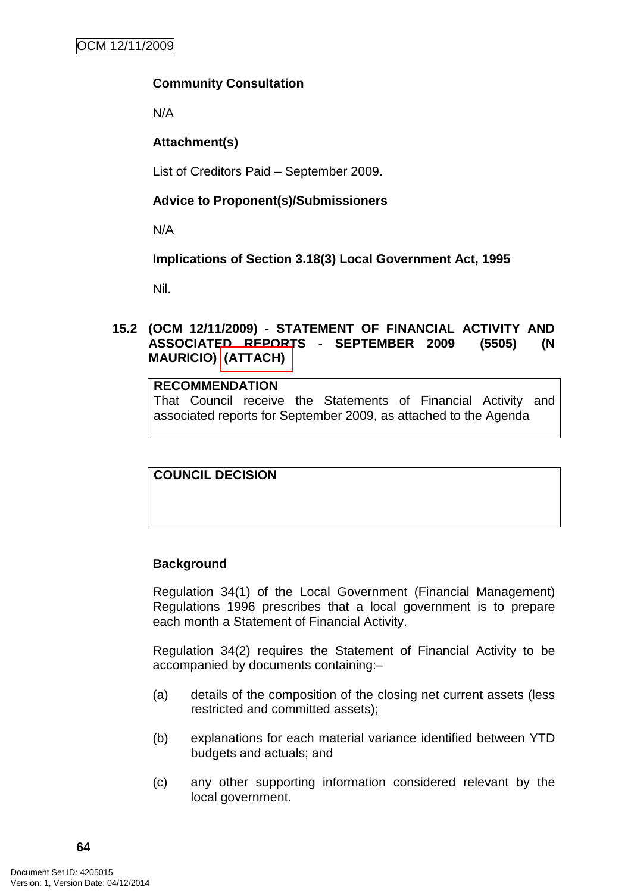**Community Consultation**

N/A

**Attachment(s)**

List of Creditors Paid – September 2009.

**Advice to Proponent(s)/Submissioners**

N/A

**Implications of Section 3.18(3) Local Government Act, 1995**

Nil.

## 15.2 (OCM 12/11/2009) - STATEMENT OF FINANCIAL ACTIVITY AND ASSOCIATED REPORTS - SEPTEMBER 2009 (5505) (N MAURICIO) (ATTACH)

| RECOMMENDATION |
|---|
| That Council receive the Statements of Financial Activity and associated reports for September 2009, as attached to the Agenda |

| COUNCIL DECISION |
|---|
| |

**Background**

Regulation 34(1) of the Local Government (Financial Management) Regulations 1996 prescribes that a local government is to prepare each month a Statement of Financial Activity.

Regulation 34(2) requires the Statement of Financial Activity to be accompanied by documents containing:–

(a) details of the composition of the closing net current assets (less restricted and committed assets);

(b) explanations for each material variance identified between YTD budgets and actuals; and

(c) any other supporting information considered relevant by the local government.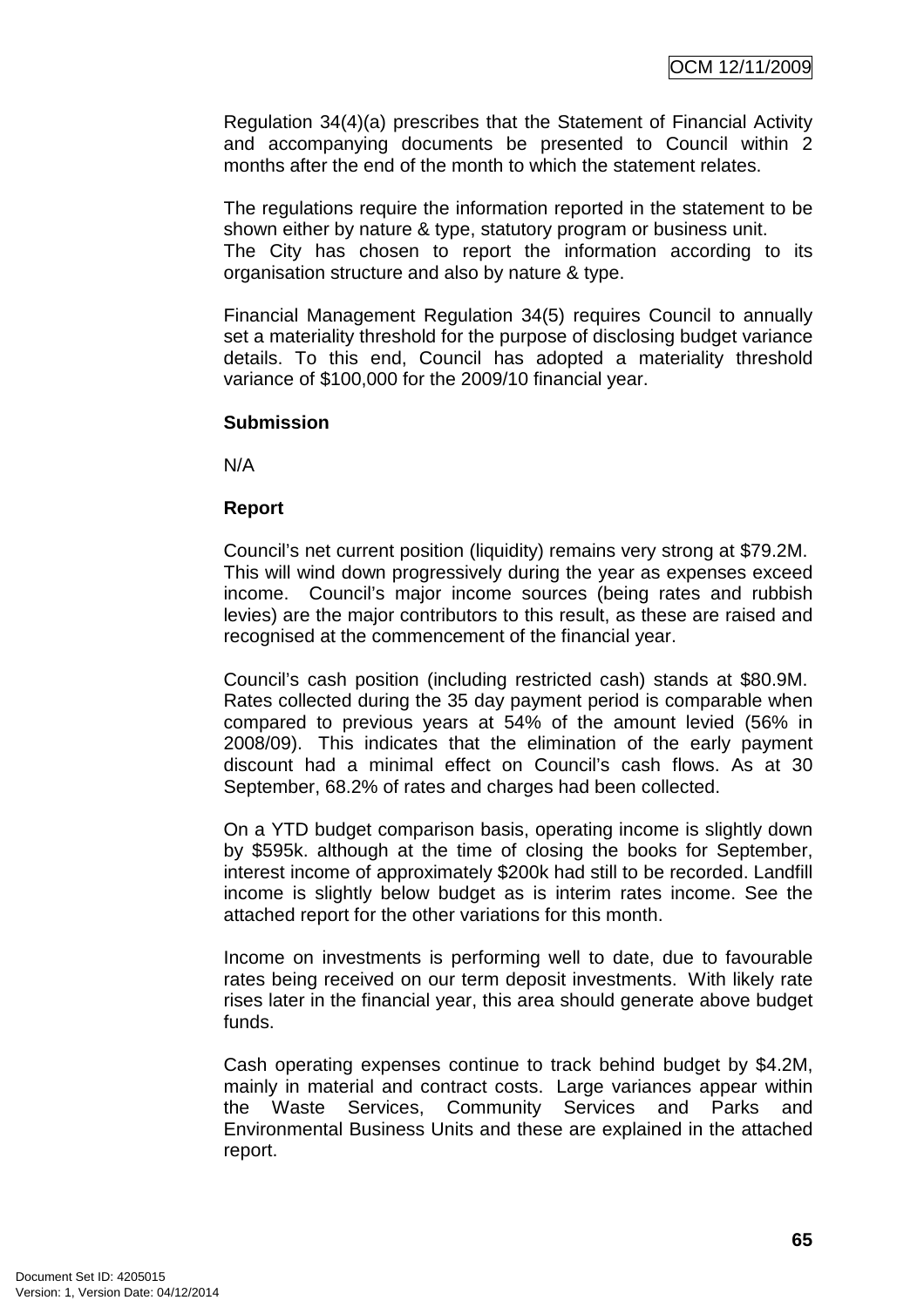Regulation 34(4)(a) prescribes that the Statement of Financial Activity and accompanying documents be presented to Council within 2 months after the end of the month to which the statement relates.

The regulations require the information reported in the statement to be shown either by nature & type, statutory program or business unit. The City has chosen to report the information according to its organisation structure and also by nature & type.

Financial Management Regulation 34(5) requires Council to annually set a materiality threshold for the purpose of disclosing budget variance details. To this end, Council has adopted a materiality threshold variance of $100,000 for the 2009/10 financial year.

**Submission**

N/A

**Report**

Council's net current position (liquidity) remains very strong at $79.2M. This will wind down progressively during the year as expenses exceed income. Council's major income sources (being rates and rubbish levies) are the major contributors to this result, as these are raised and recognised at the commencement of the financial year.

Council's cash position (including restricted cash) stands at $80.9M. Rates collected during the 35 day payment period is comparable when compared to previous years at 54% of the amount levied (56% in 2008/09). This indicates that the elimination of the early payment discount had a minimal effect on Council's cash flows. As at 30 September, 68.2% of rates and charges had been collected.

On a YTD budget comparison basis, operating income is slightly down by $595k. although at the time of closing the books for September, interest income of approximately $200k had still to be recorded. Landfill income is slightly below budget as is interim rates income. See the attached report for the other variations for this month.

Income on investments is performing well to date, due to favourable rates being received on our term deposit investments. With likely rate rises later in the financial year, this area should generate above budget funds.

Cash operating expenses continue to track behind budget by $4.2M, mainly in material and contract costs. Large variances appear within the Waste Services, Community Services and Parks and Environmental Business Units and these are explained in the attached report.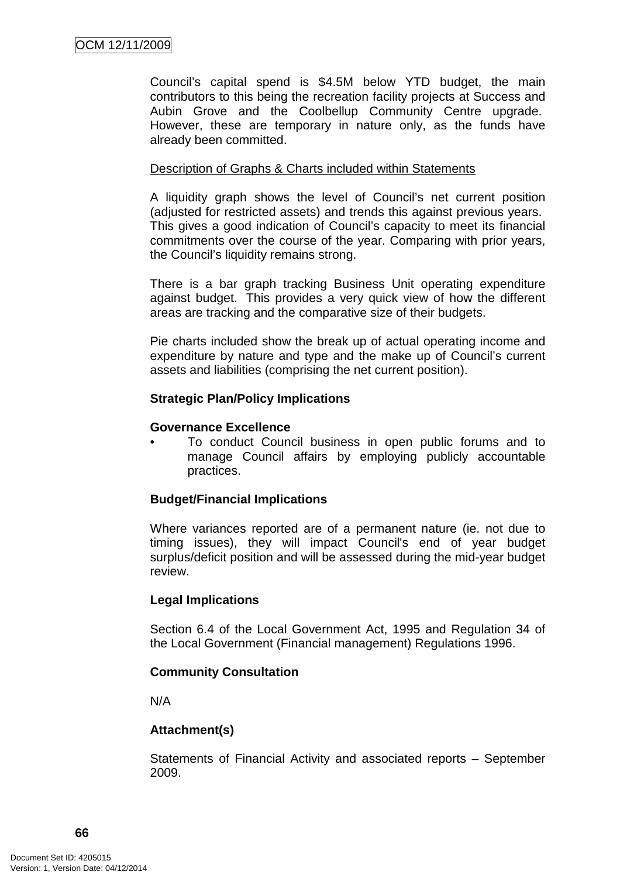Council's capital spend is $4.5M below YTD budget, the main contributors to this being the recreation facility projects at Success and Aubin Grove and the Coolbellup Community Centre upgrade. However, these are temporary in nature only, as the funds have already been committed.

Description of Graphs & Charts included within Statements

A liquidity graph shows the level of Council's net current position (adjusted for restricted assets) and trends this against previous years. This gives a good indication of Council's capacity to meet its financial commitments over the course of the year. Comparing with prior years, the Council's liquidity remains strong.

There is a bar graph tracking Business Unit operating expenditure against budget. This provides a very quick view of how the different areas are tracking and the comparative size of their budgets.

Pie charts included show the break up of actual operating income and expenditure by nature and type and the make up of Council's current assets and liabilities (comprising the net current position).

**Strategic Plan/Policy Implications**

**Governance Excellence**

- To conduct Council business in open public forums and to manage Council affairs by employing publicly accountable practices.

**Budget/Financial Implications**

Where variances reported are of a permanent nature (ie. not due to timing issues), they will impact Council's end of year budget surplus/deficit position and will be assessed during the mid-year budget review.

**Legal Implications**

Section 6.4 of the Local Government Act, 1995 and Regulation 34 of the Local Government (Financial management) Regulations 1996.

**Community Consultation**

N/A

**Attachment(s)**

Statements of Financial Activity and associated reports – September 2009.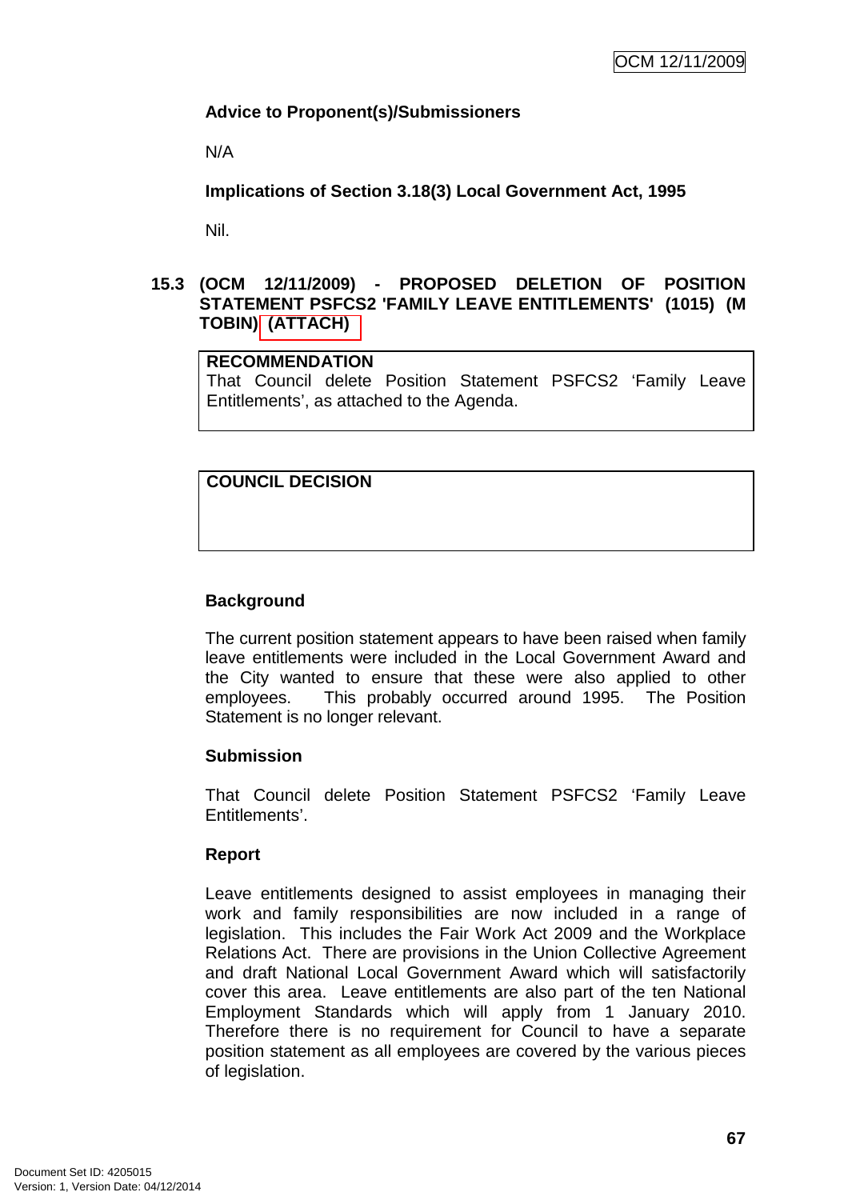**Advice to Proponent(s)/Submissioners**

N/A

**Implications of Section 3.18(3) Local Government Act, 1995**

Nil.

## 15.3 (OCM 12/11/2009) - PROPOSED DELETION OF POSITION STATEMENT PSFCS2 'FAMILY LEAVE ENTITLEMENTS' (1015) (M TOBIN) (ATTACH)

| **RECOMMENDATION** |
| --- |
| That Council delete Position Statement PSFCS2 'Family Leave Entitlements', as attached to the Agenda. |

| **COUNCIL DECISION** |
| --- |
| |

**Background**

The current position statement appears to have been raised when family leave entitlements were included in the Local Government Award and the City wanted to ensure that these were also applied to other employees. This probably occurred around 1995. The Position Statement is no longer relevant.

**Submission**

That Council delete Position Statement PSFCS2 'Family Leave Entitlements'.

**Report**

Leave entitlements designed to assist employees in managing their work and family responsibilities are now included in a range of legislation. This includes the Fair Work Act 2009 and the Workplace Relations Act. There are provisions in the Union Collective Agreement and draft National Local Government Award which will satisfactorily cover this area. Leave entitlements are also part of the ten National Employment Standards which will apply from 1 January 2010. Therefore there is no requirement for Council to have a separate position statement as all employees are covered by the various pieces of legislation.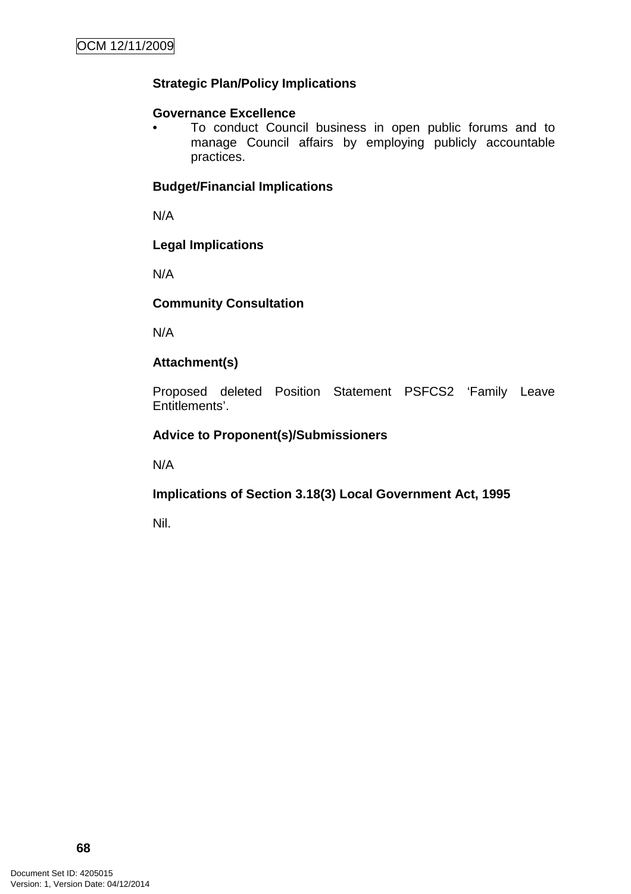**Strategic Plan/Policy Implications**

**Governance Excellence**

- To conduct Council business in open public forums and to manage Council affairs by employing publicly accountable practices.

**Budget/Financial Implications**

N/A

**Legal Implications**

N/A

**Community Consultation**

N/A

**Attachment(s)**

Proposed deleted Position Statement PSFCS2 'Family Leave Entitlements'.

**Advice to Proponent(s)/Submissioners**

N/A

**Implications of Section 3.18(3) Local Government Act, 1995**

Nil.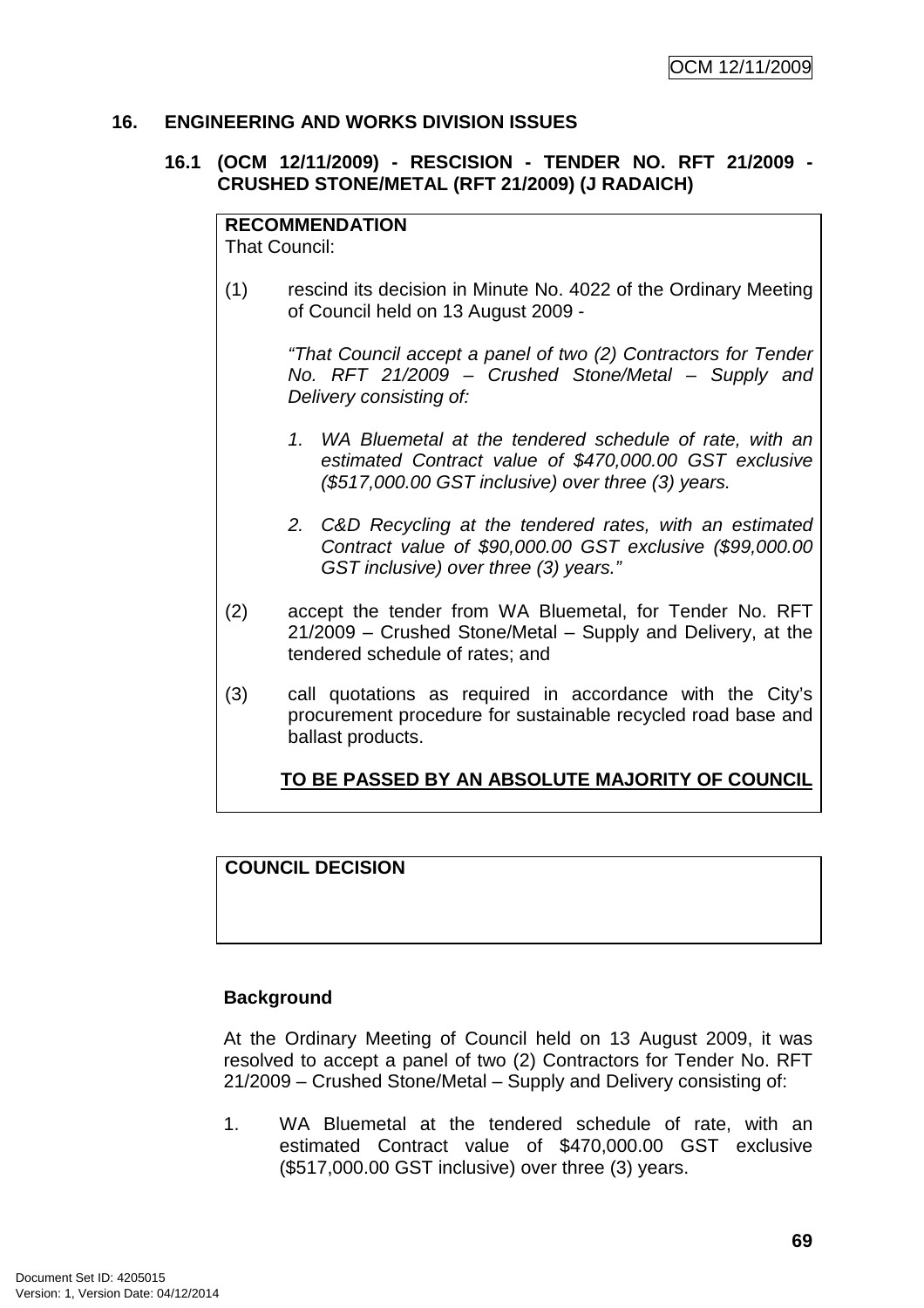# 16. ENGINEERING AND WORKS DIVISION ISSUES

## 16.1 (OCM 12/11/2009) - RESCISSION - TENDER NO. RFT 21/2009 - CRUSHED STONE/METAL (RFT 21/2009) (J RADAICH)

**RECOMMENDATION**
That Council:

(1) rescind its decision in Minute No. 4022 of the Ordinary Meeting of Council held on 13 August 2009 -

*"That Council accept a panel of two (2) Contractors for Tender No. RFT 21/2009 – Crushed Stone/Metal – Supply and Delivery consisting of:*

*1. WA Bluemetal at the tendered schedule of rate, with an estimated Contract value of $470,000.00 GST exclusive ($517,000.00 GST inclusive) over three (3) years.*

*2. C&D Recycling at the tendered rates, with an estimated Contract value of $90,000.00 GST exclusive ($99,000.00 GST inclusive) over three (3) years."*

(2) accept the tender from WA Bluemetal, for Tender No. RFT 21/2009 – Crushed Stone/Metal – Supply and Delivery, at the tendered schedule of rates; and

(3) call quotations as required in accordance with the City's procurement procedure for sustainable recycled road base and ballast products.

**TO BE PASSED BY AN ABSOLUTE MAJORITY OF COUNCIL**

**COUNCIL DECISION**

**Background**

At the Ordinary Meeting of Council held on 13 August 2009, it was resolved to accept a panel of two (2) Contractors for Tender No. RFT 21/2009 – Crushed Stone/Metal – Supply and Delivery consisting of:

1. WA Bluemetal at the tendered schedule of rate, with an estimated Contract value of $470,000.00 GST exclusive ($517,000.00 GST inclusive) over three (3) years.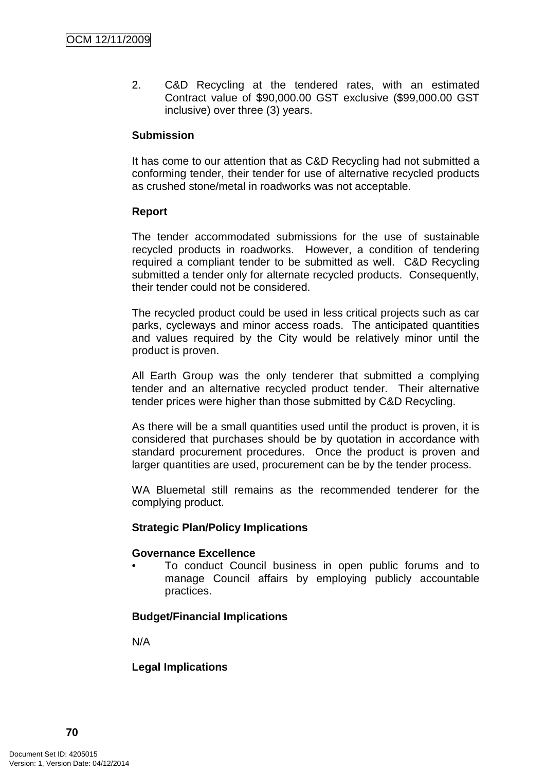2. C&D Recycling at the tendered rates, with an estimated Contract value of $90,000.00 GST exclusive ($99,000.00 GST inclusive) over three (3) years.

**Submission**

It has come to our attention that as C&D Recycling had not submitted a conforming tender, their tender for use of alternative recycled products as crushed stone/metal in roadworks was not acceptable.

**Report**

The tender accommodated submissions for the use of sustainable recycled products in roadworks. However, a condition of tendering required a compliant tender to be submitted as well. C&D Recycling submitted a tender only for alternate recycled products. Consequently, their tender could not be considered.

The recycled product could be used in less critical projects such as car parks, cycleways and minor access roads. The anticipated quantities and values required by the City would be relatively minor until the product is proven.

All Earth Group was the only tenderer that submitted a complying tender and an alternative recycled product tender. Their alternative tender prices were higher than those submitted by C&D Recycling.

As there will be a small quantities used until the product is proven, it is considered that purchases should be by quotation in accordance with standard procurement procedures. Once the product is proven and larger quantities are used, procurement can be by the tender process.

WA Bluemetal still remains as the recommended tenderer for the complying product.

**Strategic Plan/Policy Implications**

**Governance Excellence**

- To conduct Council business in open public forums and to manage Council affairs by employing publicly accountable practices.

**Budget/Financial Implications**

N/A

**Legal Implications**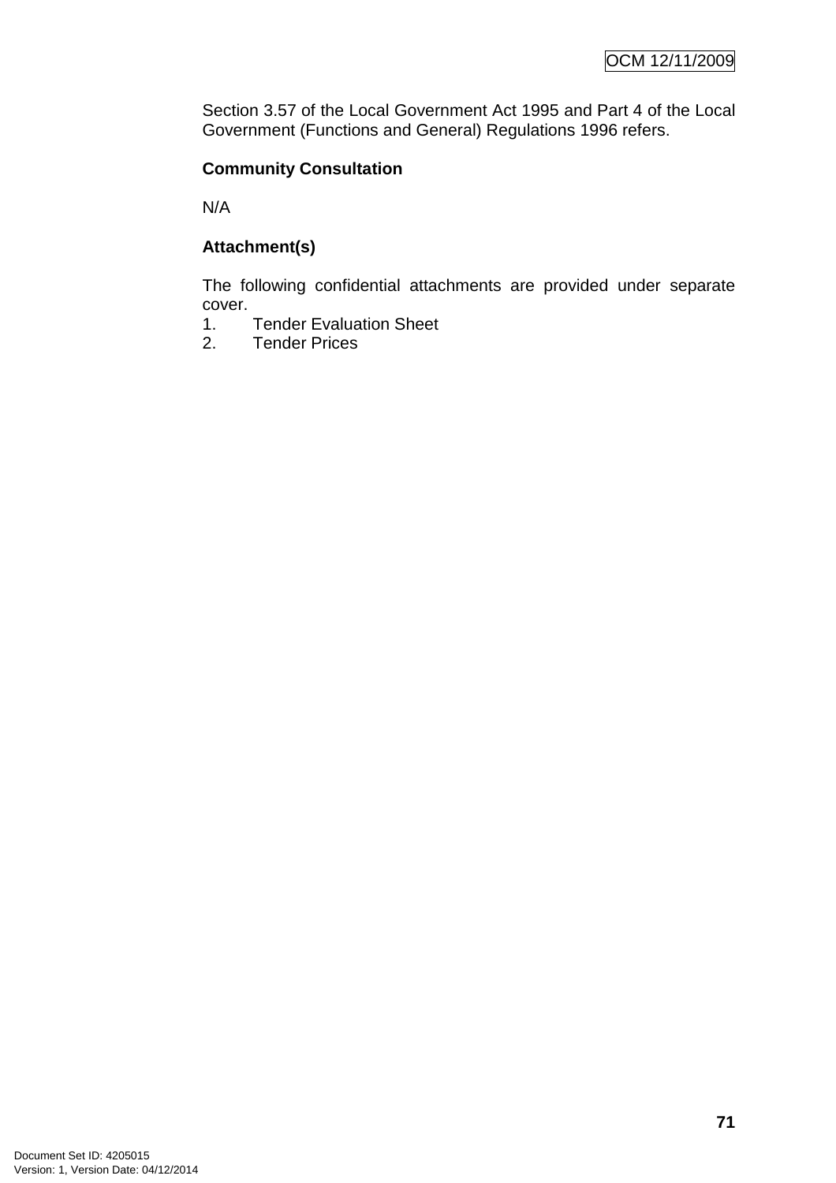Section 3.57 of the Local Government Act 1995 and Part 4 of the Local Government (Functions and General) Regulations 1996 refers.

**Community Consultation**

N/A

**Attachment(s)**

The following confidential attachments are provided under separate cover.

1. Tender Evaluation Sheet
2. Tender Prices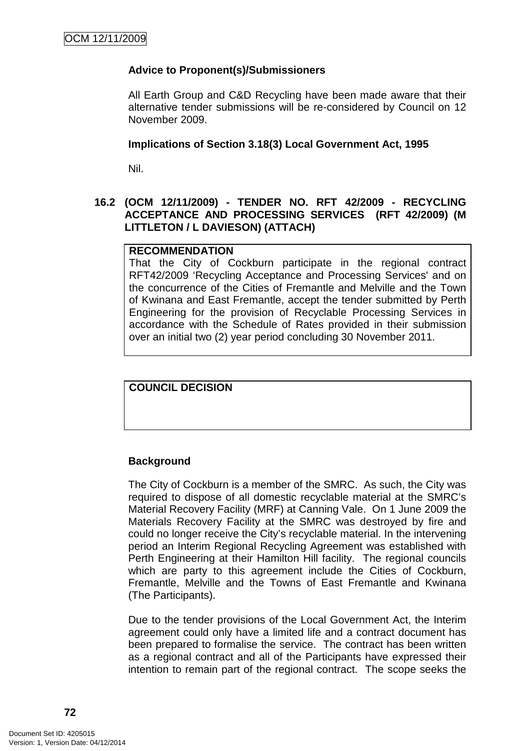**Advice to Proponent(s)/Submissioners**

All Earth Group and C&D Recycling have been made aware that their alternative tender submissions will be re-considered by Council on 12 November 2009.

**Implications of Section 3.18(3) Local Government Act, 1995**

Nil.

### 16.2 (OCM 12/11/2009) - TENDER NO. RFT 42/2009 - RECYCLING ACCEPTANCE AND PROCESSING SERVICES (RFT 42/2009) (M LITTLETON / L DAVIESON) (ATTACH)

**RECOMMENDATION**

That the City of Cockburn participate in the regional contract RFT42/2009 'Recycling Acceptance and Processing Services' and on the concurrence of the Cities of Fremantle and Melville and the Town of Kwinana and East Fremantle, accept the tender submitted by Perth Engineering for the provision of Recyclable Processing Services in accordance with the Schedule of Rates provided in their submission over an initial two (2) year period concluding 30 November 2011.

**COUNCIL DECISION**

**Background**

The City of Cockburn is a member of the SMRC. As such, the City was required to dispose of all domestic recyclable material at the SMRC's Material Recovery Facility (MRF) at Canning Vale. On 1 June 2009 the Materials Recovery Facility at the SMRC was destroyed by fire and could no longer receive the City's recyclable material. In the intervening period an Interim Regional Recycling Agreement was established with Perth Engineering at their Hamilton Hill facility. The regional councils which are party to this agreement include the Cities of Cockburn, Fremantle, Melville and the Towns of East Fremantle and Kwinana (The Participants).

Due to the tender provisions of the Local Government Act, the Interim agreement could only have a limited life and a contract document has been prepared to formalise the service. The contract has been written as a regional contract and all of the Participants have expressed their intention to remain part of the regional contract. The scope seeks the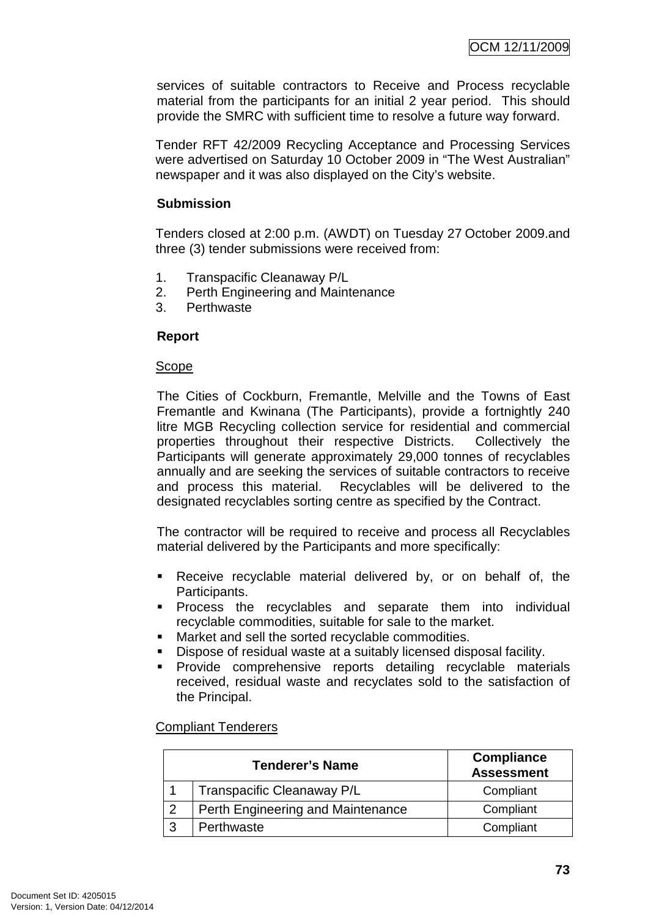services of suitable contractors to Receive and Process recyclable material from the participants for an initial 2 year period. This should provide the SMRC with sufficient time to resolve a future way forward.

Tender RFT 42/2009 Recycling Acceptance and Processing Services were advertised on Saturday 10 October 2009 in "The West Australian" newspaper and it was also displayed on the City's website.

**Submission**

Tenders closed at 2:00 p.m. (AWDT) on Tuesday 27 October 2009.and three (3) tender submissions were received from:

1. Transpacific Cleanaway P/L
2. Perth Engineering and Maintenance
3. Perthwaste

**Report**

Scope

The Cities of Cockburn, Fremantle, Melville and the Towns of East Fremantle and Kwinana (The Participants), provide a fortnightly 240 litre MGB Recycling collection service for residential and commercial properties throughout their respective Districts. Collectively the Participants will generate approximately 29,000 tonnes of recyclables annually and are seeking the services of suitable contractors to receive and process this material. Recyclables will be delivered to the designated recyclables sorting centre as specified by the Contract.

The contractor will be required to receive and process all Recyclables material delivered by the Participants and more specifically:

- Receive recyclable material delivered by, or on behalf of, the Participants.
- Process the recyclables and separate them into individual recyclable commodities, suitable for sale to the market.
- Market and sell the sorted recyclable commodities.
- Dispose of residual waste at a suitably licensed disposal facility.
- Provide comprehensive reports detailing recyclable materials received, residual waste and recyclates sold to the satisfaction of the Principal.

Compliant Tenderers

| Tenderer's Name | | Compliance Assessment |
|---|---|---|
| 1 | Transpacific Cleanaway P/L | Compliant |
| 2 | Perth Engineering and Maintenance | Compliant |
| 3 | Perthwaste | Compliant |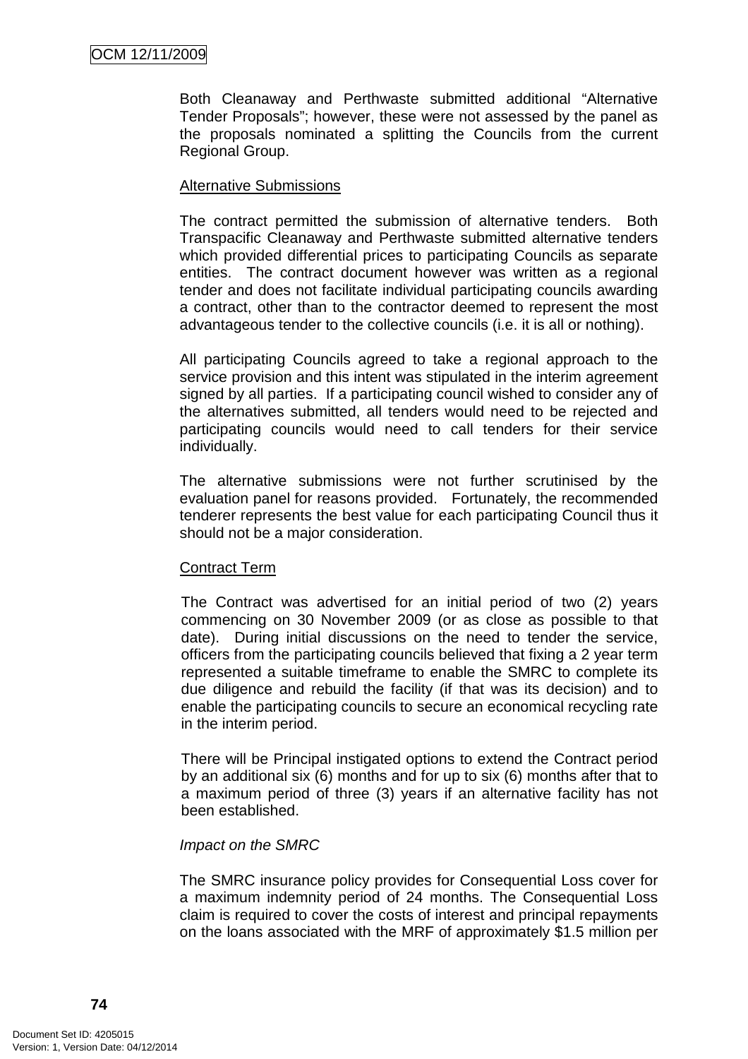Both Cleanaway and Perthwaste submitted additional "Alternative Tender Proposals"; however, these were not assessed by the panel as the proposals nominated a splitting the Councils from the current Regional Group.

Alternative Submissions

The contract permitted the submission of alternative tenders. Both Transpacific Cleanaway and Perthwaste submitted alternative tenders which provided differential prices to participating Councils as separate entities. The contract document however was written as a regional tender and does not facilitate individual participating councils awarding a contract, other than to the contractor deemed to represent the most advantageous tender to the collective councils (i.e. it is all or nothing).

All participating Councils agreed to take a regional approach to the service provision and this intent was stipulated in the interim agreement signed by all parties. If a participating council wished to consider any of the alternatives submitted, all tenders would need to be rejected and participating councils would need to call tenders for their service individually.

The alternative submissions were not further scrutinised by the evaluation panel for reasons provided. Fortunately, the recommended tenderer represents the best value for each participating Council thus it should not be a major consideration.

Contract Term

The Contract was advertised for an initial period of two (2) years commencing on 30 November 2009 (or as close as possible to that date). During initial discussions on the need to tender the service, officers from the participating councils believed that fixing a 2 year term represented a suitable timeframe to enable the SMRC to complete its due diligence and rebuild the facility (if that was its decision) and to enable the participating councils to secure an economical recycling rate in the interim period.

There will be Principal instigated options to extend the Contract period by an additional six (6) months and for up to six (6) months after that to a maximum period of three (3) years if an alternative facility has not been established.

*Impact on the SMRC*

The SMRC insurance policy provides for Consequential Loss cover for a maximum indemnity period of 24 months. The Consequential Loss claim is required to cover the costs of interest and principal repayments on the loans associated with the MRF of approximately $1.5 million per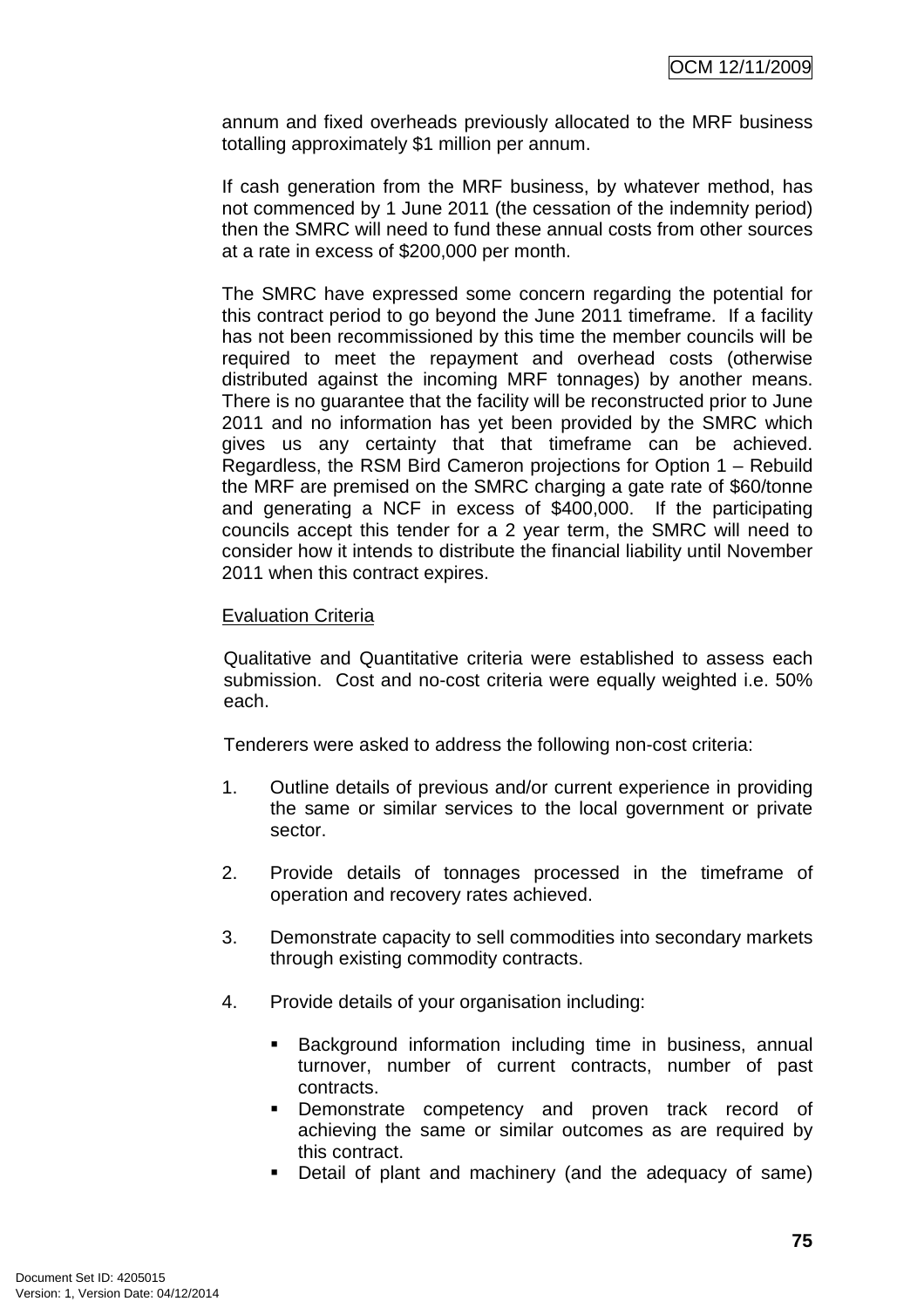annum and fixed overheads previously allocated to the MRF business totalling approximately $1 million per annum.

If cash generation from the MRF business, by whatever method, has not commenced by 1 June 2011 (the cessation of the indemnity period) then the SMRC will need to fund these annual costs from other sources at a rate in excess of $200,000 per month.

The SMRC have expressed some concern regarding the potential for this contract period to go beyond the June 2011 timeframe. If a facility has not been recommissioned by this time the member councils will be required to meet the repayment and overhead costs (otherwise distributed against the incoming MRF tonnages) by another means. There is no guarantee that the facility will be reconstructed prior to June 2011 and no information has yet been provided by the SMRC which gives us any certainty that that timeframe can be achieved. Regardless, the RSM Bird Cameron projections for Option 1 – Rebuild the MRF are premised on the SMRC charging a gate rate of $60/tonne and generating a NCF in excess of $400,000. If the participating councils accept this tender for a 2 year term, the SMRC will need to consider how it intends to distribute the financial liability until November 2011 when this contract expires.

Evaluation Criteria

Qualitative and Quantitative criteria were established to assess each submission. Cost and no-cost criteria were equally weighted i.e. 50% each.

Tenderers were asked to address the following non-cost criteria:

1. Outline details of previous and/or current experience in providing the same or similar services to the local government or private sector.

2. Provide details of tonnages processed in the timeframe of operation and recovery rates achieved.

3. Demonstrate capacity to sell commodities into secondary markets through existing commodity contracts.

4. Provide details of your organisation including:

   - Background information including time in business, annual turnover, number of current contracts, number of past contracts.
   - Demonstrate competency and proven track record of achieving the same or similar outcomes as are required by this contract.
   - Detail of plant and machinery (and the adequacy of same)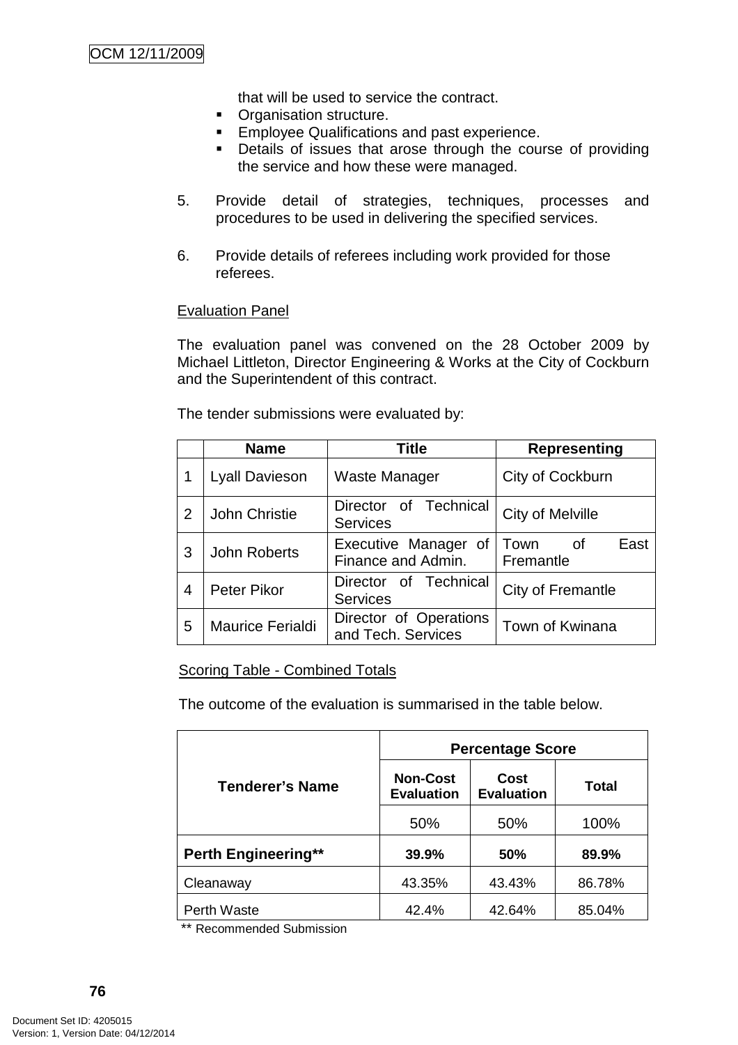that will be used to service the contract.
- Organisation structure.
- Employee Qualifications and past experience.
- Details of issues that arose through the course of providing the service and how these were managed.

5. Provide detail of strategies, techniques, processes and procedures to be used in delivering the specified services.

6. Provide details of referees including work provided for those referees.

Evaluation Panel

The evaluation panel was convened on the 28 October 2009 by Michael Littleton, Director Engineering & Works at the City of Cockburn and the Superintendent of this contract.

The tender submissions were evaluated by:

| | Name | Title | Representing |
|---|---|---|---|
| 1 | Lyall Davieson | Waste Manager | City of Cockburn |
| 2 | John Christie | Director of Technical Services | City of Melville |
| 3 | John Roberts | Executive Manager of Finance and Admin. | Town of East Fremantle |
| 4 | Peter Pikor | Director of Technical Services | City of Fremantle |
| 5 | Maurice Ferialdi | Director of Operations and Tech. Services | Town of Kwinana |

Scoring Table - Combined Totals

The outcome of the evaluation is summarised in the table below.

| Tenderer's Name | Percentage Score | | |
|---|---|---|---|
| | Non-Cost Evaluation | Cost Evaluation | Total |
| | 50% | 50% | 100% |
| **Perth Engineering**** | **39.9%** | **50%** | **89.9%** |
| Cleanaway | 43.35% | 43.43% | 86.78% |
| Perth Waste | 42.4% | 42.64% | 85.04% |

** Recommended Submission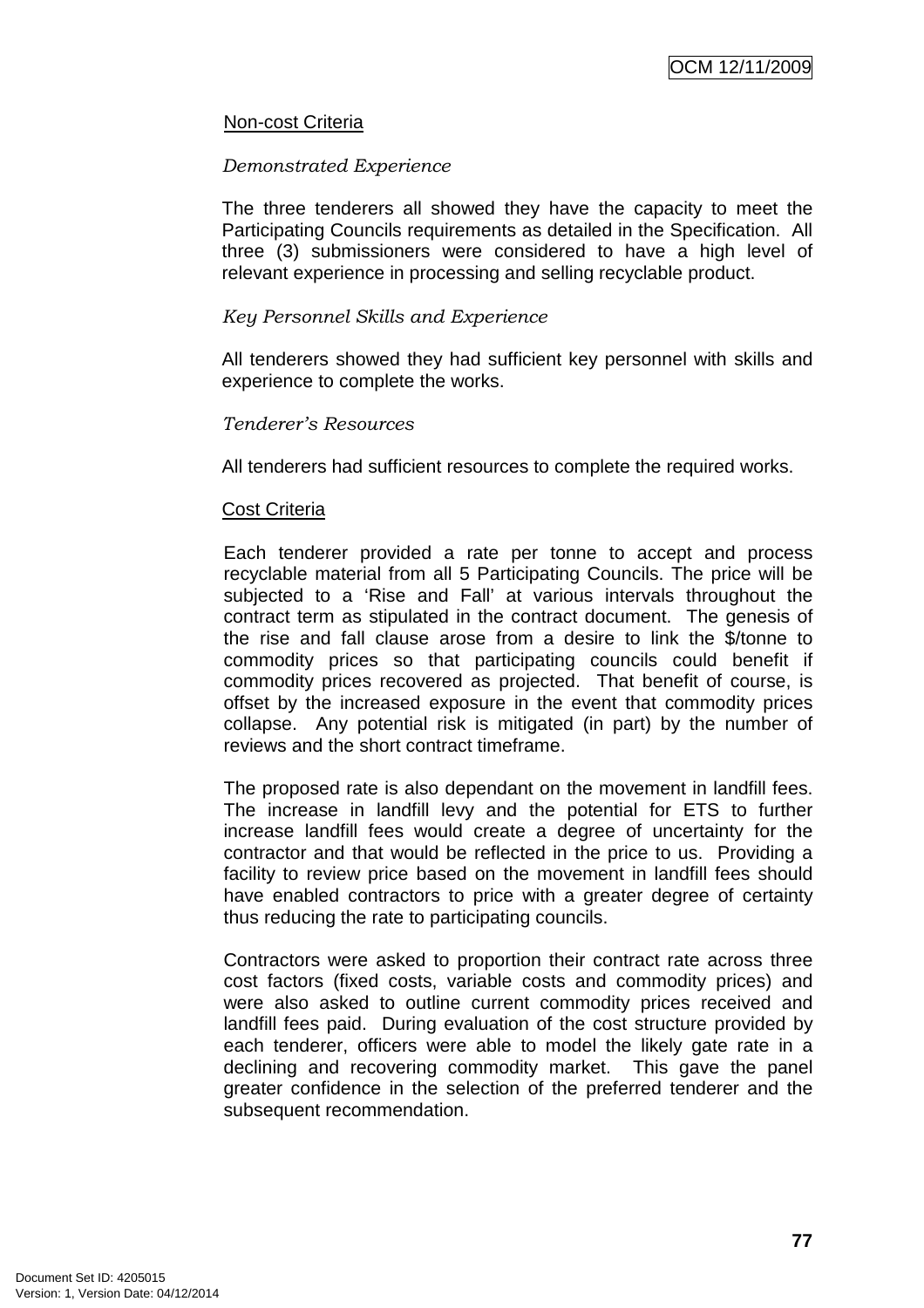Non-cost Criteria

*Demonstrated Experience*

The three tenderers all showed they have the capacity to meet the Participating Councils requirements as detailed in the Specification. All three (3) submissioners were considered to have a high level of relevant experience in processing and selling recyclable product.

*Key Personnel Skills and Experience*

All tenderers showed they had sufficient key personnel with skills and experience to complete the works.

*Tenderer's Resources*

All tenderers had sufficient resources to complete the required works.

Cost Criteria

Each tenderer provided a rate per tonne to accept and process recyclable material from all 5 Participating Councils. The price will be subjected to a 'Rise and Fall' at various intervals throughout the contract term as stipulated in the contract document. The genesis of the rise and fall clause arose from a desire to link the $/tonne to commodity prices so that participating councils could benefit if commodity prices recovered as projected. That benefit of course, is offset by the increased exposure in the event that commodity prices collapse. Any potential risk is mitigated (in part) by the number of reviews and the short contract timeframe.

The proposed rate is also dependant on the movement in landfill fees. The increase in landfill levy and the potential for ETS to further increase landfill fees would create a degree of uncertainty for the contractor and that would be reflected in the price to us. Providing a facility to review price based on the movement in landfill fees should have enabled contractors to price with a greater degree of certainty thus reducing the rate to participating councils.

Contractors were asked to proportion their contract rate across three cost factors (fixed costs, variable costs and commodity prices) and were also asked to outline current commodity prices received and landfill fees paid. During evaluation of the cost structure provided by each tenderer, officers were able to model the likely gate rate in a declining and recovering commodity market. This gave the panel greater confidence in the selection of the preferred tenderer and the subsequent recommendation.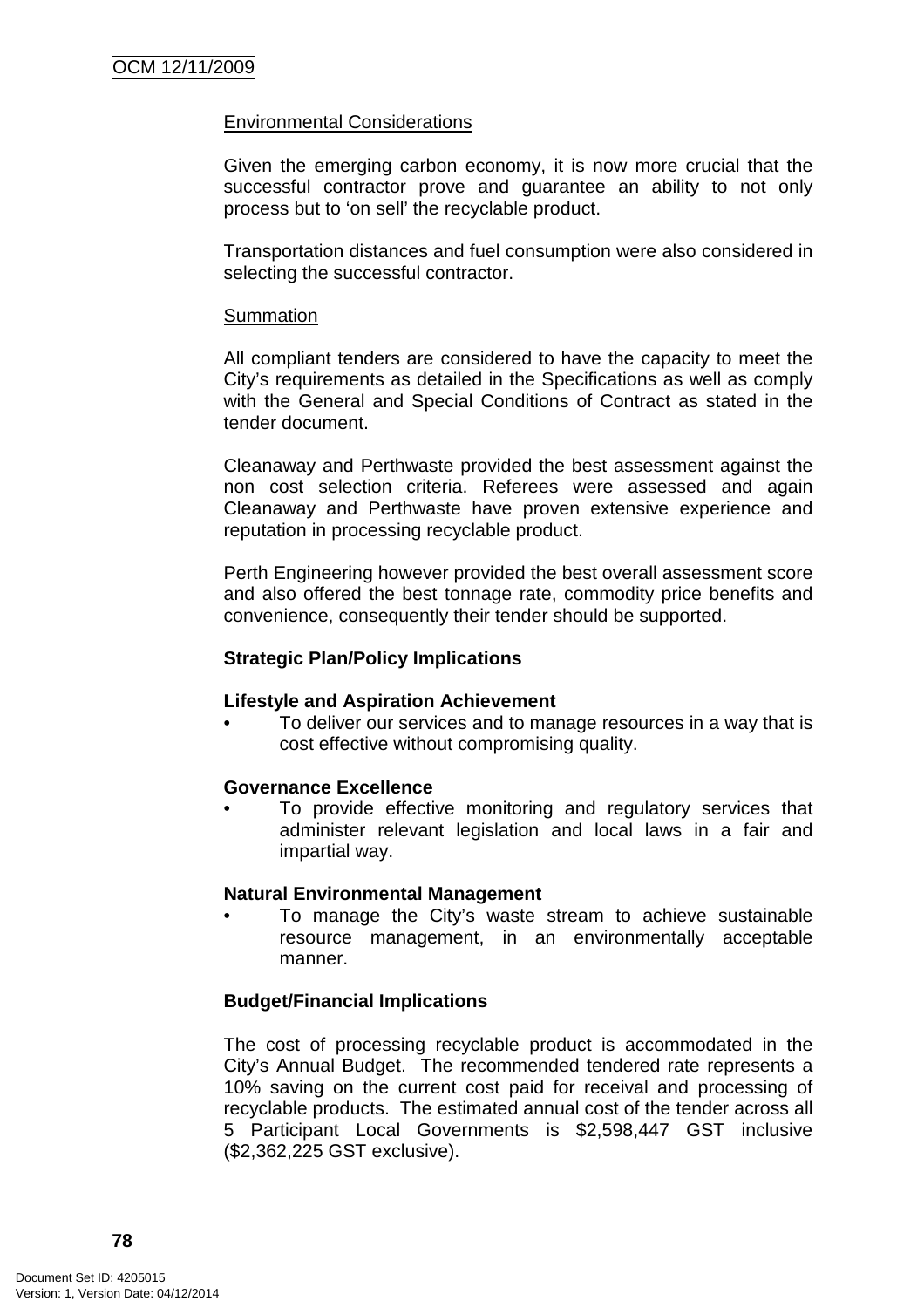Environmental Considerations

Given the emerging carbon economy, it is now more crucial that the successful contractor prove and guarantee an ability to not only process but to 'on sell' the recyclable product.

Transportation distances and fuel consumption were also considered in selecting the successful contractor.

Summation

All compliant tenders are considered to have the capacity to meet the City's requirements as detailed in the Specifications as well as comply with the General and Special Conditions of Contract as stated in the tender document.

Cleanaway and Perthwaste provided the best assessment against the non cost selection criteria. Referees were assessed and again Cleanaway and Perthwaste have proven extensive experience and reputation in processing recyclable product.

Perth Engineering however provided the best overall assessment score and also offered the best tonnage rate, commodity price benefits and convenience, consequently their tender should be supported.

**Strategic Plan/Policy Implications**

**Lifestyle and Aspiration Achievement**

- To deliver our services and to manage resources in a way that is cost effective without compromising quality.

**Governance Excellence**

- To provide effective monitoring and regulatory services that administer relevant legislation and local laws in a fair and impartial way.

**Natural Environmental Management**

- To manage the City's waste stream to achieve sustainable resource management, in an environmentally acceptable manner.

**Budget/Financial Implications**

The cost of processing recyclable product is accommodated in the City's Annual Budget. The recommended tendered rate represents a 10% saving on the current cost paid for receival and processing of recyclable products. The estimated annual cost of the tender across all 5 Participant Local Governments is $2,598,447 GST inclusive ($2,362,225 GST exclusive).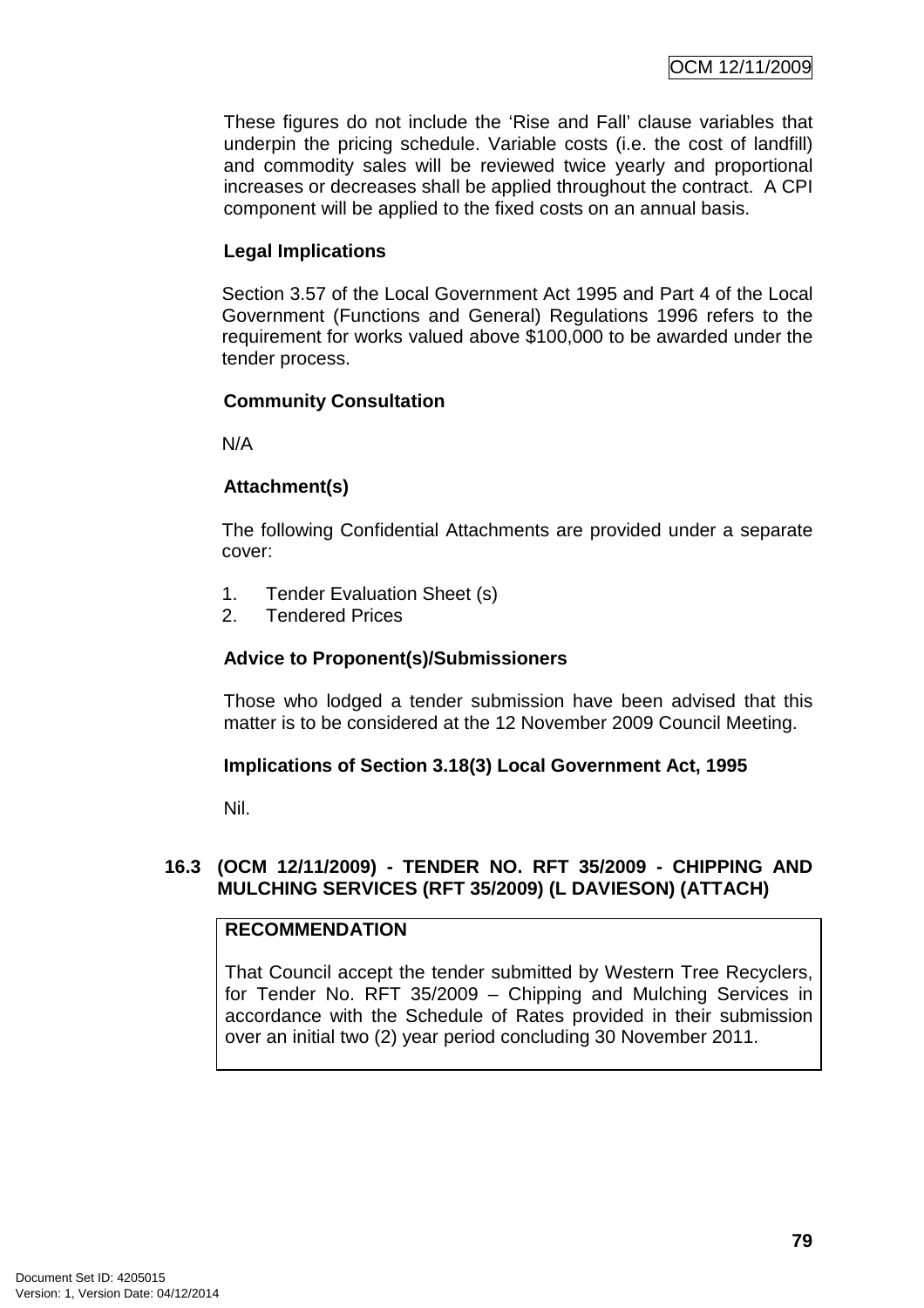These figures do not include the 'Rise and Fall' clause variables that underpin the pricing schedule. Variable costs (i.e. the cost of landfill) and commodity sales will be reviewed twice yearly and proportional increases or decreases shall be applied throughout the contract. A CPI component will be applied to the fixed costs on an annual basis.

**Legal Implications**

Section 3.57 of the Local Government Act 1995 and Part 4 of the Local Government (Functions and General) Regulations 1996 refers to the requirement for works valued above $100,000 to be awarded under the tender process.

**Community Consultation**

N/A

**Attachment(s)**

The following Confidential Attachments are provided under a separate cover:

1. Tender Evaluation Sheet (s)
2. Tendered Prices

**Advice to Proponent(s)/Submissioners**

Those who lodged a tender submission have been advised that this matter is to be considered at the 12 November 2009 Council Meeting.

**Implications of Section 3.18(3) Local Government Act, 1995**

Nil.

### 16.3 (OCM 12/11/2009) - TENDER NO. RFT 35/2009 - CHIPPING AND MULCHING SERVICES (RFT 35/2009) (L DAVIESON) (ATTACH)

**RECOMMENDATION**

That Council accept the tender submitted by Western Tree Recyclers, for Tender No. RFT 35/2009 – Chipping and Mulching Services in accordance with the Schedule of Rates provided in their submission over an initial two (2) year period concluding 30 November 2011.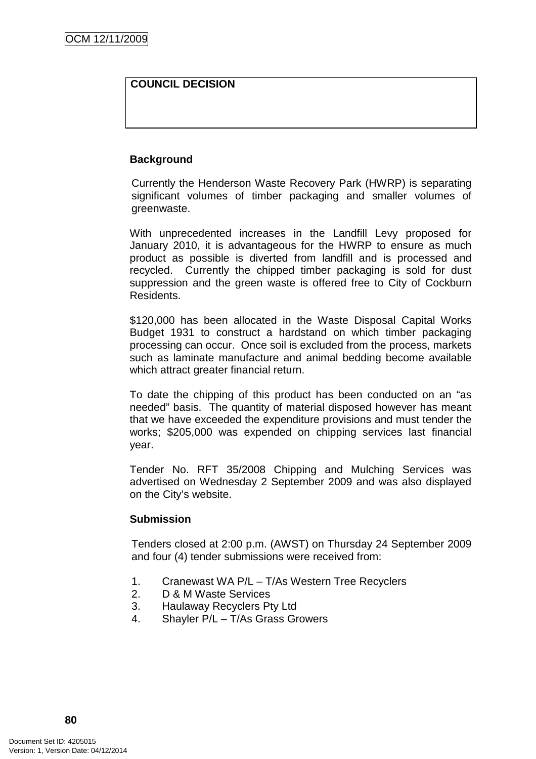**COUNCIL DECISION**

**Background**

Currently the Henderson Waste Recovery Park (HWRP) is separating significant volumes of timber packaging and smaller volumes of greenwaste.

With unprecedented increases in the Landfill Levy proposed for January 2010, it is advantageous for the HWRP to ensure as much product as possible is diverted from landfill and is processed and recycled. Currently the chipped timber packaging is sold for dust suppression and the green waste is offered free to City of Cockburn Residents.

$120,000 has been allocated in the Waste Disposal Capital Works Budget 1931 to construct a hardstand on which timber packaging processing can occur. Once soil is excluded from the process, markets such as laminate manufacture and animal bedding become available which attract greater financial return.

To date the chipping of this product has been conducted on an "as needed" basis. The quantity of material disposed however has meant that we have exceeded the expenditure provisions and must tender the works; $205,000 was expended on chipping services last financial year.

Tender No. RFT 35/2008 Chipping and Mulching Services was advertised on Wednesday 2 September 2009 and was also displayed on the City's website.

**Submission**

Tenders closed at 2:00 p.m. (AWST) on Thursday 24 September 2009 and four (4) tender submissions were received from:

1. Cranewast WA P/L – T/As Western Tree Recyclers
2. D & M Waste Services
3. Haulaway Recyclers Pty Ltd
4. Shayler P/L – T/As Grass Growers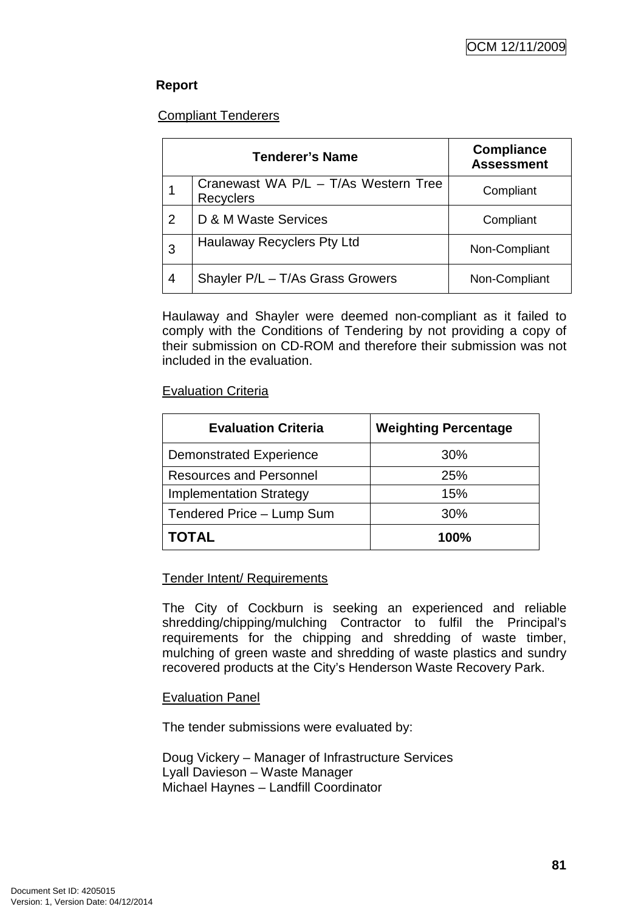**Report**

Compliant Tenderers

| | Tenderer's Name | Compliance Assessment |
|---|---|---|
| 1 | Cranewast WA P/L – T/As Western Tree Recyclers | Compliant |
| 2 | D & M Waste Services | Compliant |
| 3 | Haulaway Recyclers Pty Ltd | Non-Compliant |
| 4 | Shayler P/L – T/As Grass Growers | Non-Compliant |

Haulaway and Shayler were deemed non-compliant as it failed to comply with the Conditions of Tendering by not providing a copy of their submission on CD-ROM and therefore their submission was not included in the evaluation.

Evaluation Criteria

| Evaluation Criteria | Weighting Percentage |
|---|---|
| Demonstrated Experience | 30% |
| Resources and Personnel | 25% |
| Implementation Strategy | 15% |
| Tendered Price – Lump Sum | 30% |
| **TOTAL** | **100%** |

Tender Intent/ Requirements

The City of Cockburn is seeking an experienced and reliable shredding/chipping/mulching Contractor to fulfil the Principal's requirements for the chipping and shredding of waste timber, mulching of green waste and shredding of waste plastics and sundry recovered products at the City's Henderson Waste Recovery Park.

Evaluation Panel

The tender submissions were evaluated by:

Doug Vickery – Manager of Infrastructure Services
Lyall Davieson – Waste Manager
Michael Haynes – Landfill Coordinator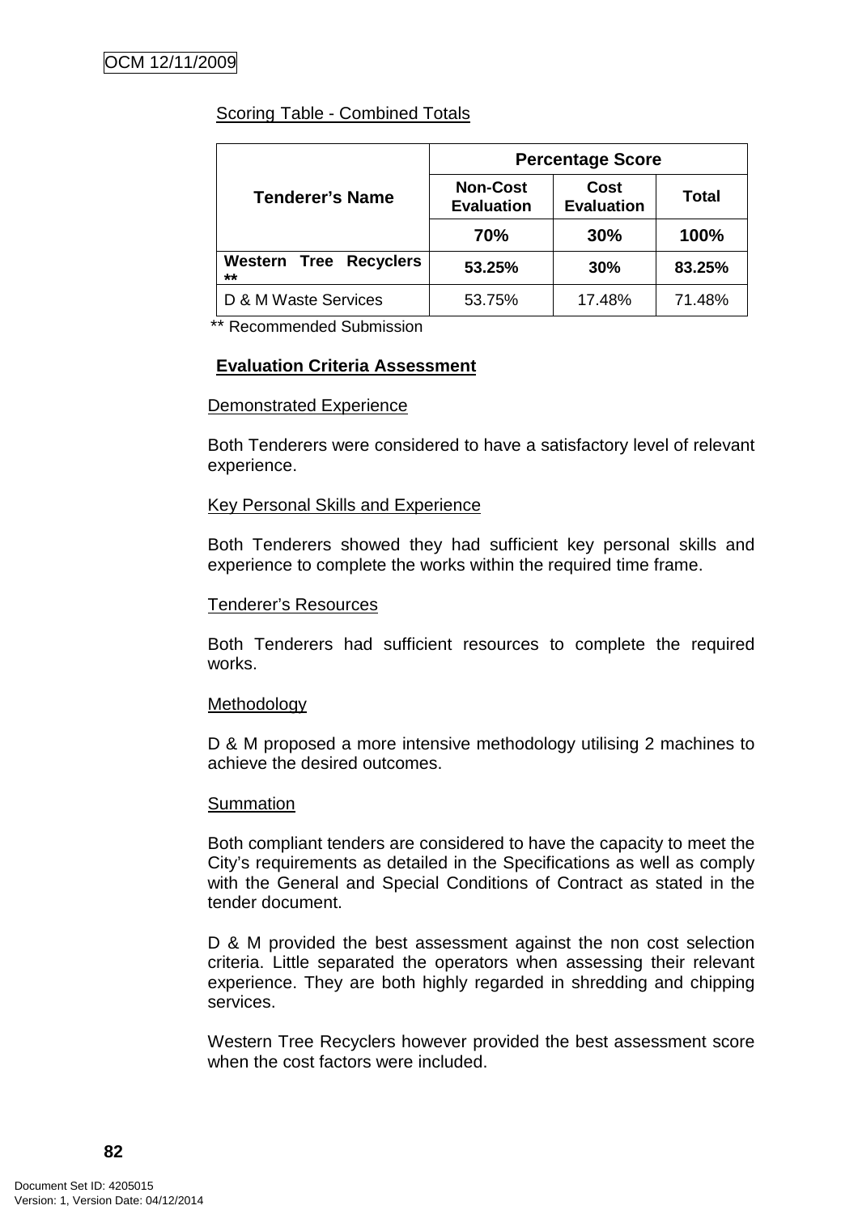Scoring Table - Combined Totals

| Tenderer's Name | Percentage Score | | |
|---|---|---|---|
| | Non-Cost Evaluation | Cost Evaluation | Total |
| | 70% | 30% | 100% |
| **Western Tree Recyclers \*\*** | **53.25%** | **30%** | **83.25%** |
| D & M Waste Services | 53.75% | 17.48% | 71.48% |

** Recommended Submission

**Evaluation Criteria Assessment**

Demonstrated Experience

Both Tenderers were considered to have a satisfactory level of relevant experience.

Key Personal Skills and Experience

Both Tenderers showed they had sufficient key personal skills and experience to complete the works within the required time frame.

Tenderer's Resources

Both Tenderers had sufficient resources to complete the required works.

Methodology

D & M proposed a more intensive methodology utilising 2 machines to achieve the desired outcomes.

Summation

Both compliant tenders are considered to have the capacity to meet the City's requirements as detailed in the Specifications as well as comply with the General and Special Conditions of Contract as stated in the tender document.

D & M provided the best assessment against the non cost selection criteria. Little separated the operators when assessing their relevant experience. They are both highly regarded in shredding and chipping services.

Western Tree Recyclers however provided the best assessment score when the cost factors were included.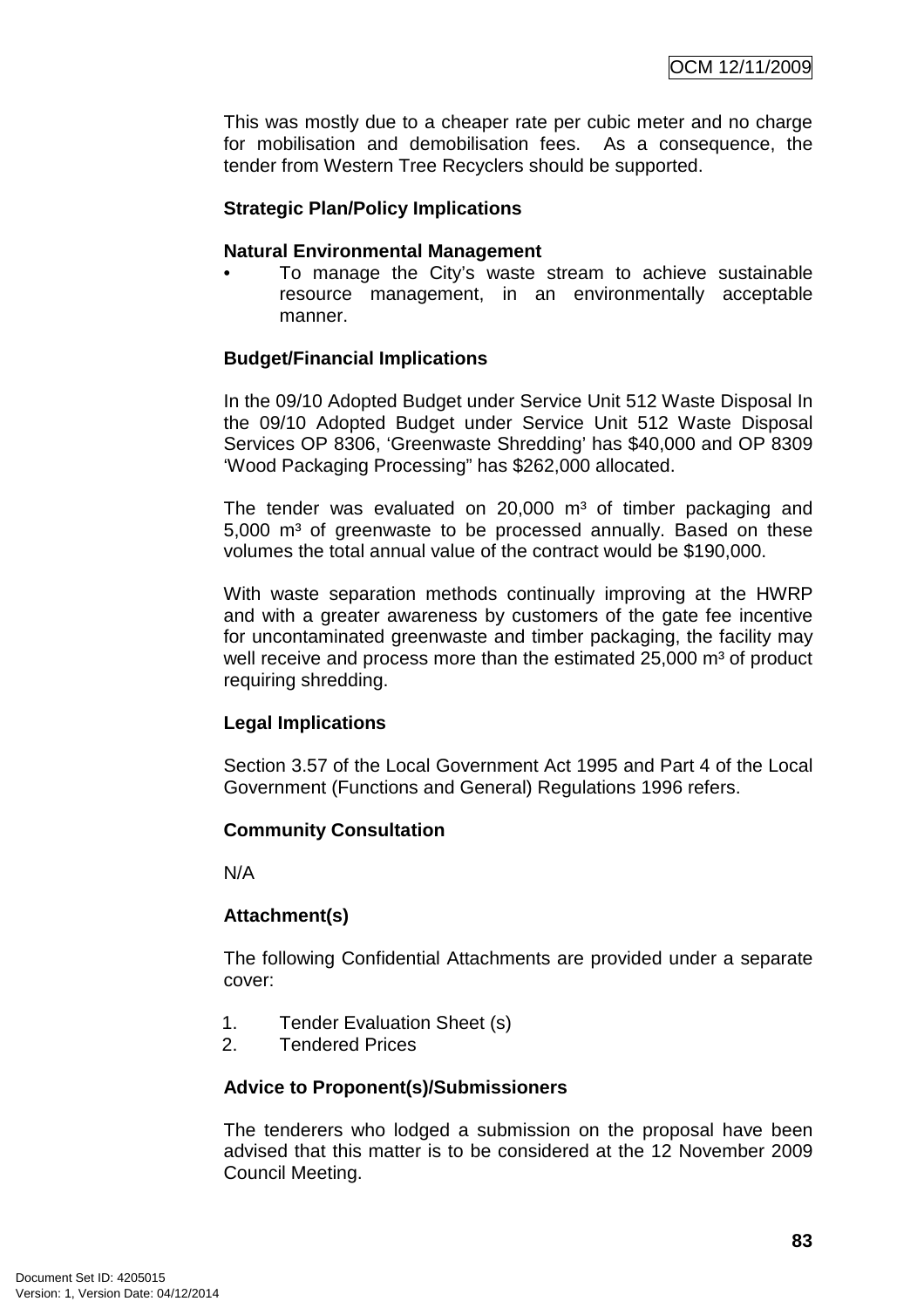This was mostly due to a cheaper rate per cubic meter and no charge for mobilisation and demobilisation fees. As a consequence, the tender from Western Tree Recyclers should be supported.

**Strategic Plan/Policy Implications**

**Natural Environmental Management**

- To manage the City's waste stream to achieve sustainable resource management, in an environmentally acceptable manner.

**Budget/Financial Implications**

In the 09/10 Adopted Budget under Service Unit 512 Waste Disposal In the 09/10 Adopted Budget under Service Unit 512 Waste Disposal Services OP 8306, 'Greenwaste Shredding' has $40,000 and OP 8309 'Wood Packaging Processing" has $262,000 allocated.

The tender was evaluated on 20,000 m³ of timber packaging and 5,000 m³ of greenwaste to be processed annually. Based on these volumes the total annual value of the contract would be $190,000.

With waste separation methods continually improving at the HWRP and with a greater awareness by customers of the gate fee incentive for uncontaminated greenwaste and timber packaging, the facility may well receive and process more than the estimated 25,000 m³ of product requiring shredding.

**Legal Implications**

Section 3.57 of the Local Government Act 1995 and Part 4 of the Local Government (Functions and General) Regulations 1996 refers.

**Community Consultation**

N/A

**Attachment(s)**

The following Confidential Attachments are provided under a separate cover:

1. Tender Evaluation Sheet (s)
2. Tendered Prices

**Advice to Proponent(s)/Submissioners**

The tenderers who lodged a submission on the proposal have been advised that this matter is to be considered at the 12 November 2009 Council Meeting.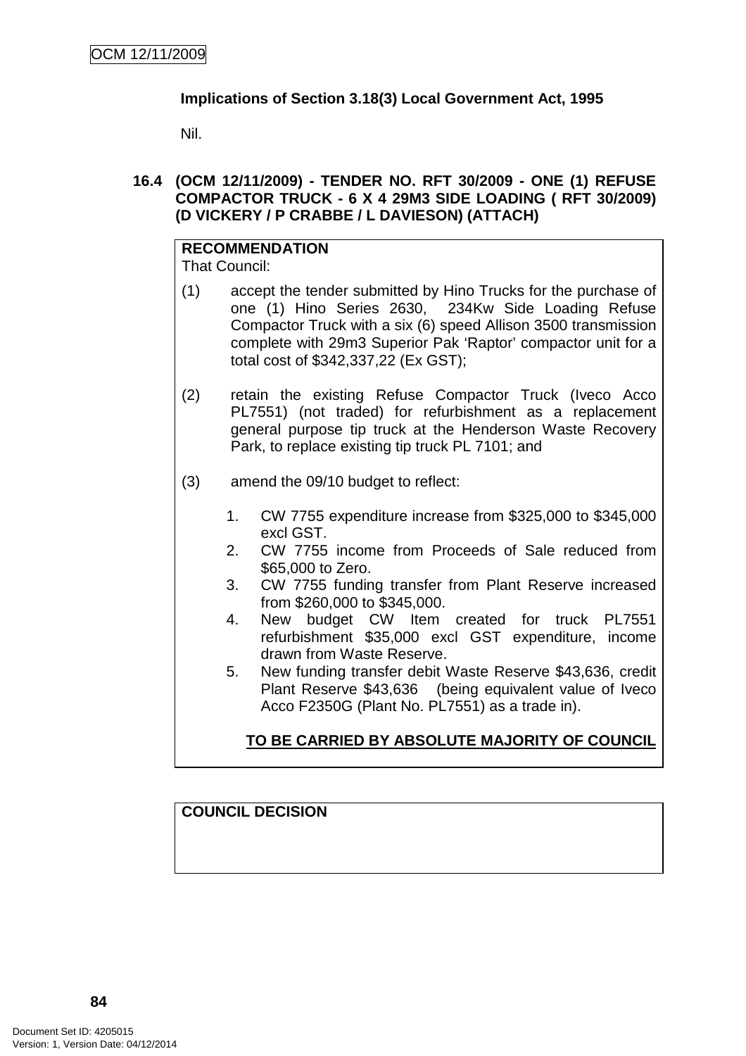**Implications of Section 3.18(3) Local Government Act, 1995**

Nil.

## 16.4 (OCM 12/11/2009) - TENDER NO. RFT 30/2009 - ONE (1) REFUSE COMPACTOR TRUCK - 6 X 4 29M3 SIDE LOADING ( RFT 30/2009) (D VICKERY / P CRABBE / L DAVIESON) (ATTACH)

**RECOMMENDATION**

That Council:

(1) accept the tender submitted by Hino Trucks for the purchase of one (1) Hino Series 2630, 234Kw Side Loading Refuse Compactor Truck with a six (6) speed Allison 3500 transmission complete with 29m3 Superior Pak 'Raptor' compactor unit for a total cost of $342,337,22 (Ex GST);

(2) retain the existing Refuse Compactor Truck (Iveco Acco PL7551) (not traded) for refurbishment as a replacement general purpose tip truck at the Henderson Waste Recovery Park, to replace existing tip truck PL 7101; and

(3) amend the 09/10 budget to reflect:

1. CW 7755 expenditure increase from $325,000 to $345,000 excl GST.
2. CW 7755 income from Proceeds of Sale reduced from $65,000 to Zero.
3. CW 7755 funding transfer from Plant Reserve increased from $260,000 to $345,000.
4. New budget CW Item created for truck PL7551 refurbishment $35,000 excl GST expenditure, income drawn from Waste Reserve.
5. New funding transfer debit Waste Reserve $43,636, credit Plant Reserve $43,636 (being equivalent value of Iveco Acco F2350G (Plant No. PL7551) as a trade in).

**<u>TO BE CARRIED BY ABSOLUTE MAJORITY OF COUNCIL</u>**

**COUNCIL DECISION**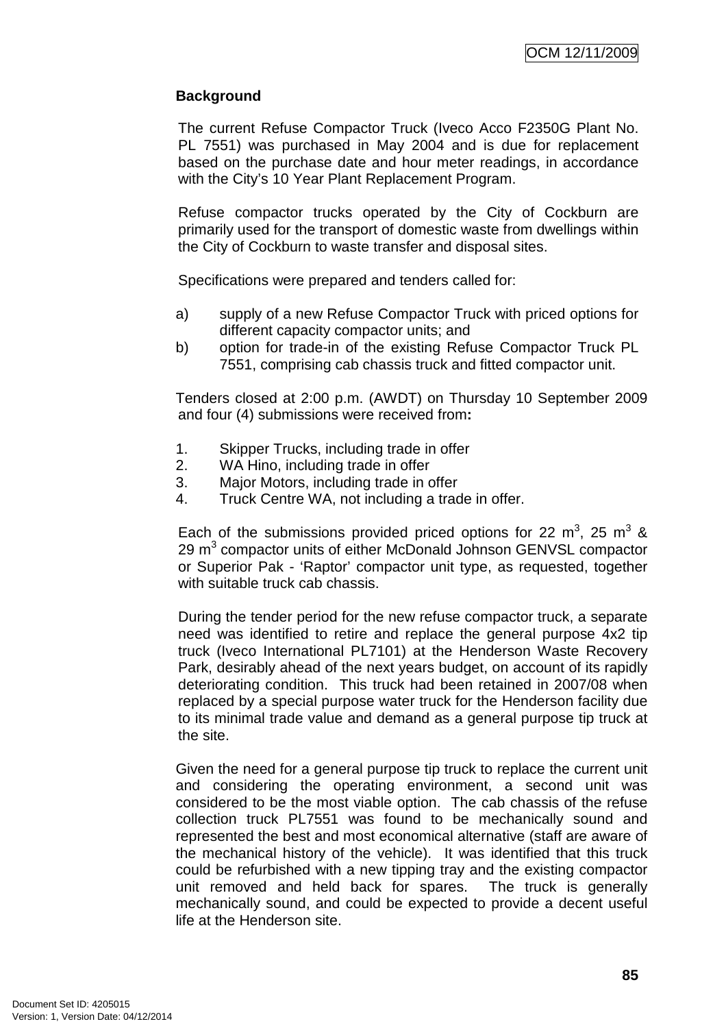**Background**

The current Refuse Compactor Truck (Iveco Acco F2350G Plant No. PL 7551) was purchased in May 2004 and is due for replacement based on the purchase date and hour meter readings, in accordance with the City's 10 Year Plant Replacement Program.

Refuse compactor trucks operated by the City of Cockburn are primarily used for the transport of domestic waste from dwellings within the City of Cockburn to waste transfer and disposal sites.

Specifications were prepared and tenders called for:

a) supply of a new Refuse Compactor Truck with priced options for different capacity compactor units; and
b) option for trade-in of the existing Refuse Compactor Truck PL 7551, comprising cab chassis truck and fitted compactor unit.

Tenders closed at 2:00 p.m. (AWDT) on Thursday 10 September 2009 and four (4) submissions were received from**:**

1. Skipper Trucks, including trade in offer
2. WA Hino, including trade in offer
3. Major Motors, including trade in offer
4. Truck Centre WA, not including a trade in offer.

Each of the submissions provided priced options for 22 $m^3$, 25 $m^3$ & 29 $m^3$ compactor units of either McDonald Johnson GENVSL compactor or Superior Pak - 'Raptor' compactor unit type, as requested, together with suitable truck cab chassis.

During the tender period for the new refuse compactor truck, a separate need was identified to retire and replace the general purpose 4x2 tip truck (Iveco International PL7101) at the Henderson Waste Recovery Park, desirably ahead of the next years budget, on account of its rapidly deteriorating condition. This truck had been retained in 2007/08 when replaced by a special purpose water truck for the Henderson facility due to its minimal trade value and demand as a general purpose tip truck at the site.

Given the need for a general purpose tip truck to replace the current unit and considering the operating environment, a second unit was considered to be the most viable option. The cab chassis of the refuse collection truck PL7551 was found to be mechanically sound and represented the best and most economical alternative (staff are aware of the mechanical history of the vehicle). It was identified that this truck could be refurbished with a new tipping tray and the existing compactor unit removed and held back for spares. The truck is generally mechanically sound, and could be expected to provide a decent useful life at the Henderson site.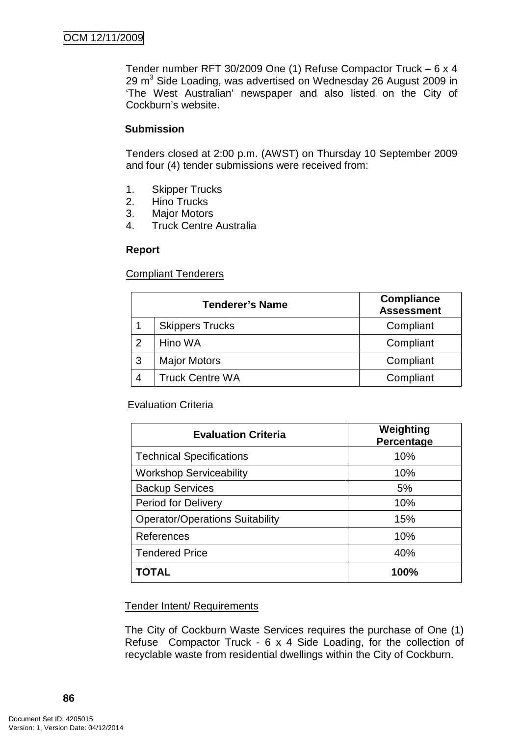Tender number RFT 30/2009 One (1) Refuse Compactor Truck – 6 x 4 29 $m^3$ Side Loading, was advertised on Wednesday 26 August 2009 in 'The West Australian' newspaper and also listed on the City of Cockburn's website.

**Submission**

Tenders closed at 2:00 p.m. (AWST) on Thursday 10 September 2009 and four (4) tender submissions were received from:

1. Skipper Trucks
2. Hino Trucks
3. Major Motors
4. Truck Centre Australia

**Report**

Compliant Tenderers

| Tenderer's Name | | Compliance Assessment |
|---|---|---|
| 1 | Skippers Trucks | Compliant |
| 2 | Hino WA | Compliant |
| 3 | Major Motors | Compliant |
| 4 | Truck Centre WA | Compliant |

Evaluation Criteria

| Evaluation Criteria | Weighting Percentage |
|---|---|
| Technical Specifications | 10% |
| Workshop Serviceability | 10% |
| Backup Services | 5% |
| Period for Delivery | 10% |
| Operator/Operations Suitability | 15% |
| References | 10% |
| Tendered Price | 40% |
| **TOTAL** | **100%** |

Tender Intent/ Requirements

The City of Cockburn Waste Services requires the purchase of One (1) Refuse Compactor Truck - 6 x 4 Side Loading, for the collection of recyclable waste from residential dwellings within the City of Cockburn.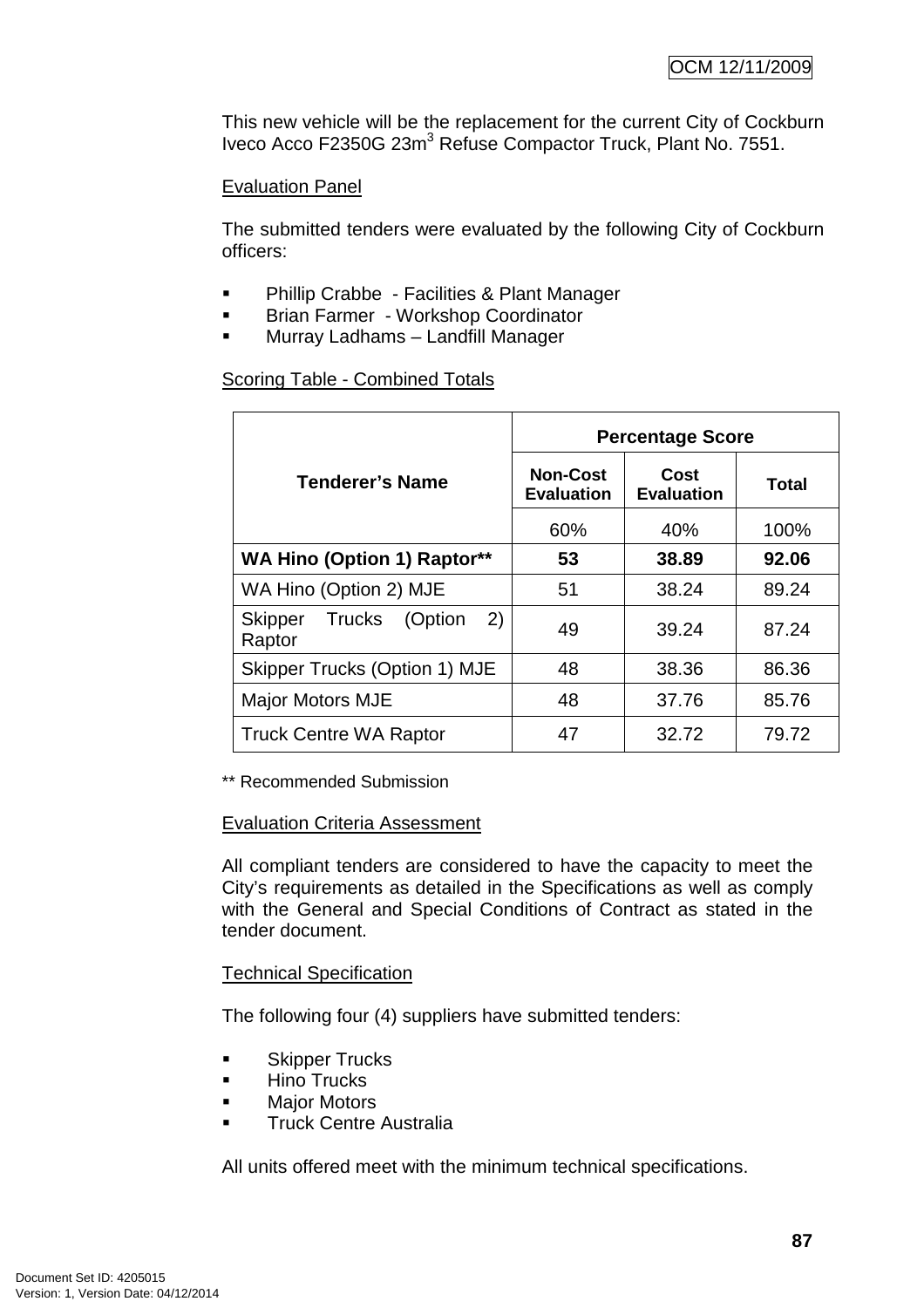This new vehicle will be the replacement for the current City of Cockburn Iveco Acco F2350G 23m$^3$ Refuse Compactor Truck, Plant No. 7551.

Evaluation Panel

The submitted tenders were evaluated by the following City of Cockburn officers:

- Phillip Crabbe - Facilities & Plant Manager
- Brian Farmer - Workshop Coordinator
- Murray Ladhams – Landfill Manager

Scoring Table - Combined Totals

| Tenderer's Name | Percentage Score | | |
|---|---|---|---|
| | Non-Cost Evaluation | Cost Evaluation | Total |
| | 60% | 40% | 100% |
| **WA Hino (Option 1) Raptor**** | **53** | **38.89** | **92.06** |
| WA Hino (Option 2) MJE | 51 | 38.24 | 89.24 |
| Skipper Trucks (Option 2) Raptor | 49 | 39.24 | 87.24 |
| Skipper Trucks (Option 1) MJE | 48 | 38.36 | 86.36 |
| Major Motors MJE | 48 | 37.76 | 85.76 |
| Truck Centre WA Raptor | 47 | 32.72 | 79.72 |

** Recommended Submission

Evaluation Criteria Assessment

All compliant tenders are considered to have the capacity to meet the City's requirements as detailed in the Specifications as well as comply with the General and Special Conditions of Contract as stated in the tender document.

Technical Specification

The following four (4) suppliers have submitted tenders:

- Skipper Trucks
- Hino Trucks
- Major Motors
- Truck Centre Australia

All units offered meet with the minimum technical specifications.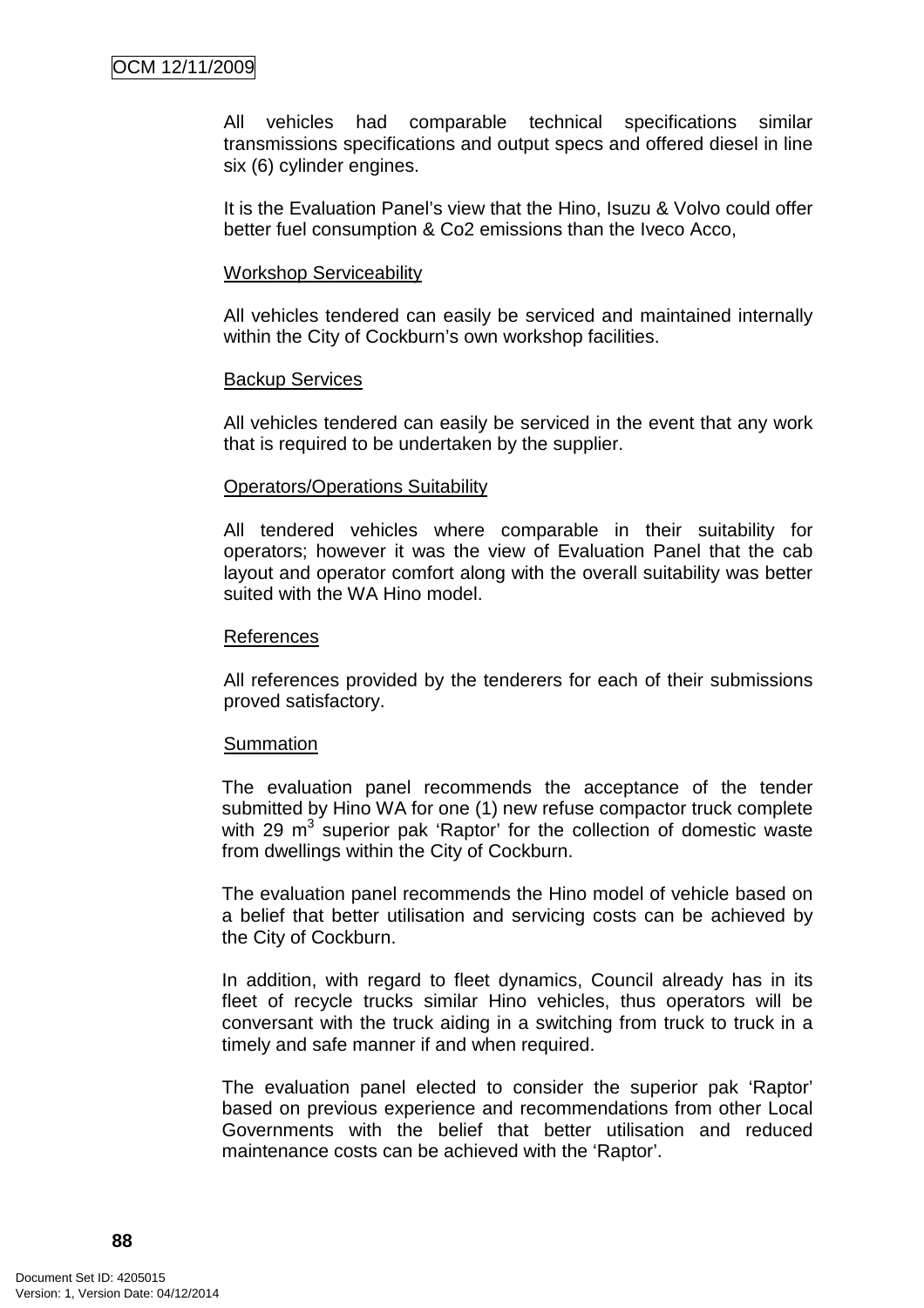All vehicles had comparable technical specifications similar transmissions specifications and output specs and offered diesel in line six (6) cylinder engines.

It is the Evaluation Panel's view that the Hino, Isuzu & Volvo could offer better fuel consumption & Co2 emissions than the Iveco Acco,

Workshop Serviceability

All vehicles tendered can easily be serviced and maintained internally within the City of Cockburn's own workshop facilities.

Backup Services

All vehicles tendered can easily be serviced in the event that any work that is required to be undertaken by the supplier.

Operators/Operations Suitability

All tendered vehicles where comparable in their suitability for operators; however it was the view of Evaluation Panel that the cab layout and operator comfort along with the overall suitability was better suited with the WA Hino model.

References

All references provided by the tenderers for each of their submissions proved satisfactory.

Summation

The evaluation panel recommends the acceptance of the tender submitted by Hino WA for one (1) new refuse compactor truck complete with 29 $m^3$ superior pak 'Raptor' for the collection of domestic waste from dwellings within the City of Cockburn.

The evaluation panel recommends the Hino model of vehicle based on a belief that better utilisation and servicing costs can be achieved by the City of Cockburn.

In addition, with regard to fleet dynamics, Council already has in its fleet of recycle trucks similar Hino vehicles, thus operators will be conversant with the truck aiding in a switching from truck to truck in a timely and safe manner if and when required.

The evaluation panel elected to consider the superior pak 'Raptor' based on previous experience and recommendations from other Local Governments with the belief that better utilisation and reduced maintenance costs can be achieved with the 'Raptor'.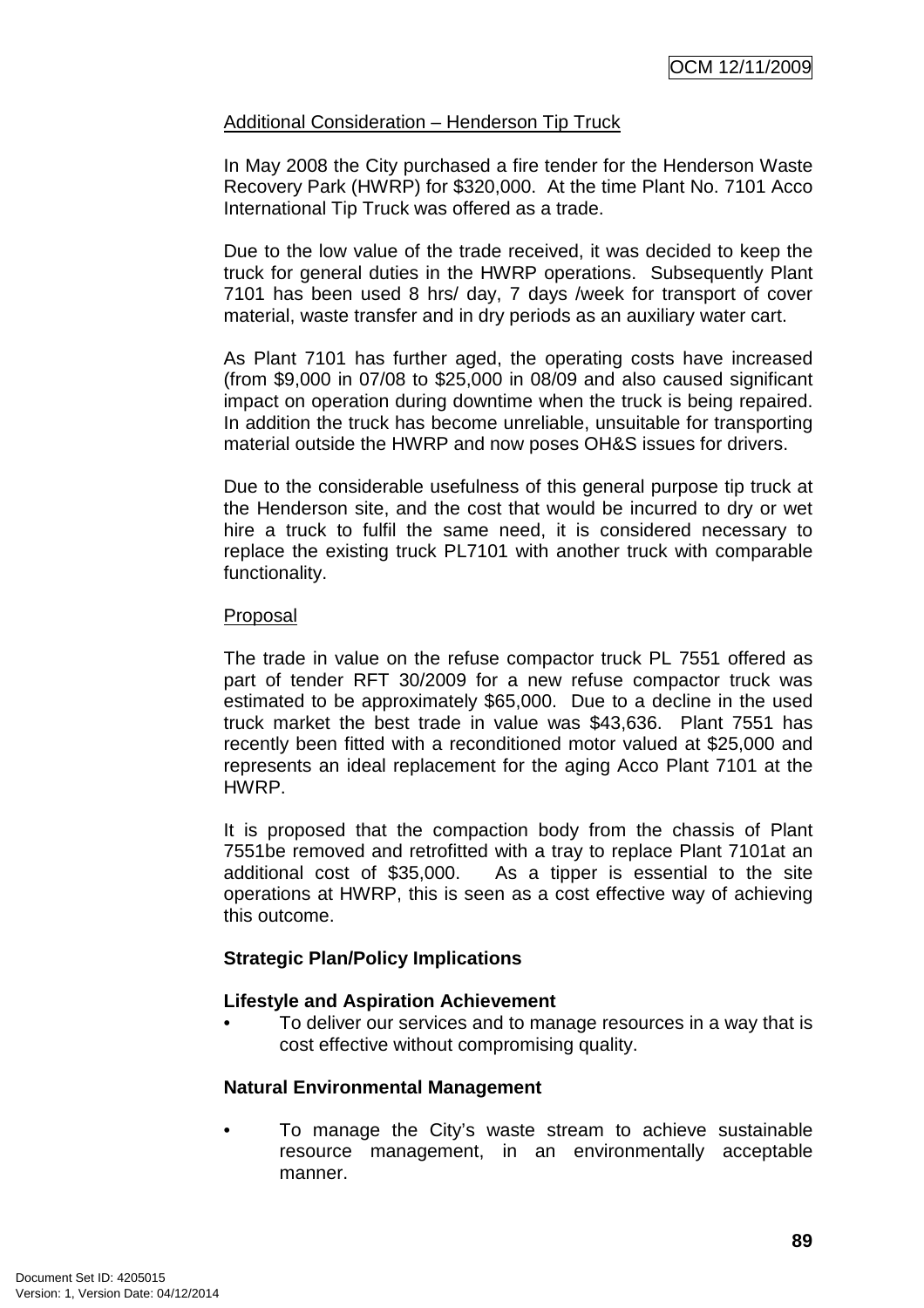Additional Consideration – Henderson Tip Truck

In May 2008 the City purchased a fire tender for the Henderson Waste Recovery Park (HWRP) for $320,000. At the time Plant No. 7101 Acco International Tip Truck was offered as a trade.

Due to the low value of the trade received, it was decided to keep the truck for general duties in the HWRP operations. Subsequently Plant 7101 has been used 8 hrs/ day, 7 days /week for transport of cover material, waste transfer and in dry periods as an auxiliary water cart.

As Plant 7101 has further aged, the operating costs have increased (from $9,000 in 07/08 to $25,000 in 08/09 and also caused significant impact on operation during downtime when the truck is being repaired. In addition the truck has become unreliable, unsuitable for transporting material outside the HWRP and now poses OH&S issues for drivers.

Due to the considerable usefulness of this general purpose tip truck at the Henderson site, and the cost that would be incurred to dry or wet hire a truck to fulfil the same need, it is considered necessary to replace the existing truck PL7101 with another truck with comparable functionality.

Proposal

The trade in value on the refuse compactor truck PL 7551 offered as part of tender RFT 30/2009 for a new refuse compactor truck was estimated to be approximately $65,000. Due to a decline in the used truck market the best trade in value was $43,636. Plant 7551 has recently been fitted with a reconditioned motor valued at $25,000 and represents an ideal replacement for the aging Acco Plant 7101 at the HWRP.

It is proposed that the compaction body from the chassis of Plant 7551be removed and retrofitted with a tray to replace Plant 7101at an additional cost of $35,000. As a tipper is essential to the site operations at HWRP, this is seen as a cost effective way of achieving this outcome.

**Strategic Plan/Policy Implications**

**Lifestyle and Aspiration Achievement**

- To deliver our services and to manage resources in a way that is cost effective without compromising quality.

**Natural Environmental Management**

- To manage the City's waste stream to achieve sustainable resource management, in an environmentally acceptable manner.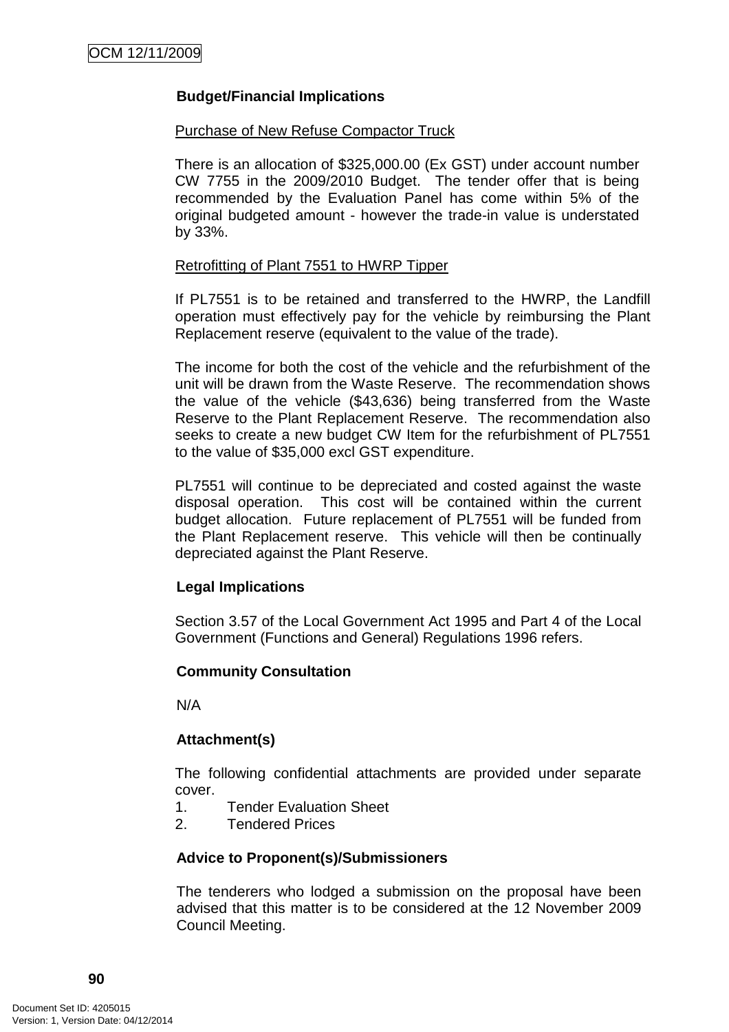**Budget/Financial Implications**

Purchase of New Refuse Compactor Truck

There is an allocation of $325,000.00 (Ex GST) under account number CW 7755 in the 2009/2010 Budget. The tender offer that is being recommended by the Evaluation Panel has come within 5% of the original budgeted amount - however the trade-in value is understated by 33%.

Retrofitting of Plant 7551 to HWRP Tipper

If PL7551 is to be retained and transferred to the HWRP, the Landfill operation must effectively pay for the vehicle by reimbursing the Plant Replacement reserve (equivalent to the value of the trade).

The income for both the cost of the vehicle and the refurbishment of the unit will be drawn from the Waste Reserve. The recommendation shows the value of the vehicle ($43,636) being transferred from the Waste Reserve to the Plant Replacement Reserve. The recommendation also seeks to create a new budget CW Item for the refurbishment of PL7551 to the value of $35,000 excl GST expenditure.

PL7551 will continue to be depreciated and costed against the waste disposal operation. This cost will be contained within the current budget allocation. Future replacement of PL7551 will be funded from the Plant Replacement reserve. This vehicle will then be continually depreciated against the Plant Reserve.

**Legal Implications**

Section 3.57 of the Local Government Act 1995 and Part 4 of the Local Government (Functions and General) Regulations 1996 refers.

**Community Consultation**

N/A

**Attachment(s)**

The following confidential attachments are provided under separate cover.

1. Tender Evaluation Sheet
2. Tendered Prices

**Advice to Proponent(s)/Submissioners**

The tenderers who lodged a submission on the proposal have been advised that this matter is to be considered at the 12 November 2009 Council Meeting.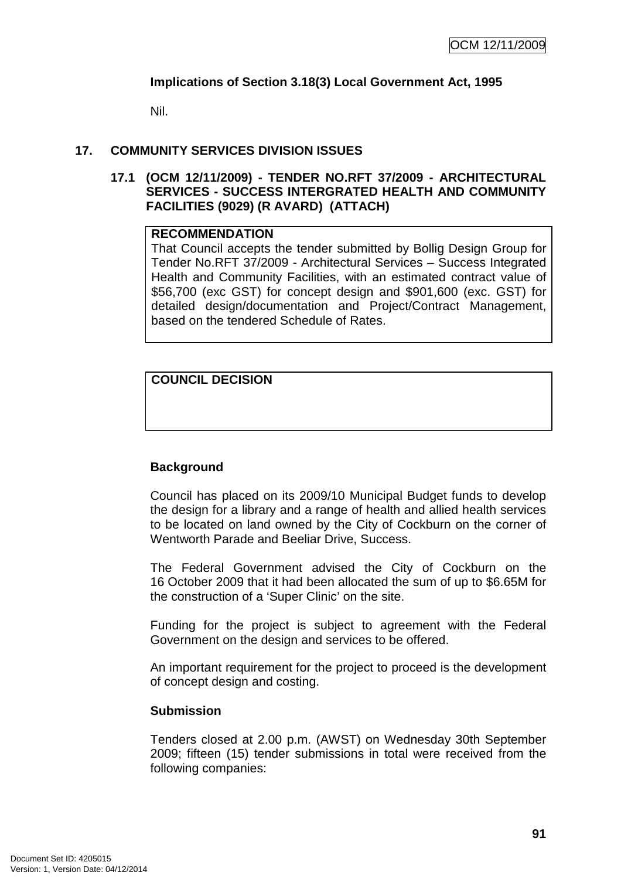**Implications of Section 3.18(3) Local Government Act, 1995**

Nil.

## 17. COMMUNITY SERVICES DIVISION ISSUES

### 17.1 (OCM 12/11/2009) - TENDER NO.RFT 37/2009 - ARCHITECTURAL SERVICES - SUCCESS INTERGRATED HEALTH AND COMMUNITY FACILITIES (9029) (R AVARD) (ATTACH)

**RECOMMENDATION**
That Council accepts the tender submitted by Bollig Design Group for Tender No.RFT 37/2009 - Architectural Services – Success Integrated Health and Community Facilities, with an estimated contract value of \$56,700 (exc GST) for concept design and \$901,600 (exc. GST) for detailed design/documentation and Project/Contract Management, based on the tendered Schedule of Rates.

**COUNCIL DECISION**

**Background**

Council has placed on its 2009/10 Municipal Budget funds to develop the design for a library and a range of health and allied health services to be located on land owned by the City of Cockburn on the corner of Wentworth Parade and Beeliar Drive, Success.

The Federal Government advised the City of Cockburn on the 16 October 2009 that it had been allocated the sum of up to \$6.65M for the construction of a 'Super Clinic' on the site.

Funding for the project is subject to agreement with the Federal Government on the design and services to be offered.

An important requirement for the project to proceed is the development of concept design and costing.

**Submission**

Tenders closed at 2.00 p.m. (AWST) on Wednesday 30th September 2009; fifteen (15) tender submissions in total were received from the following companies: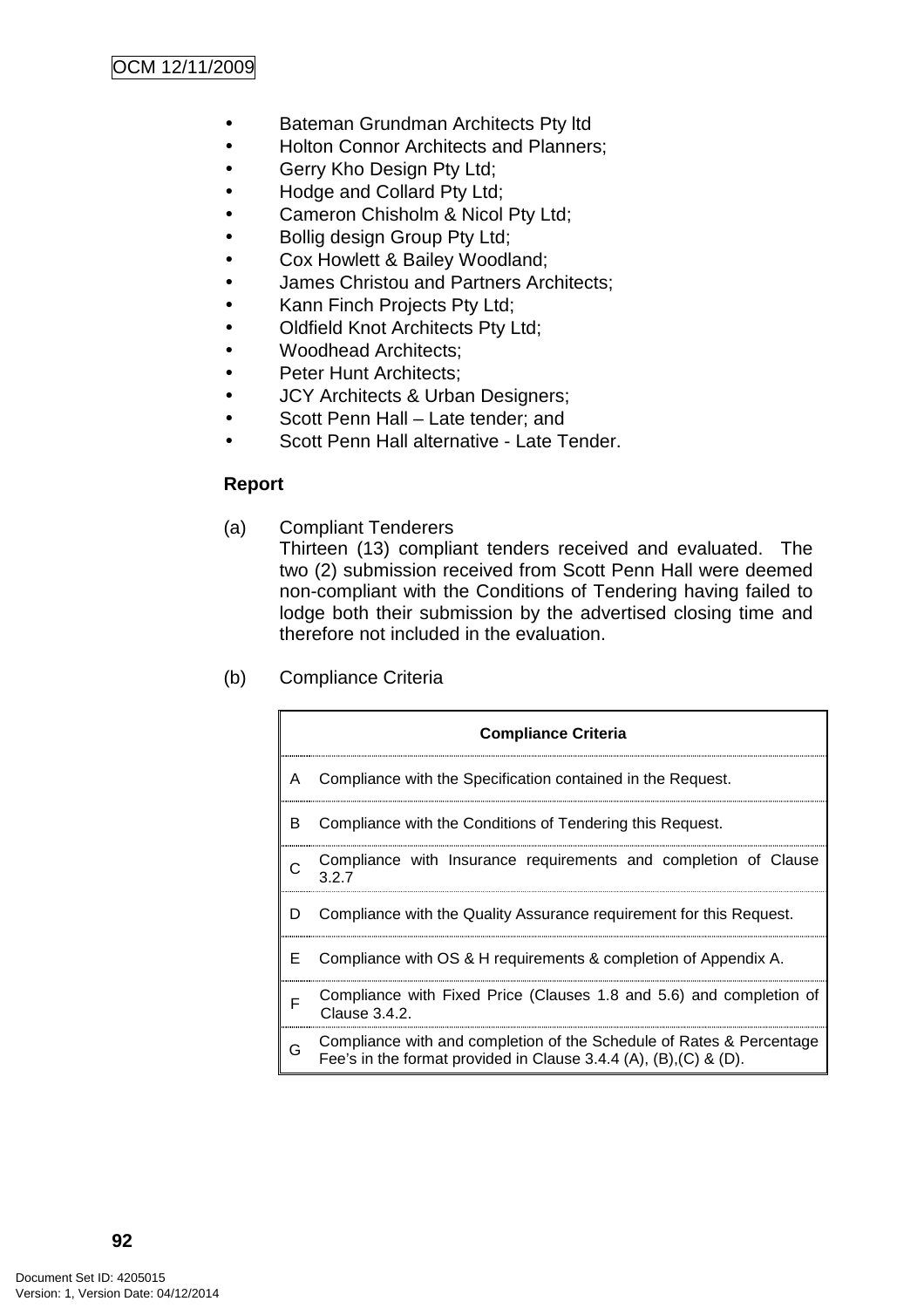- Bateman Grundman Architects Pty ltd
- Holton Connor Architects and Planners;
- Gerry Kho Design Pty Ltd;
- Hodge and Collard Pty Ltd;
- Cameron Chisholm & Nicol Pty Ltd;
- Bollig design Group Pty Ltd;
- Cox Howlett & Bailey Woodland;
- James Christou and Partners Architects;
- Kann Finch Projects Pty Ltd;
- Oldfield Knot Architects Pty Ltd;
- Woodhead Architects;
- Peter Hunt Architects;
- JCY Architects & Urban Designers;
- Scott Penn Hall – Late tender; and
- Scott Penn Hall alternative - Late Tender.

**Report**

(a) Compliant Tenderers
Thirteen (13) compliant tenders received and evaluated. The two (2) submission received from Scott Penn Hall were deemed non-compliant with the Conditions of Tendering having failed to lodge both their submission by the advertised closing time and therefore not included in the evaluation.

(b) Compliance Criteria

| Compliance Criteria | |
|---|---|
| A | Compliance with the Specification contained in the Request. |
| B | Compliance with the Conditions of Tendering this Request. |
| C | Compliance with Insurance requirements and completion of Clause 3.2.7 |
| D | Compliance with the Quality Assurance requirement for this Request. |
| E | Compliance with OS & H requirements & completion of Appendix A. |
| F | Compliance with Fixed Price (Clauses 1.8 and 5.6) and completion of Clause 3.4.2. |
| G | Compliance with and completion of the Schedule of Rates & Percentage Fee's in the format provided in Clause 3.4.4 (A), (B),(C) & (D). |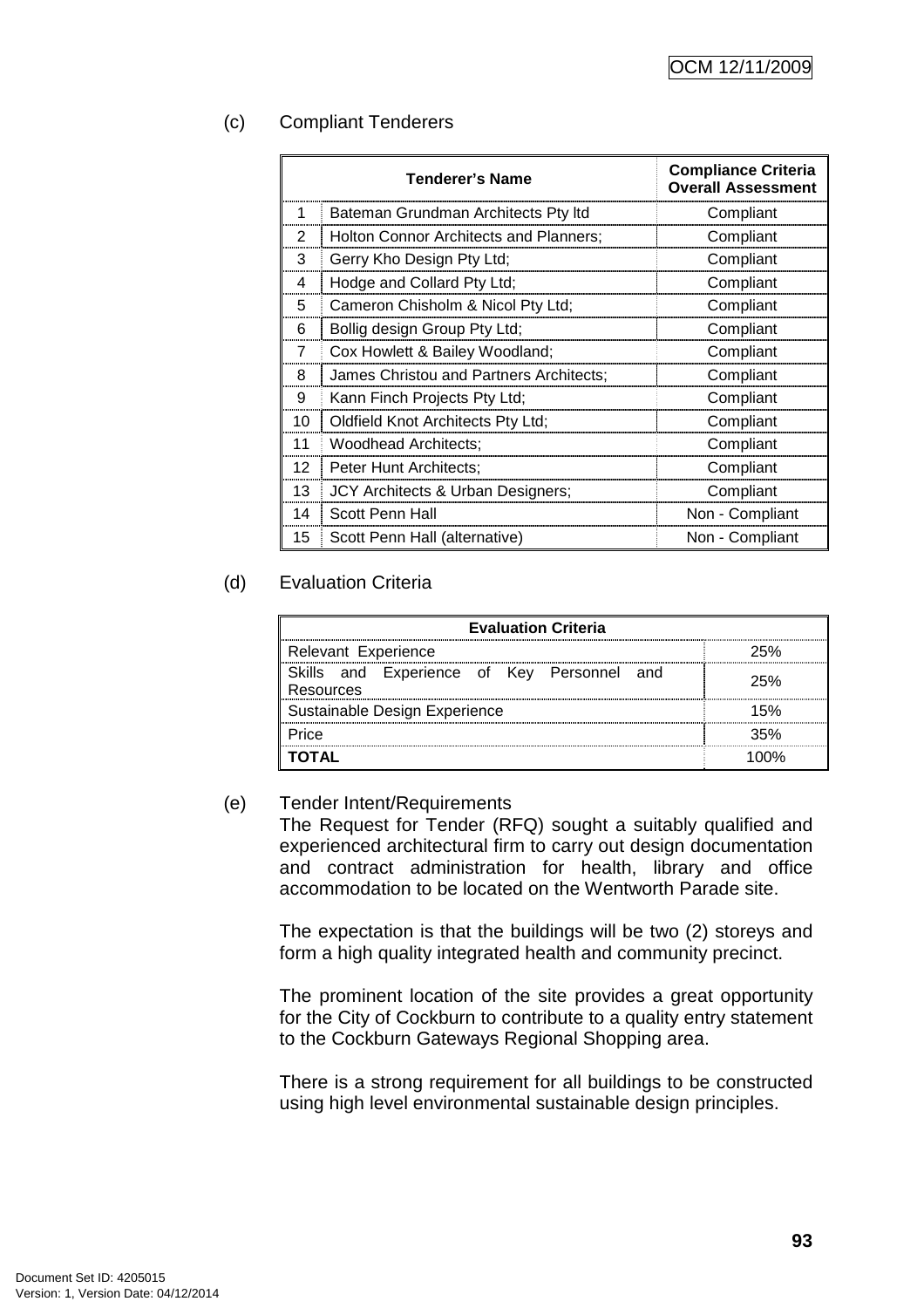(c) Compliant Tenderers

| | Tenderer's Name | Compliance Criteria Overall Assessment |
|---|---|---|
| 1 | Bateman Grundman Architects Pty ltd | Compliant |
| 2 | Holton Connor Architects and Planners; | Compliant |
| 3 | Gerry Kho Design Pty Ltd; | Compliant |
| 4 | Hodge and Collard Pty Ltd; | Compliant |
| 5 | Cameron Chisholm & Nicol Pty Ltd; | Compliant |
| 6 | Bollig design Group Pty Ltd; | Compliant |
| 7 | Cox Howlett & Bailey Woodland; | Compliant |
| 8 | James Christou and Partners Architects; | Compliant |
| 9 | Kann Finch Projects Pty Ltd; | Compliant |
| 10 | Oldfield Knot Architects Pty Ltd; | Compliant |
| 11 | Woodhead Architects; | Compliant |
| 12 | Peter Hunt Architects; | Compliant |
| 13 | JCY Architects & Urban Designers; | Compliant |
| 14 | Scott Penn Hall | Non - Compliant |
| 15 | Scott Penn Hall (alternative) | Non - Compliant |

(d) Evaluation Criteria

| Evaluation Criteria | |
|---|---|
| Relevant Experience | 25% |
| Skills and Experience of Key Personnel and Resources | 25% |
| Sustainable Design Experience | 15% |
| Price | 35% |
| **TOTAL** | 100% |

(e) Tender Intent/Requirements

The Request for Tender (RFQ) sought a suitably qualified and experienced architectural firm to carry out design documentation and contract administration for health, library and office accommodation to be located on the Wentworth Parade site.

The expectation is that the buildings will be two (2) storeys and form a high quality integrated health and community precinct.

The prominent location of the site provides a great opportunity for the City of Cockburn to contribute to a quality entry statement to the Cockburn Gateways Regional Shopping area.

There is a strong requirement for all buildings to be constructed using high level environmental sustainable design principles.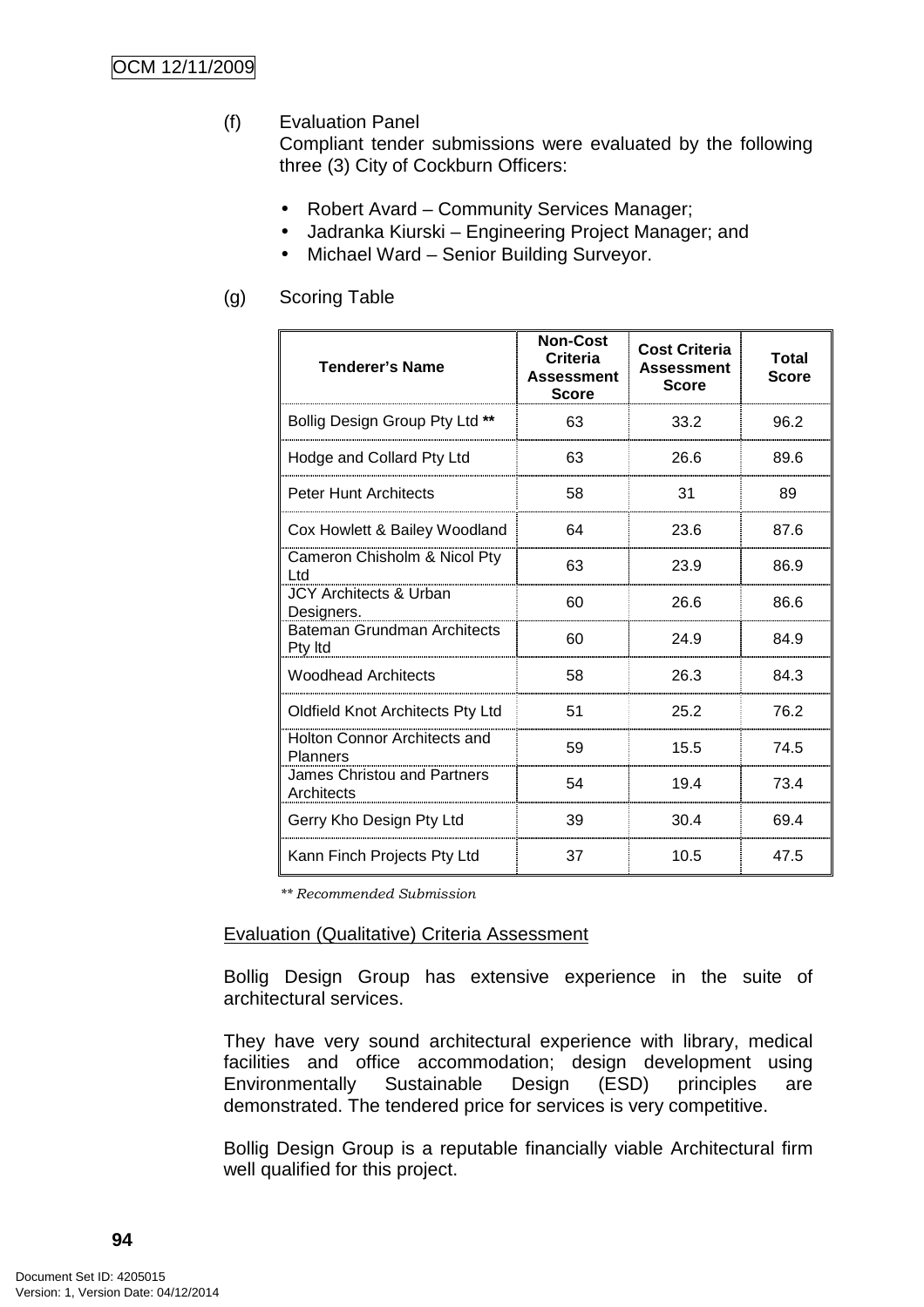(f) Evaluation Panel
Compliant tender submissions were evaluated by the following three (3) City of Cockburn Officers:

- Robert Avard – Community Services Manager;
- Jadranka Kiurski – Engineering Project Manager; and
- Michael Ward – Senior Building Surveyor.

(g) Scoring Table

| Tenderer's Name | Non-Cost Criteria Assessment Score | Cost Criteria Assessment Score | Total Score |
|---|---|---|---|
| Bollig Design Group Pty Ltd ** | 63 | 33.2 | 96.2 |
| Hodge and Collard Pty Ltd | 63 | 26.6 | 89.6 |
| Peter Hunt Architects | 58 | 31 | 89 |
| Cox Howlett & Bailey Woodland | 64 | 23.6 | 87.6 |
| Cameron Chisholm & Nicol Pty Ltd | 63 | 23.9 | 86.9 |
| JCY Architects & Urban Designers. | 60 | 26.6 | 86.6 |
| Bateman Grundman Architects Pty ltd | 60 | 24.9 | 84.9 |
| Woodhead Architects | 58 | 26.3 | 84.3 |
| Oldfield Knot Architects Pty Ltd | 51 | 25.2 | 76.2 |
| Holton Connor Architects and Planners | 59 | 15.5 | 74.5 |
| James Christou and Partners Architects | 54 | 19.4 | 73.4 |
| Gerry Kho Design Pty Ltd | 39 | 30.4 | 69.4 |
| Kann Finch Projects Pty Ltd | 37 | 10.5 | 47.5 |

*** Recommended Submission*

Evaluation (Qualitative) Criteria Assessment

Bollig Design Group has extensive experience in the suite of architectural services.

They have very sound architectural experience with library, medical facilities and office accommodation; design development using Environmentally Sustainable Design (ESD) principles are demonstrated. The tendered price for services is very competitive.

Bollig Design Group is a reputable financially viable Architectural firm well qualified for this project.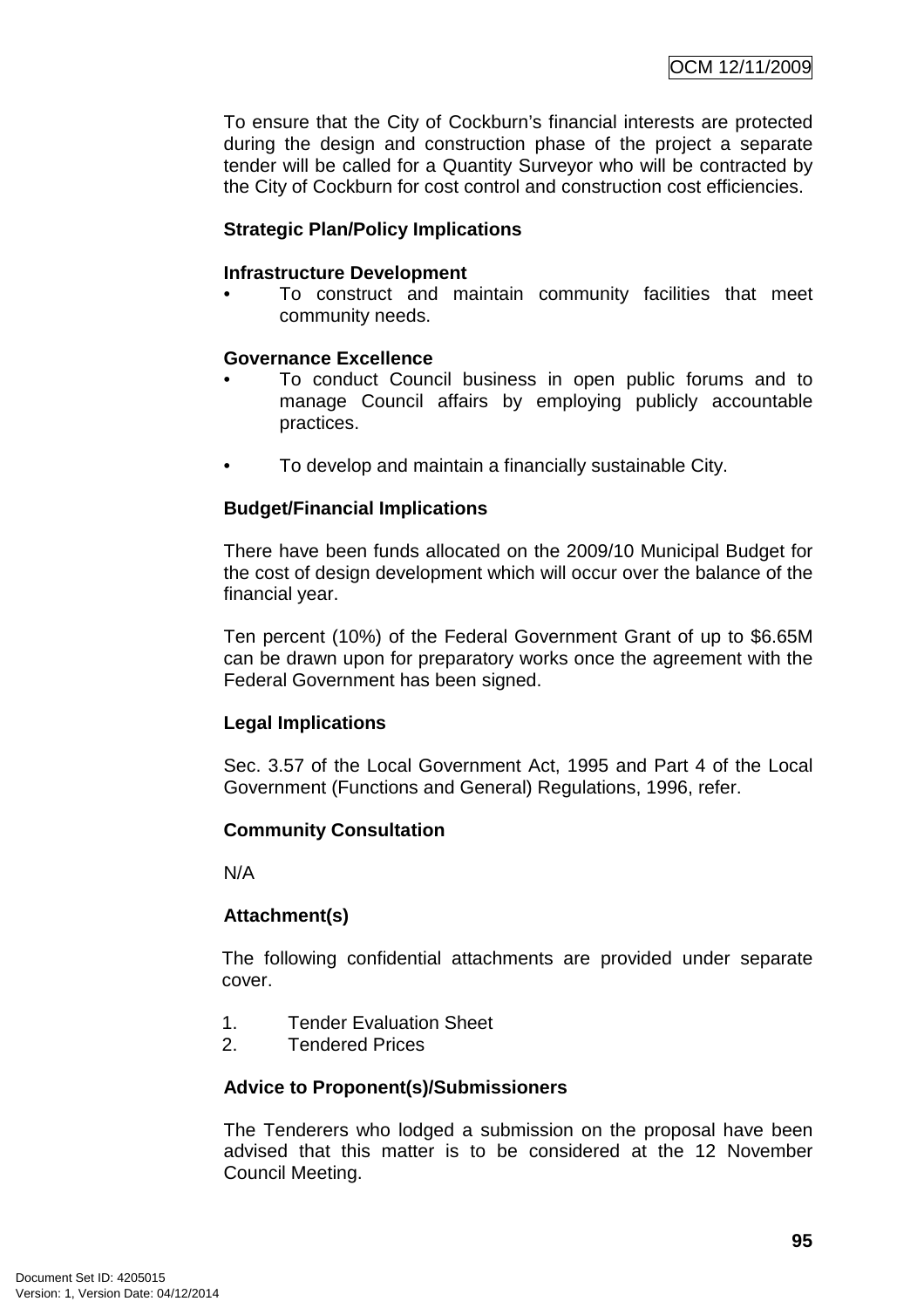To ensure that the City of Cockburn's financial interests are protected during the design and construction phase of the project a separate tender will be called for a Quantity Surveyor who will be contracted by the City of Cockburn for cost control and construction cost efficiencies.

**Strategic Plan/Policy Implications**

**Infrastructure Development**

- To construct and maintain community facilities that meet community needs.

**Governance Excellence**

- To conduct Council business in open public forums and to manage Council affairs by employing publicly accountable practices.
- To develop and maintain a financially sustainable City.

**Budget/Financial Implications**

There have been funds allocated on the 2009/10 Municipal Budget for the cost of design development which will occur over the balance of the financial year.

Ten percent (10%) of the Federal Government Grant of up to $6.65M can be drawn upon for preparatory works once the agreement with the Federal Government has been signed.

**Legal Implications**

Sec. 3.57 of the Local Government Act, 1995 and Part 4 of the Local Government (Functions and General) Regulations, 1996, refer.

**Community Consultation**

N/A

**Attachment(s)**

The following confidential attachments are provided under separate cover.

1. Tender Evaluation Sheet
2. Tendered Prices

**Advice to Proponent(s)/Submissioners**

The Tenderers who lodged a submission on the proposal have been advised that this matter is to be considered at the 12 November Council Meeting.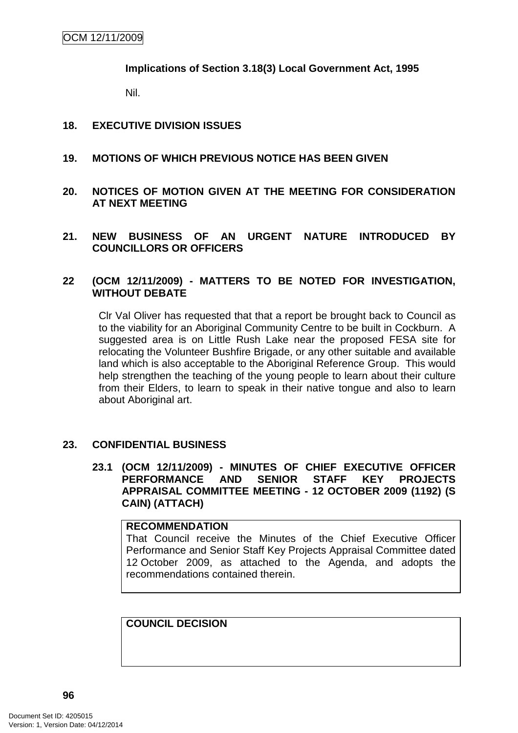**Implications of Section 3.18(3) Local Government Act, 1995**

Nil.

## 18. EXECUTIVE DIVISION ISSUES

## 19. MOTIONS OF WHICH PREVIOUS NOTICE HAS BEEN GIVEN

## 20. NOTICES OF MOTION GIVEN AT THE MEETING FOR CONSIDERATION AT NEXT MEETING

## 21. NEW BUSINESS OF AN URGENT NATURE INTRODUCED BY COUNCILLORS OR OFFICERS

## 22 (OCM 12/11/2009) - MATTERS TO BE NOTED FOR INVESTIGATION, WITHOUT DEBATE

Clr Val Oliver has requested that that a report be brought back to Council as to the viability for an Aboriginal Community Centre to be built in Cockburn. A suggested area is on Little Rush Lake near the proposed FESA site for relocating the Volunteer Bushfire Brigade, or any other suitable and available land which is also acceptable to the Aboriginal Reference Group. This would help strengthen the teaching of the young people to learn about their culture from their Elders, to learn to speak in their native tongue and also to learn about Aboriginal art.

## 23. CONFIDENTIAL BUSINESS

### 23.1 (OCM 12/11/2009) - MINUTES OF CHIEF EXECUTIVE OFFICER PERFORMANCE AND SENIOR STAFF KEY PROJECTS APPRAISAL COMMITTEE MEETING - 12 OCTOBER 2009 (1192) (S CAIN) (ATTACH)

**RECOMMENDATION**
That Council receive the Minutes of the Chief Executive Officer Performance and Senior Staff Key Projects Appraisal Committee dated 12 October 2009, as attached to the Agenda, and adopts the recommendations contained therein.

**COUNCIL DECISION**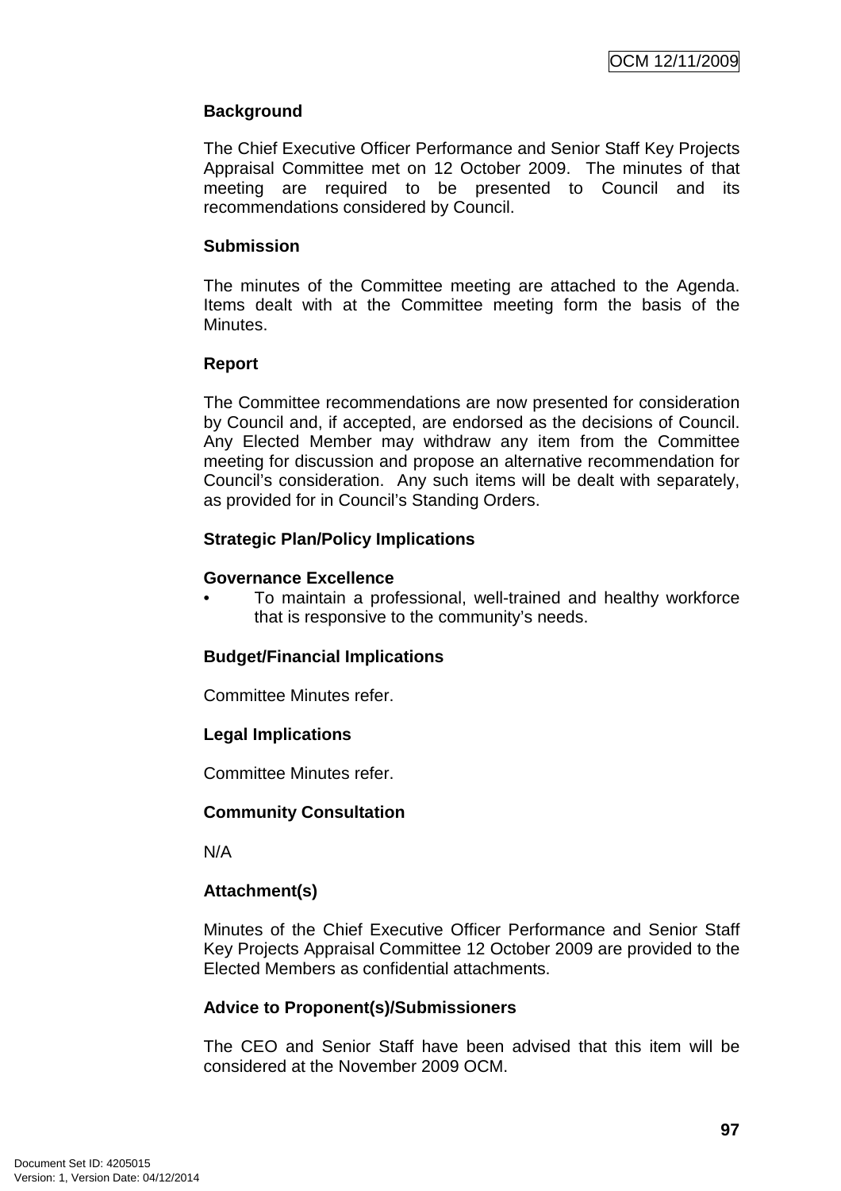**Background**

The Chief Executive Officer Performance and Senior Staff Key Projects Appraisal Committee met on 12 October 2009. The minutes of that meeting are required to be presented to Council and its recommendations considered by Council.

**Submission**

The minutes of the Committee meeting are attached to the Agenda. Items dealt with at the Committee meeting form the basis of the Minutes.

**Report**

The Committee recommendations are now presented for consideration by Council and, if accepted, are endorsed as the decisions of Council. Any Elected Member may withdraw any item from the Committee meeting for discussion and propose an alternative recommendation for Council's consideration. Any such items will be dealt with separately, as provided for in Council's Standing Orders.

**Strategic Plan/Policy Implications**

**Governance Excellence**

- To maintain a professional, well-trained and healthy workforce that is responsive to the community's needs.

**Budget/Financial Implications**

Committee Minutes refer.

**Legal Implications**

Committee Minutes refer.

**Community Consultation**

N/A

**Attachment(s)**

Minutes of the Chief Executive Officer Performance and Senior Staff Key Projects Appraisal Committee 12 October 2009 are provided to the Elected Members as confidential attachments.

**Advice to Proponent(s)/Submissioners**

The CEO and Senior Staff have been advised that this item will be considered at the November 2009 OCM.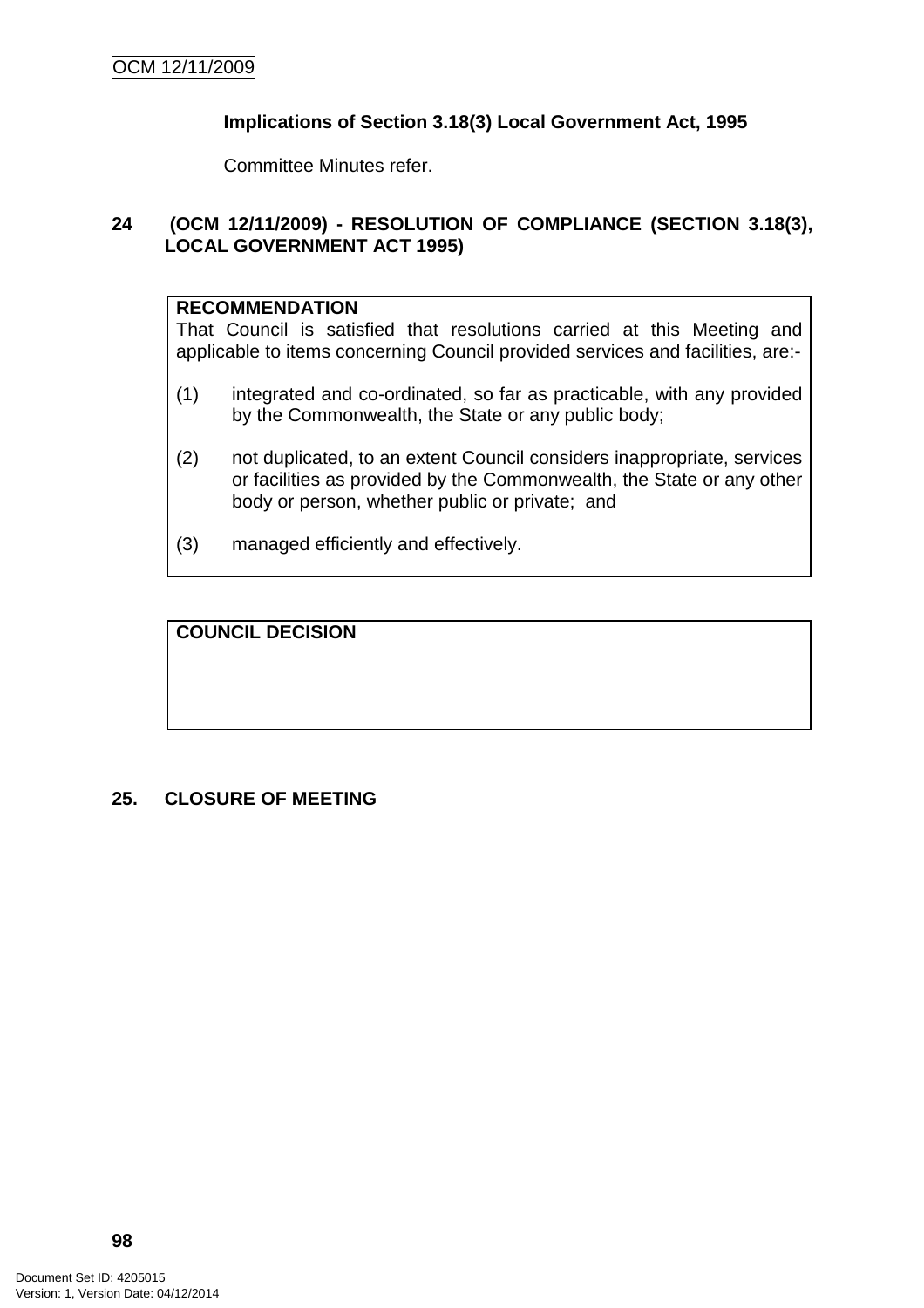**Implications of Section 3.18(3) Local Government Act, 1995**

Committee Minutes refer.

## 24 (OCM 12/11/2009) - RESOLUTION OF COMPLIANCE (SECTION 3.18(3), LOCAL GOVERNMENT ACT 1995)

**RECOMMENDATION**

That Council is satisfied that resolutions carried at this Meeting and applicable to items concerning Council provided services and facilities, are:-

(1) integrated and co-ordinated, so far as practicable, with any provided by the Commonwealth, the State or any public body;

(2) not duplicated, to an extent Council considers inappropriate, services or facilities as provided by the Commonwealth, the State or any other body or person, whether public or private; and

(3) managed efficiently and effectively.

**COUNCIL DECISION**

## 25. CLOSURE OF MEETING

Document Set ID: 4205015
Version: 1, Version Date: 04/12/2014